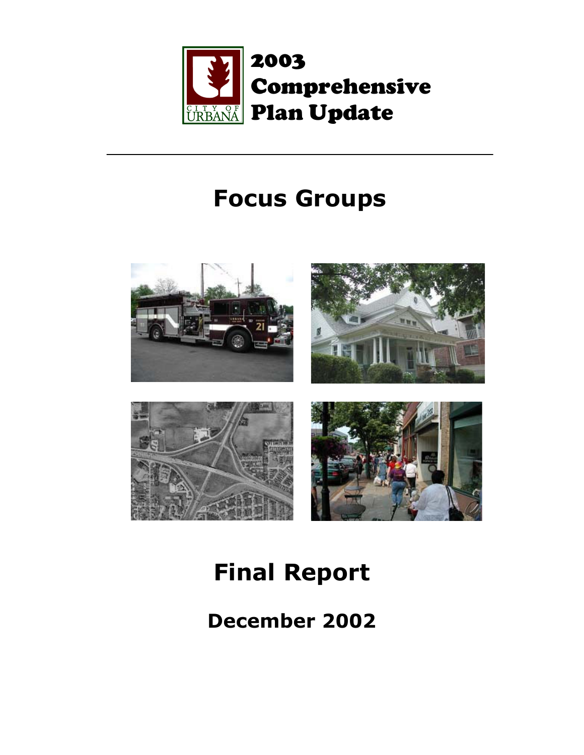CITY OF URBANA

# 2003 Comprehensive Plan Update

# Focus Groups

# Final Report

## December 2002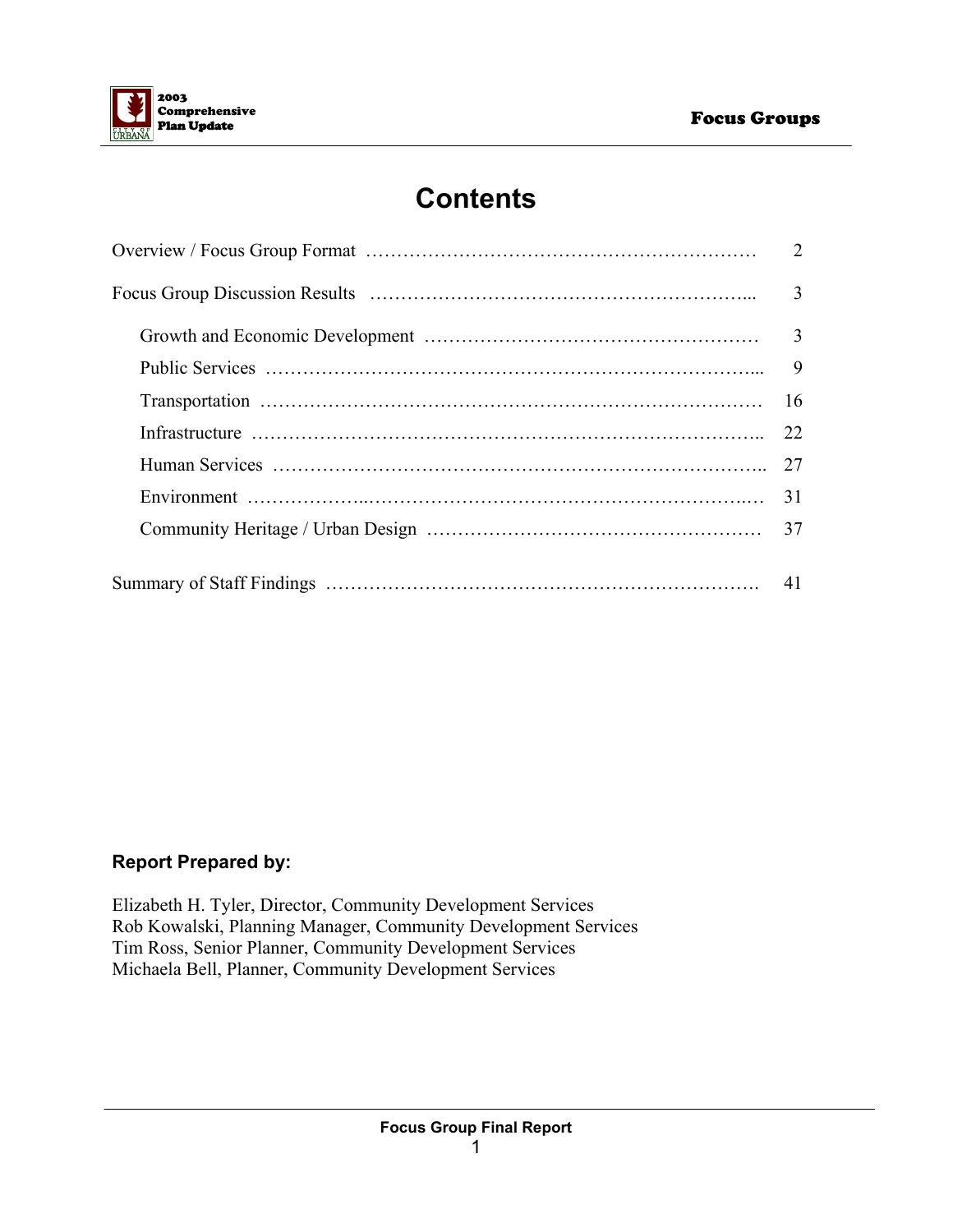# Contents

| | |
|---|---|
| Overview / Focus Group Format | 2 |
| Focus Group Discussion Results | 3 |
| Growth and Economic Development | 3 |
| Public Services | 9 |
| Transportation | 16 |
| Infrastructure | 22 |
| Human Services | 27 |
| Environment | 31 |
| Community Heritage / Urban Design | 37 |
| Summary of Staff Findings | 41 |

**Report Prepared by:**

Elizabeth H. Tyler, Director, Community Development Services
Rob Kowalski, Planning Manager, Community Development Services
Tim Ross, Senior Planner, Community Development Services
Michaela Bell, Planner, Community Development Services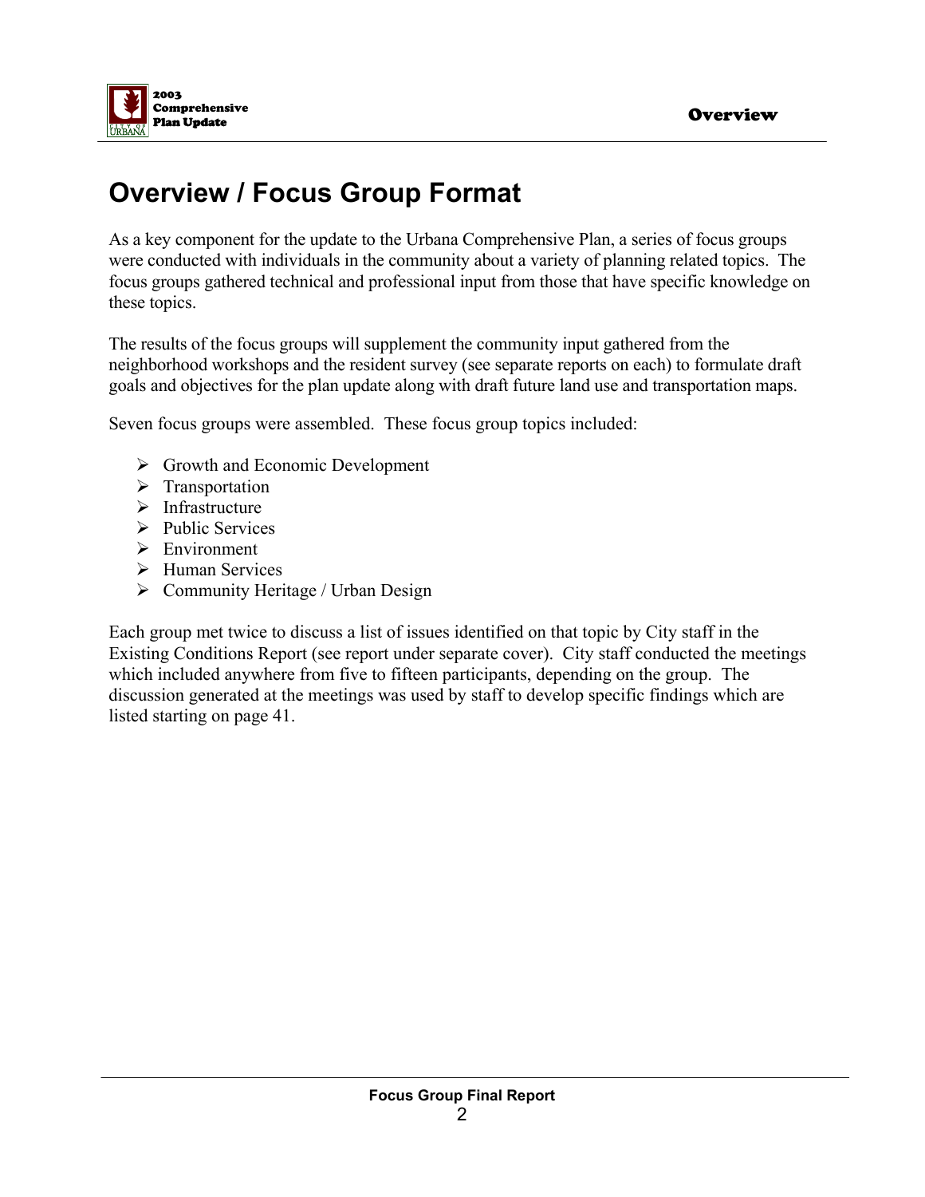# Overview / Focus Group Format

As a key component for the update to the Urbana Comprehensive Plan, a series of focus groups were conducted with individuals in the community about a variety of planning related topics. The focus groups gathered technical and professional input from those that have specific knowledge on these topics.

The results of the focus groups will supplement the community input gathered from the neighborhood workshops and the resident survey (see separate reports on each) to formulate draft goals and objectives for the plan update along with draft future land use and transportation maps.

Seven focus groups were assembled. These focus group topics included:

- Growth and Economic Development
- Transportation
- Infrastructure
- Public Services
- Environment
- Human Services
- Community Heritage / Urban Design

Each group met twice to discuss a list of issues identified on that topic by City staff in the Existing Conditions Report (see report under separate cover). City staff conducted the meetings which included anywhere from five to fifteen participants, depending on the group. The discussion generated at the meetings was used by staff to develop specific findings which are listed starting on page 41.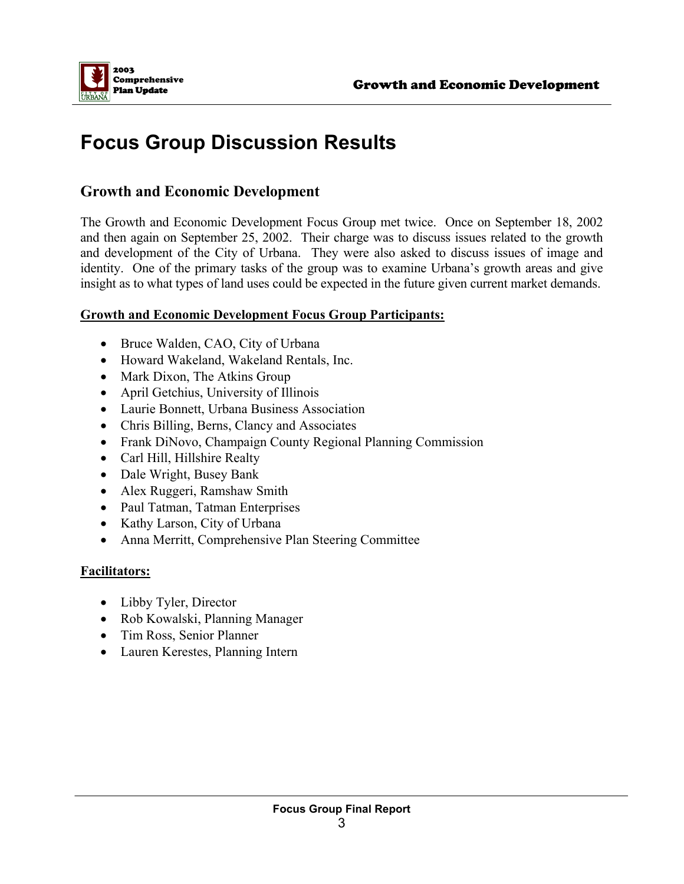# Focus Group Discussion Results

## Growth and Economic Development

The Growth and Economic Development Focus Group met twice. Once on September 18, 2002 and then again on September 25, 2002. Their charge was to discuss issues related to the growth and development of the City of Urbana. They were also asked to discuss issues of image and identity. One of the primary tasks of the group was to examine Urbana's growth areas and give insight as to what types of land uses could be expected in the future given current market demands.

**Growth and Economic Development Focus Group Participants:**

- Bruce Walden, CAO, City of Urbana
- Howard Wakeland, Wakeland Rentals, Inc.
- Mark Dixon, The Atkins Group
- April Getchius, University of Illinois
- Laurie Bonnett, Urbana Business Association
- Chris Billing, Berns, Clancy and Associates
- Frank DiNovo, Champaign County Regional Planning Commission
- Carl Hill, Hillshire Realty
- Dale Wright, Busey Bank
- Alex Ruggeri, Ramshaw Smith
- Paul Tatman, Tatman Enterprises
- Kathy Larson, City of Urbana
- Anna Merritt, Comprehensive Plan Steering Committee

**Facilitators:**

- Libby Tyler, Director
- Rob Kowalski, Planning Manager
- Tim Ross, Senior Planner
- Lauren Kerestes, Planning Intern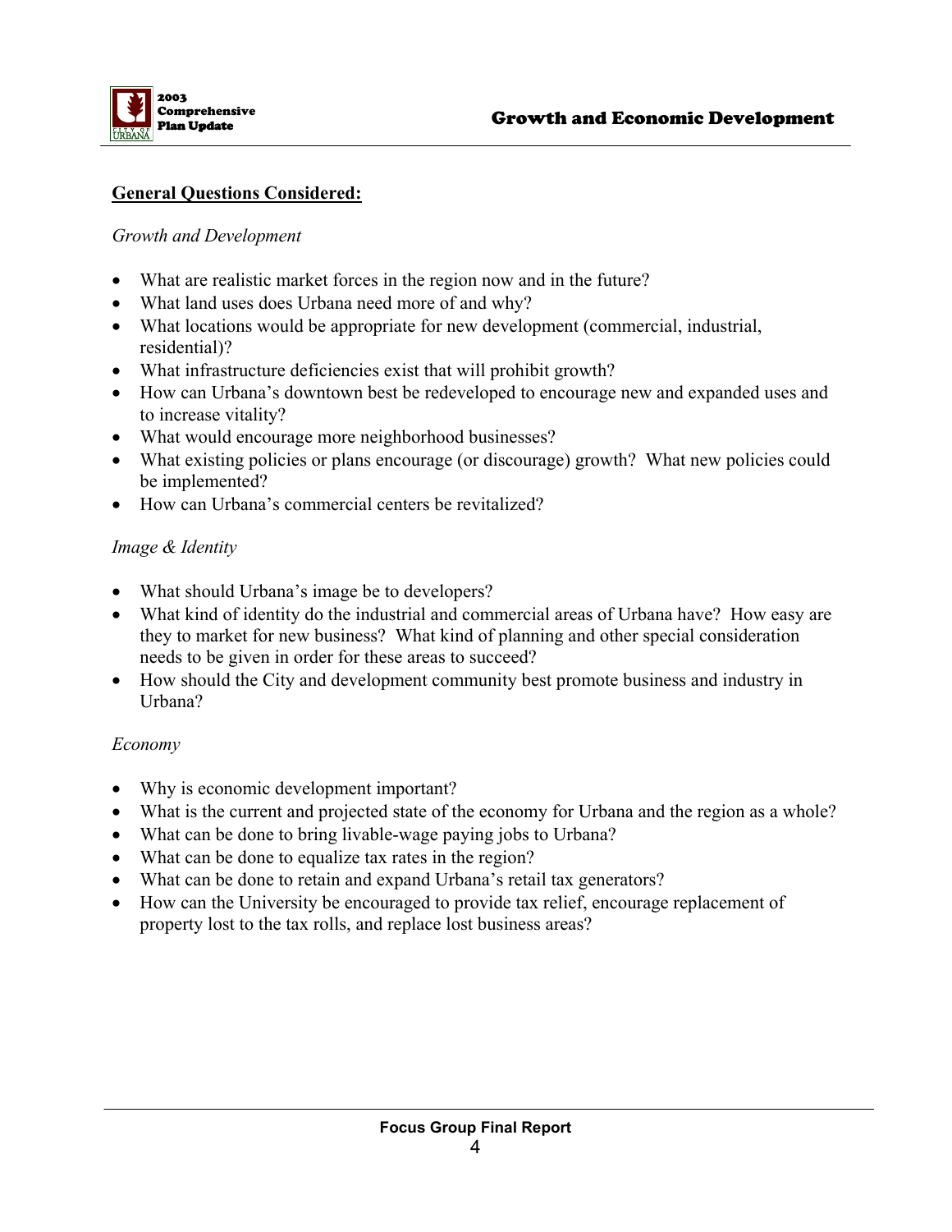## General Questions Considered:

*Growth and Development*

- What are realistic market forces in the region now and in the future?
- What land uses does Urbana need more of and why?
- What locations would be appropriate for new development (commercial, industrial, residential)?
- What infrastructure deficiencies exist that will prohibit growth?
- How can Urbana's downtown best be redeveloped to encourage new and expanded uses and to increase vitality?
- What would encourage more neighborhood businesses?
- What existing policies or plans encourage (or discourage) growth? What new policies could be implemented?
- How can Urbana's commercial centers be revitalized?

*Image & Identity*

- What should Urbana's image be to developers?
- What kind of identity do the industrial and commercial areas of Urbana have? How easy are they to market for new business? What kind of planning and other special consideration needs to be given in order for these areas to succeed?
- How should the City and development community best promote business and industry in Urbana?

*Economy*

- Why is economic development important?
- What is the current and projected state of the economy for Urbana and the region as a whole?
- What can be done to bring livable-wage paying jobs to Urbana?
- What can be done to equalize tax rates in the region?
- What can be done to retain and expand Urbana's retail tax generators?
- How can the University be encouraged to provide tax relief, encourage replacement of property lost to the tax rolls, and replace lost business areas?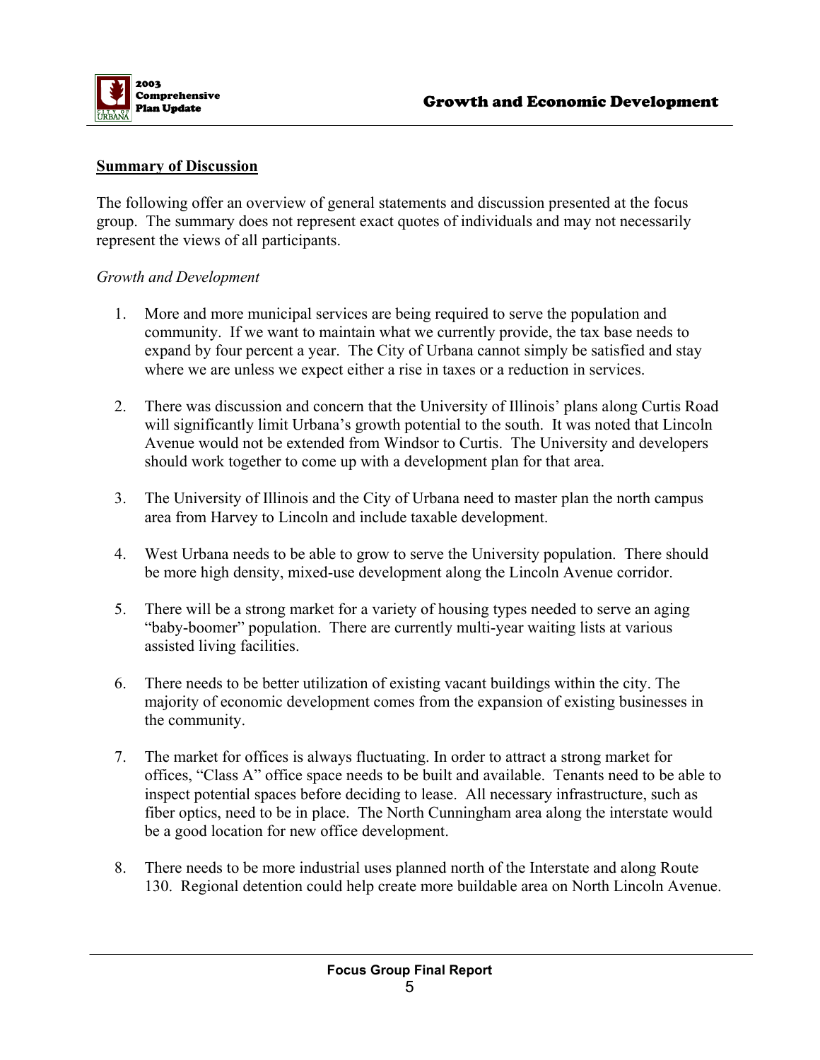## Summary of Discussion

The following offer an overview of general statements and discussion presented at the focus group. The summary does not represent exact quotes of individuals and may not necessarily represent the views of all participants.

*Growth and Development*

1. More and more municipal services are being required to serve the population and community. If we want to maintain what we currently provide, the tax base needs to expand by four percent a year. The City of Urbana cannot simply be satisfied and stay where we are unless we expect either a rise in taxes or a reduction in services.

2. There was discussion and concern that the University of Illinois' plans along Curtis Road will significantly limit Urbana's growth potential to the south. It was noted that Lincoln Avenue would not be extended from Windsor to Curtis. The University and developers should work together to come up with a development plan for that area.

3. The University of Illinois and the City of Urbana need to master plan the north campus area from Harvey to Lincoln and include taxable development.

4. West Urbana needs to be able to grow to serve the University population. There should be more high density, mixed-use development along the Lincoln Avenue corridor.

5. There will be a strong market for a variety of housing types needed to serve an aging "baby-boomer" population. There are currently multi-year waiting lists at various assisted living facilities.

6. There needs to be better utilization of existing vacant buildings within the city. The majority of economic development comes from the expansion of existing businesses in the community.

7. The market for offices is always fluctuating. In order to attract a strong market for offices, "Class A" office space needs to be built and available. Tenants need to be able to inspect potential spaces before deciding to lease. All necessary infrastructure, such as fiber optics, need to be in place. The North Cunningham area along the interstate would be a good location for new office development.

8. There needs to be more industrial uses planned north of the Interstate and along Route 130. Regional detention could help create more buildable area on North Lincoln Avenue.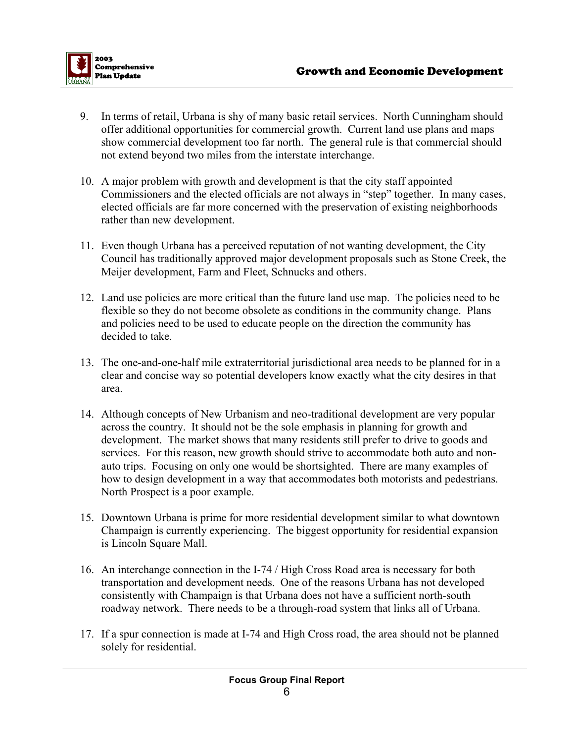9. In terms of retail, Urbana is shy of many basic retail services. North Cunningham should offer additional opportunities for commercial growth. Current land use plans and maps show commercial development too far north. The general rule is that commercial should not extend beyond two miles from the interstate interchange.

10. A major problem with growth and development is that the city staff appointed Commissioners and the elected officials are not always in "step" together. In many cases, elected officials are far more concerned with the preservation of existing neighborhoods rather than new development.

11. Even though Urbana has a perceived reputation of not wanting development, the City Council has traditionally approved major development proposals such as Stone Creek, the Meijer development, Farm and Fleet, Schnucks and others.

12. Land use policies are more critical than the future land use map. The policies need to be flexible so they do not become obsolete as conditions in the community change. Plans and policies need to be used to educate people on the direction the community has decided to take.

13. The one-and-one-half mile extraterritorial jurisdictional area needs to be planned for in a clear and concise way so potential developers know exactly what the city desires in that area.

14. Although concepts of New Urbanism and neo-traditional development are very popular across the country. It should not be the sole emphasis in planning for growth and development. The market shows that many residents still prefer to drive to goods and services. For this reason, new growth should strive to accommodate both auto and non-auto trips. Focusing on only one would be shortsighted. There are many examples of how to design development in a way that accommodates both motorists and pedestrians. North Prospect is a poor example.

15. Downtown Urbana is prime for more residential development similar to what downtown Champaign is currently experiencing. The biggest opportunity for residential expansion is Lincoln Square Mall.

16. An interchange connection in the I-74 / High Cross Road area is necessary for both transportation and development needs. One of the reasons Urbana has not developed consistently with Champaign is that Urbana does not have a sufficient north-south roadway network. There needs to be a through-road system that links all of Urbana.

17. If a spur connection is made at I-74 and High Cross road, the area should not be planned solely for residential.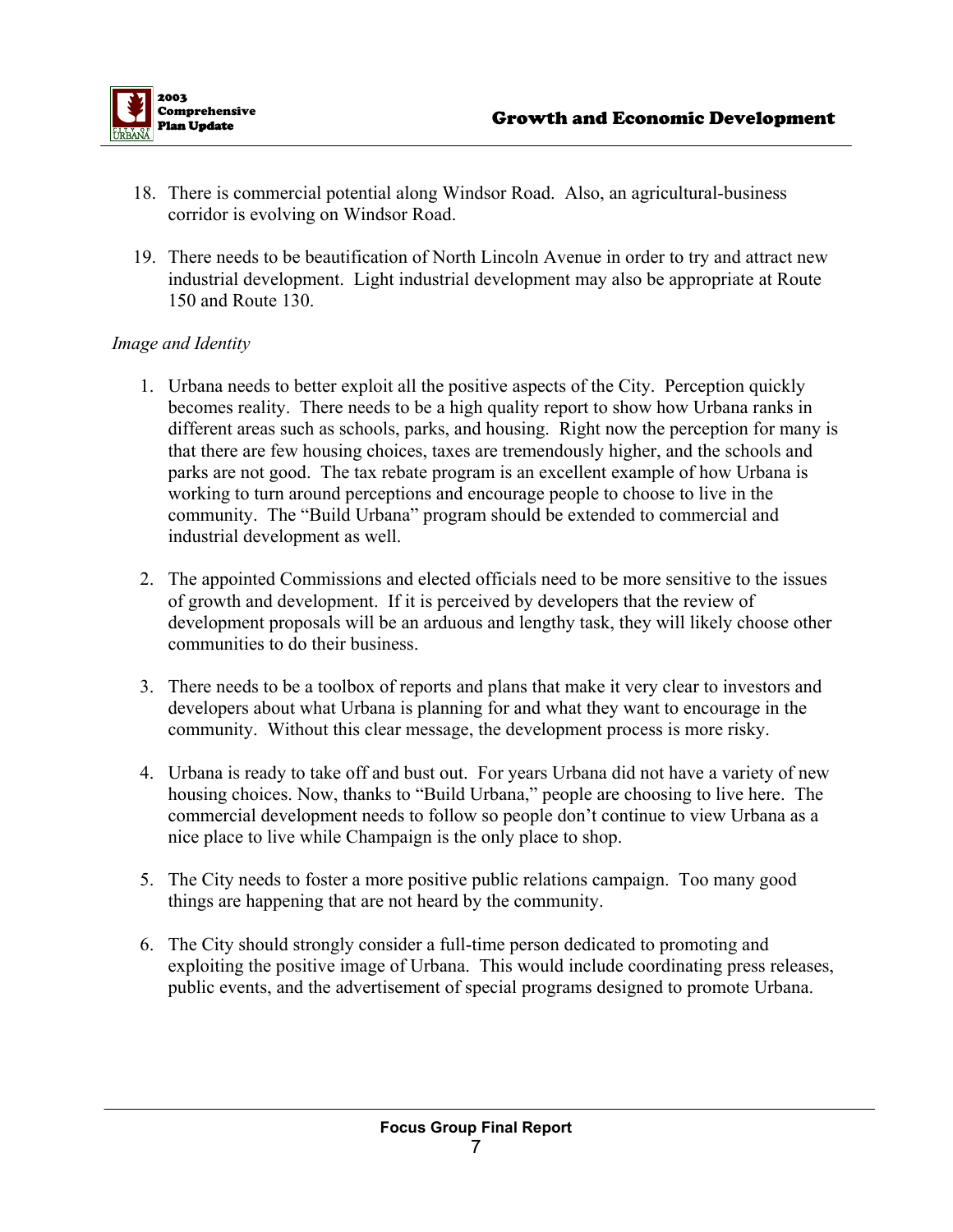18. There is commercial potential along Windsor Road. Also, an agricultural-business corridor is evolving on Windsor Road.

19. There needs to be beautification of North Lincoln Avenue in order to try and attract new industrial development. Light industrial development may also be appropriate at Route 150 and Route 130.

*Image and Identity*

1. Urbana needs to better exploit all the positive aspects of the City. Perception quickly becomes reality. There needs to be a high quality report to show how Urbana ranks in different areas such as schools, parks, and housing. Right now the perception for many is that there are few housing choices, taxes are tremendously higher, and the schools and parks are not good. The tax rebate program is an excellent example of how Urbana is working to turn around perceptions and encourage people to choose to live in the community. The "Build Urbana" program should be extended to commercial and industrial development as well.

2. The appointed Commissions and elected officials need to be more sensitive to the issues of growth and development. If it is perceived by developers that the review of development proposals will be an arduous and lengthy task, they will likely choose other communities to do their business.

3. There needs to be a toolbox of reports and plans that make it very clear to investors and developers about what Urbana is planning for and what they want to encourage in the community. Without this clear message, the development process is more risky.

4. Urbana is ready to take off and bust out. For years Urbana did not have a variety of new housing choices. Now, thanks to "Build Urbana," people are choosing to live here. The commercial development needs to follow so people don't continue to view Urbana as a nice place to live while Champaign is the only place to shop.

5. The City needs to foster a more positive public relations campaign. Too many good things are happening that are not heard by the community.

6. The City should strongly consider a full-time person dedicated to promoting and exploiting the positive image of Urbana. This would include coordinating press releases, public events, and the advertisement of special programs designed to promote Urbana.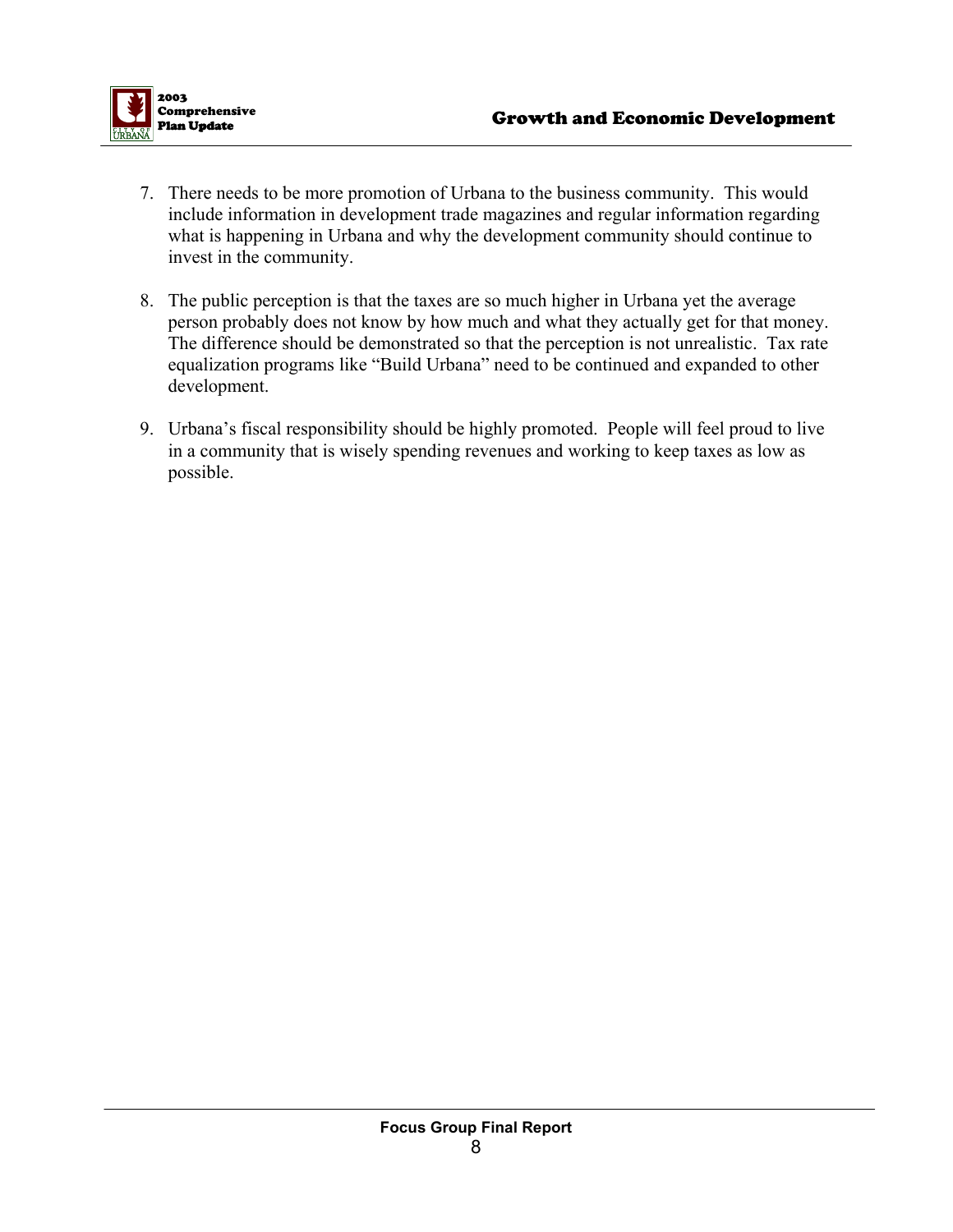7. There needs to be more promotion of Urbana to the business community. This would include information in development trade magazines and regular information regarding what is happening in Urbana and why the development community should continue to invest in the community.

8. The public perception is that the taxes are so much higher in Urbana yet the average person probably does not know by how much and what they actually get for that money. The difference should be demonstrated so that the perception is not unrealistic. Tax rate equalization programs like "Build Urbana" need to be continued and expanded to other development.

9. Urbana's fiscal responsibility should be highly promoted. People will feel proud to live in a community that is wisely spending revenues and working to keep taxes as low as possible.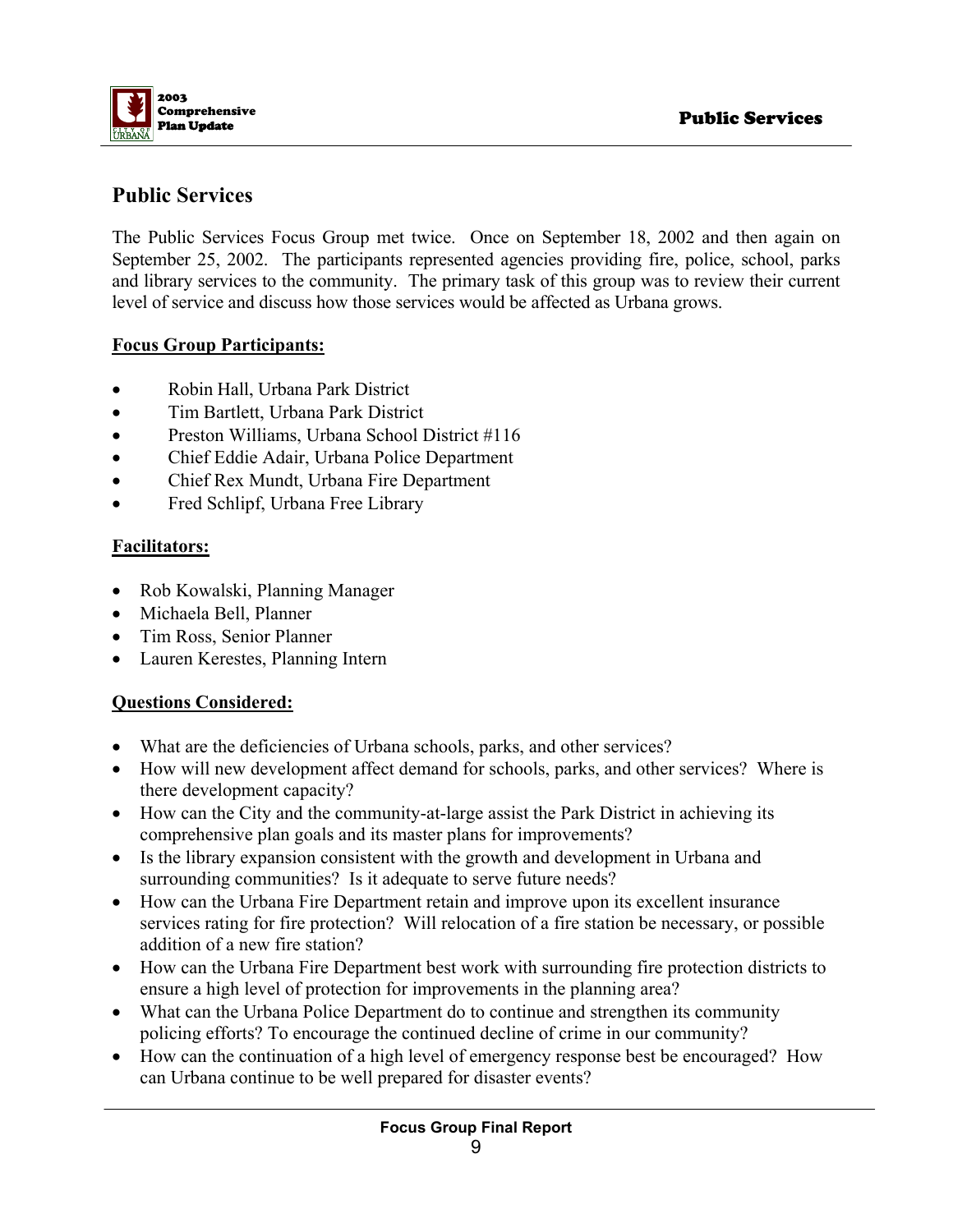## Public Services

The Public Services Focus Group met twice. Once on September 18, 2002 and then again on September 25, 2002. The participants represented agencies providing fire, police, school, parks and library services to the community. The primary task of this group was to review their current level of service and discuss how those services would be affected as Urbana grows.

**Focus Group Participants:**

- Robin Hall, Urbana Park District
- Tim Bartlett, Urbana Park District
- Preston Williams, Urbana School District #116
- Chief Eddie Adair, Urbana Police Department
- Chief Rex Mundt, Urbana Fire Department
- Fred Schlipf, Urbana Free Library

**Facilitators:**

- Rob Kowalski, Planning Manager
- Michaela Bell, Planner
- Tim Ross, Senior Planner
- Lauren Kerestes, Planning Intern

**Questions Considered:**

- What are the deficiencies of Urbana schools, parks, and other services?
- How will new development affect demand for schools, parks, and other services? Where is there development capacity?
- How can the City and the community-at-large assist the Park District in achieving its comprehensive plan goals and its master plans for improvements?
- Is the library expansion consistent with the growth and development in Urbana and surrounding communities? Is it adequate to serve future needs?
- How can the Urbana Fire Department retain and improve upon its excellent insurance services rating for fire protection? Will relocation of a fire station be necessary, or possible addition of a new fire station?
- How can the Urbana Fire Department best work with surrounding fire protection districts to ensure a high level of protection for improvements in the planning area?
- What can the Urbana Police Department do to continue and strengthen its community policing efforts? To encourage the continued decline of crime in our community?
- How can the continuation of a high level of emergency response best be encouraged? How can Urbana continue to be well prepared for disaster events?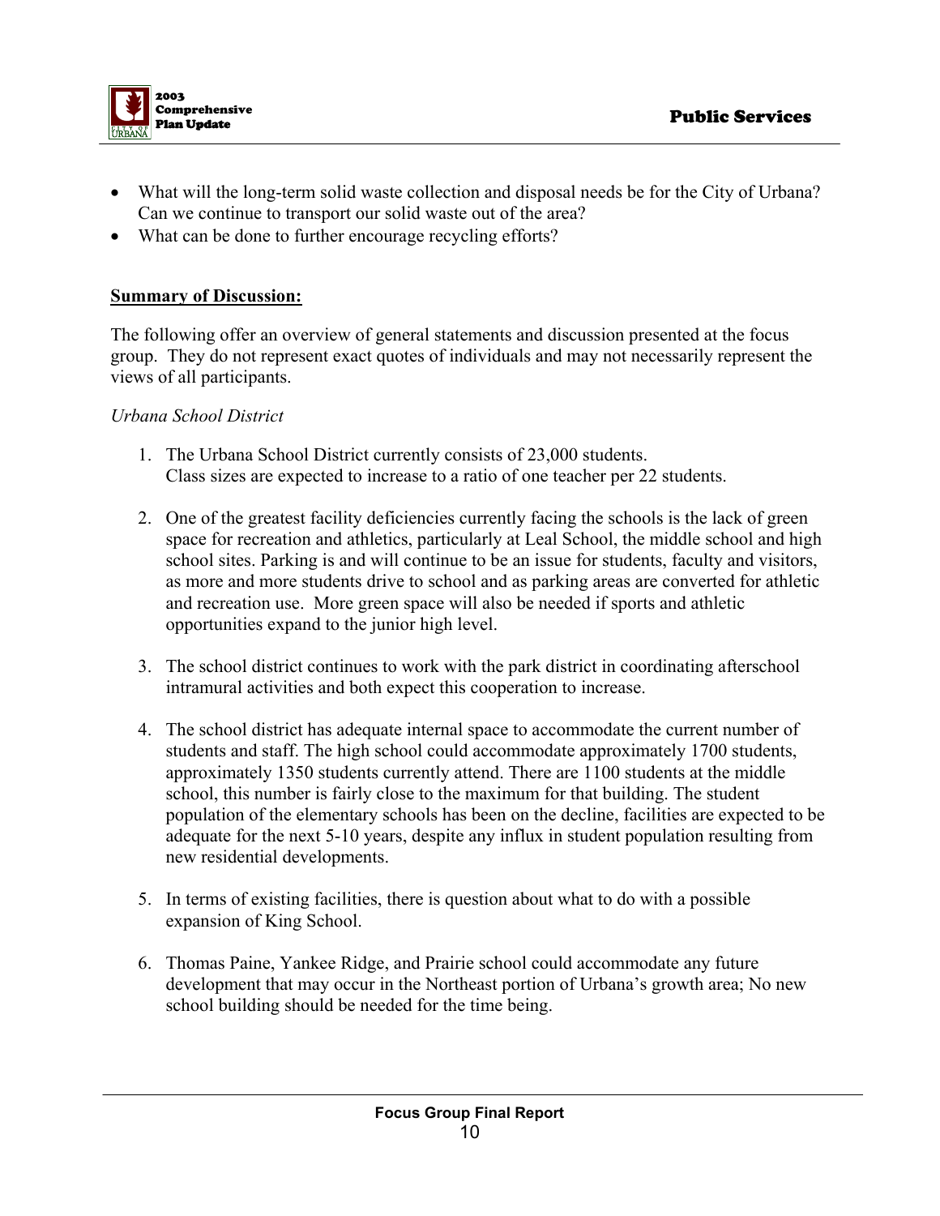- What will the long-term solid waste collection and disposal needs be for the City of Urbana? Can we continue to transport our solid waste out of the area?
- What can be done to further encourage recycling efforts?

**Summary of Discussion:**

The following offer an overview of general statements and discussion presented at the focus group. They do not represent exact quotes of individuals and may not necessarily represent the views of all participants.

*Urbana School District*

1. The Urbana School District currently consists of 23,000 students. Class sizes are expected to increase to a ratio of one teacher per 22 students.

2. One of the greatest facility deficiencies currently facing the schools is the lack of green space for recreation and athletics, particularly at Leal School, the middle school and high school sites. Parking is and will continue to be an issue for students, faculty and visitors, as more and more students drive to school and as parking areas are converted for athletic and recreation use. More green space will also be needed if sports and athletic opportunities expand to the junior high level.

3. The school district continues to work with the park district in coordinating afterschool intramural activities and both expect this cooperation to increase.

4. The school district has adequate internal space to accommodate the current number of students and staff. The high school could accommodate approximately 1700 students, approximately 1350 students currently attend. There are 1100 students at the middle school, this number is fairly close to the maximum for that building. The student population of the elementary schools has been on the decline, facilities are expected to be adequate for the next 5-10 years, despite any influx in student population resulting from new residential developments.

5. In terms of existing facilities, there is question about what to do with a possible expansion of King School.

6. Thomas Paine, Yankee Ridge, and Prairie school could accommodate any future development that may occur in the Northeast portion of Urbana's growth area; No new school building should be needed for the time being.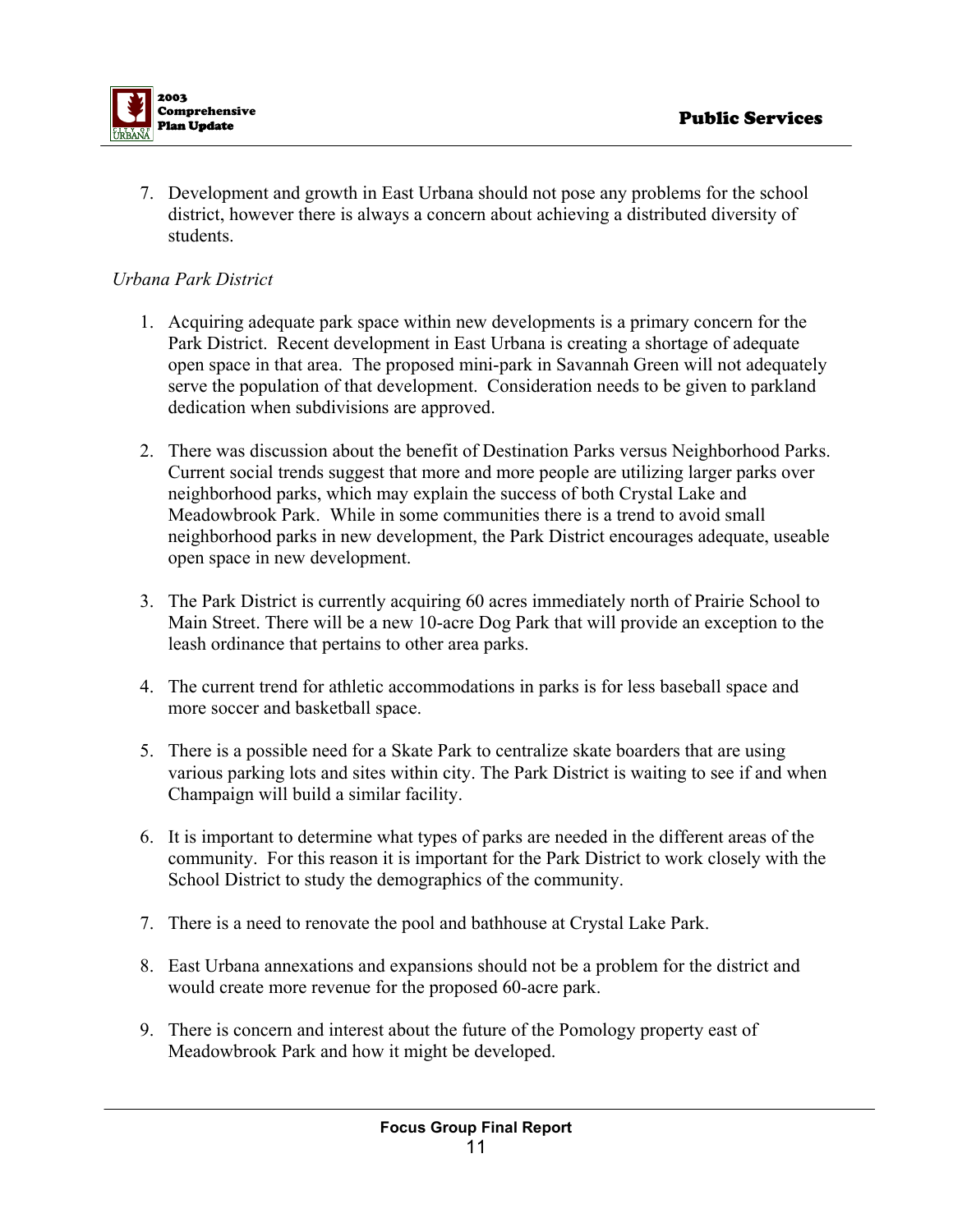7. Development and growth in East Urbana should not pose any problems for the school district, however there is always a concern about achieving a distributed diversity of students.

*Urbana Park District*

1. Acquiring adequate park space within new developments is a primary concern for the Park District. Recent development in East Urbana is creating a shortage of adequate open space in that area. The proposed mini-park in Savannah Green will not adequately serve the population of that development. Consideration needs to be given to parkland dedication when subdivisions are approved.

2. There was discussion about the benefit of Destination Parks versus Neighborhood Parks. Current social trends suggest that more and more people are utilizing larger parks over neighborhood parks, which may explain the success of both Crystal Lake and Meadowbrook Park. While in some communities there is a trend to avoid small neighborhood parks in new development, the Park District encourages adequate, useable open space in new development.

3. The Park District is currently acquiring 60 acres immediately north of Prairie School to Main Street. There will be a new 10-acre Dog Park that will provide an exception to the leash ordinance that pertains to other area parks.

4. The current trend for athletic accommodations in parks is for less baseball space and more soccer and basketball space.

5. There is a possible need for a Skate Park to centralize skate boarders that are using various parking lots and sites within city. The Park District is waiting to see if and when Champaign will build a similar facility.

6. It is important to determine what types of parks are needed in the different areas of the community. For this reason it is important for the Park District to work closely with the School District to study the demographics of the community.

7. There is a need to renovate the pool and bathhouse at Crystal Lake Park.

8. East Urbana annexations and expansions should not be a problem for the district and would create more revenue for the proposed 60-acre park.

9. There is concern and interest about the future of the Pomology property east of Meadowbrook Park and how it might be developed.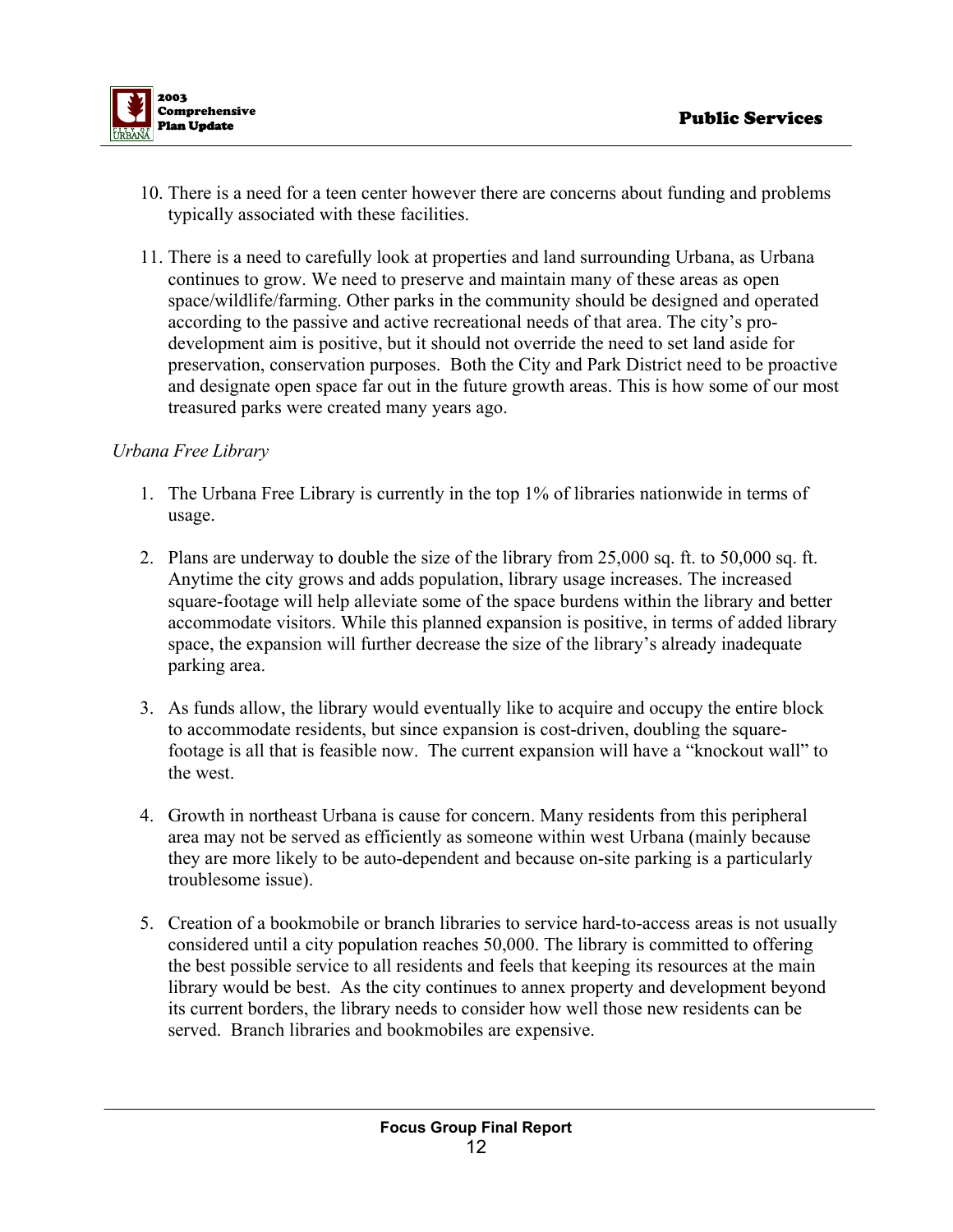10. There is a need for a teen center however there are concerns about funding and problems typically associated with these facilities.

11. There is a need to carefully look at properties and land surrounding Urbana, as Urbana continues to grow. We need to preserve and maintain many of these areas as open space/wildlife/farming. Other parks in the community should be designed and operated according to the passive and active recreational needs of that area. The city's pro-development aim is positive, but it should not override the need to set land aside for preservation, conservation purposes. Both the City and Park District need to be proactive and designate open space far out in the future growth areas. This is how some of our most treasured parks were created many years ago.

*Urbana Free Library*

1. The Urbana Free Library is currently in the top 1% of libraries nationwide in terms of usage.

2. Plans are underway to double the size of the library from 25,000 sq. ft. to 50,000 sq. ft. Anytime the city grows and adds population, library usage increases. The increased square-footage will help alleviate some of the space burdens within the library and better accommodate visitors. While this planned expansion is positive, in terms of added library space, the expansion will further decrease the size of the library's already inadequate parking area.

3. As funds allow, the library would eventually like to acquire and occupy the entire block to accommodate residents, but since expansion is cost-driven, doubling the square-footage is all that is feasible now. The current expansion will have a "knockout wall" to the west.

4. Growth in northeast Urbana is cause for concern. Many residents from this peripheral area may not be served as efficiently as someone within west Urbana (mainly because they are more likely to be auto-dependent and because on-site parking is a particularly troublesome issue).

5. Creation of a bookmobile or branch libraries to service hard-to-access areas is not usually considered until a city population reaches 50,000. The library is committed to offering the best possible service to all residents and feels that keeping its resources at the main library would be best. As the city continues to annex property and development beyond its current borders, the library needs to consider how well those new residents can be served. Branch libraries and bookmobiles are expensive.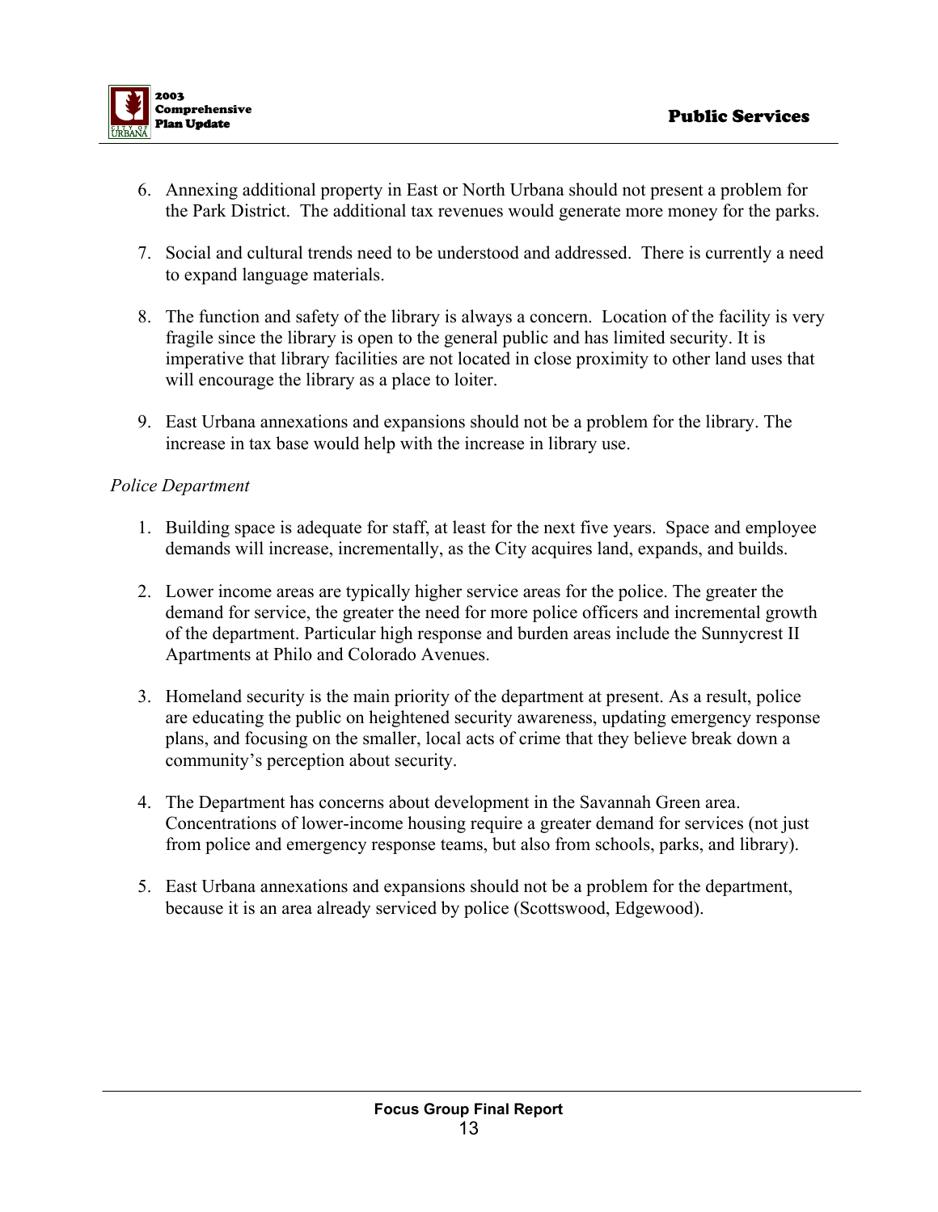6. Annexing additional property in East or North Urbana should not present a problem for the Park District. The additional tax revenues would generate more money for the parks.

7. Social and cultural trends need to be understood and addressed. There is currently a need to expand language materials.

8. The function and safety of the library is always a concern. Location of the facility is very fragile since the library is open to the general public and has limited security. It is imperative that library facilities are not located in close proximity to other land uses that will encourage the library as a place to loiter.

9. East Urbana annexations and expansions should not be a problem for the library. The increase in tax base would help with the increase in library use.

*Police Department*

1. Building space is adequate for staff, at least for the next five years. Space and employee demands will increase, incrementally, as the City acquires land, expands, and builds.

2. Lower income areas are typically higher service areas for the police. The greater the demand for service, the greater the need for more police officers and incremental growth of the department. Particular high response and burden areas include the Sunnycrest II Apartments at Philo and Colorado Avenues.

3. Homeland security is the main priority of the department at present. As a result, police are educating the public on heightened security awareness, updating emergency response plans, and focusing on the smaller, local acts of crime that they believe break down a community's perception about security.

4. The Department has concerns about development in the Savannah Green area. Concentrations of lower-income housing require a greater demand for services (not just from police and emergency response teams, but also from schools, parks, and library).

5. East Urbana annexations and expansions should not be a problem for the department, because it is an area already serviced by police (Scottswood, Edgewood).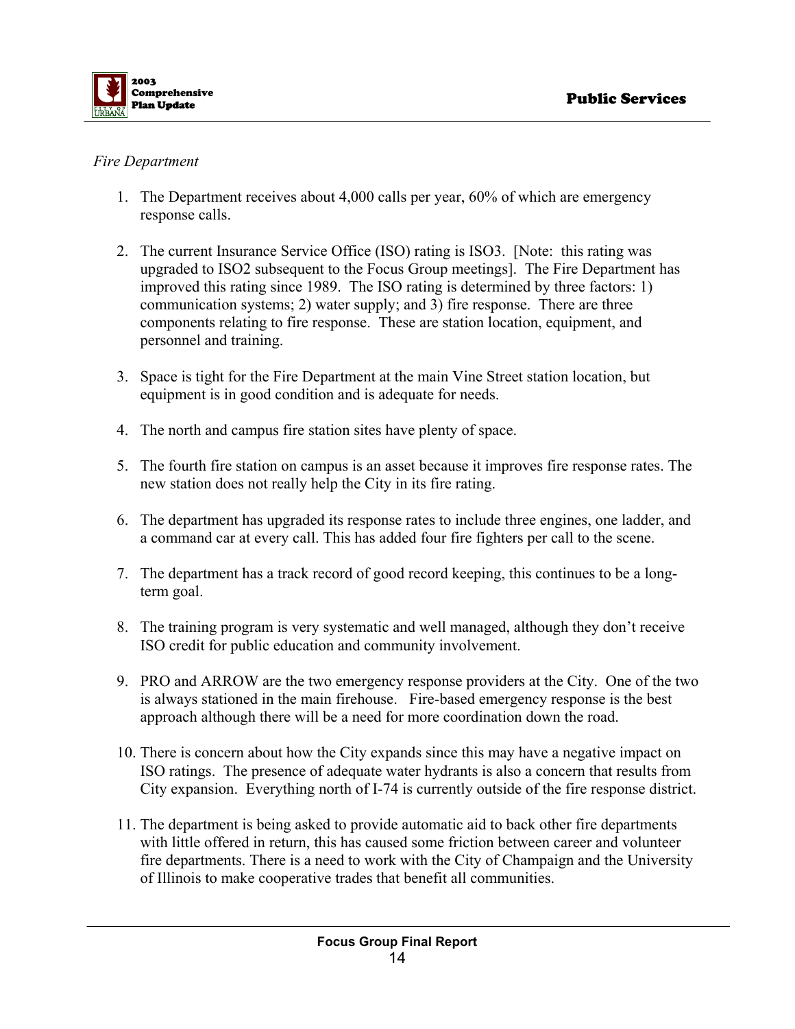*Fire Department*

1. The Department receives about 4,000 calls per year, 60% of which are emergency response calls.

2. The current Insurance Service Office (ISO) rating is ISO3. [Note: this rating was upgraded to ISO2 subsequent to the Focus Group meetings]. The Fire Department has improved this rating since 1989. The ISO rating is determined by three factors: 1) communication systems; 2) water supply; and 3) fire response. There are three components relating to fire response. These are station location, equipment, and personnel and training.

3. Space is tight for the Fire Department at the main Vine Street station location, but equipment is in good condition and is adequate for needs.

4. The north and campus fire station sites have plenty of space.

5. The fourth fire station on campus is an asset because it improves fire response rates. The new station does not really help the City in its fire rating.

6. The department has upgraded its response rates to include three engines, one ladder, and a command car at every call. This has added four fire fighters per call to the scene.

7. The department has a track record of good record keeping, this continues to be a long-term goal.

8. The training program is very systematic and well managed, although they don't receive ISO credit for public education and community involvement.

9. PRO and ARROW are the two emergency response providers at the City. One of the two is always stationed in the main firehouse. Fire-based emergency response is the best approach although there will be a need for more coordination down the road.

10. There is concern about how the City expands since this may have a negative impact on ISO ratings. The presence of adequate water hydrants is also a concern that results from City expansion. Everything north of I-74 is currently outside of the fire response district.

11. The department is being asked to provide automatic aid to back other fire departments with little offered in return, this has caused some friction between career and volunteer fire departments. There is a need to work with the City of Champaign and the University of Illinois to make cooperative trades that benefit all communities.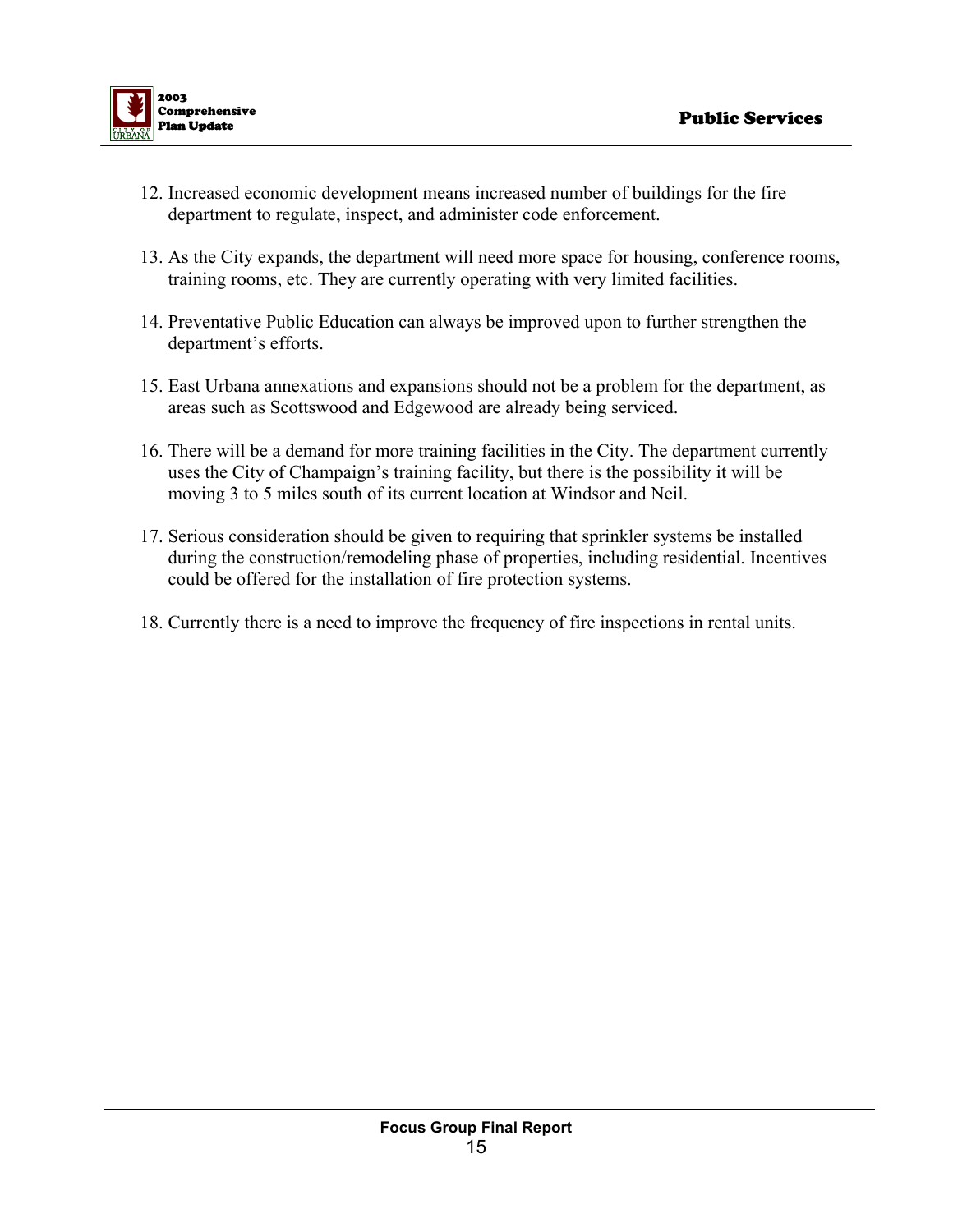12. Increased economic development means increased number of buildings for the fire department to regulate, inspect, and administer code enforcement.

13. As the City expands, the department will need more space for housing, conference rooms, training rooms, etc. They are currently operating with very limited facilities.

14. Preventative Public Education can always be improved upon to further strengthen the department's efforts.

15. East Urbana annexations and expansions should not be a problem for the department, as areas such as Scottswood and Edgewood are already being serviced.

16. There will be a demand for more training facilities in the City. The department currently uses the City of Champaign's training facility, but there is the possibility it will be moving 3 to 5 miles south of its current location at Windsor and Neil.

17. Serious consideration should be given to requiring that sprinkler systems be installed during the construction/remodeling phase of properties, including residential. Incentives could be offered for the installation of fire protection systems.

18. Currently there is a need to improve the frequency of fire inspections in rental units.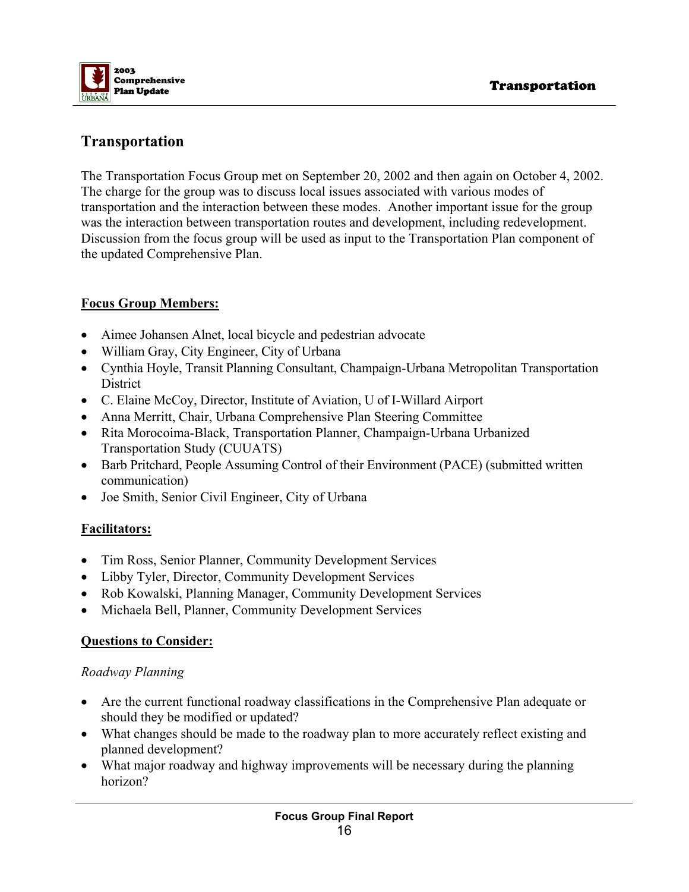# Transportation

The Transportation Focus Group met on September 20, 2002 and then again on October 4, 2002. The charge for the group was to discuss local issues associated with various modes of transportation and the interaction between these modes. Another important issue for the group was the interaction between transportation routes and development, including redevelopment. Discussion from the focus group will be used as input to the Transportation Plan component of the updated Comprehensive Plan.

## Focus Group Members:

- Aimee Johansen Alnet, local bicycle and pedestrian advocate
- William Gray, City Engineer, City of Urbana
- Cynthia Hoyle, Transit Planning Consultant, Champaign-Urbana Metropolitan Transportation District
- C. Elaine McCoy, Director, Institute of Aviation, U of I-Willard Airport
- Anna Merritt, Chair, Urbana Comprehensive Plan Steering Committee
- Rita Morocoima-Black, Transportation Planner, Champaign-Urbana Urbanized Transportation Study (CUUATS)
- Barb Pritchard, People Assuming Control of their Environment (PACE) (submitted written communication)
- Joe Smith, Senior Civil Engineer, City of Urbana

## Facilitators:

- Tim Ross, Senior Planner, Community Development Services
- Libby Tyler, Director, Community Development Services
- Rob Kowalski, Planning Manager, Community Development Services
- Michaela Bell, Planner, Community Development Services

## Questions to Consider:

*Roadway Planning*

- Are the current functional roadway classifications in the Comprehensive Plan adequate or should they be modified or updated?
- What changes should be made to the roadway plan to more accurately reflect existing and planned development?
- What major roadway and highway improvements will be necessary during the planning horizon?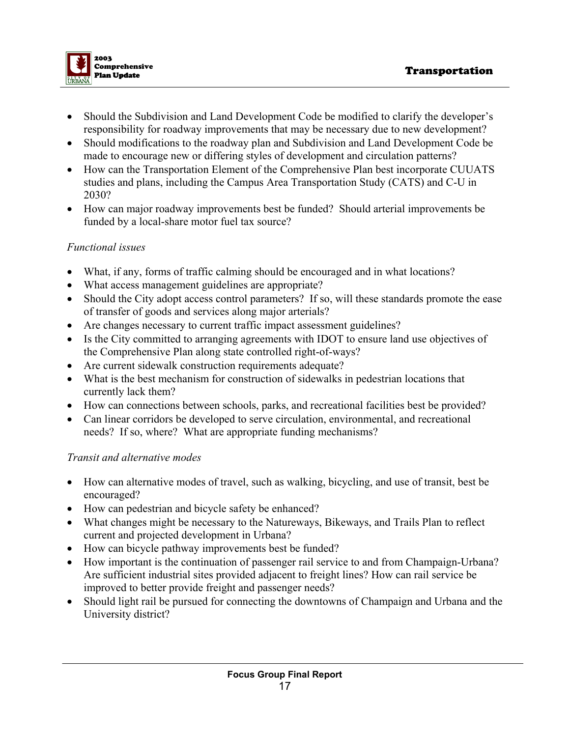- Should the Subdivision and Land Development Code be modified to clarify the developer's responsibility for roadway improvements that may be necessary due to new development?
- Should modifications to the roadway plan and Subdivision and Land Development Code be made to encourage new or differing styles of development and circulation patterns?
- How can the Transportation Element of the Comprehensive Plan best incorporate CUUATS studies and plans, including the Campus Area Transportation Study (CATS) and C-U in 2030?
- How can major roadway improvements best be funded? Should arterial improvements be funded by a local-share motor fuel tax source?

*Functional issues*

- What, if any, forms of traffic calming should be encouraged and in what locations?
- What access management guidelines are appropriate?
- Should the City adopt access control parameters? If so, will these standards promote the ease of transfer of goods and services along major arterials?
- Are changes necessary to current traffic impact assessment guidelines?
- Is the City committed to arranging agreements with IDOT to ensure land use objectives of the Comprehensive Plan along state controlled right-of-ways?
- Are current sidewalk construction requirements adequate?
- What is the best mechanism for construction of sidewalks in pedestrian locations that currently lack them?
- How can connections between schools, parks, and recreational facilities best be provided?
- Can linear corridors be developed to serve circulation, environmental, and recreational needs? If so, where? What are appropriate funding mechanisms?

*Transit and alternative modes*

- How can alternative modes of travel, such as walking, bicycling, and use of transit, best be encouraged?
- How can pedestrian and bicycle safety be enhanced?
- What changes might be necessary to the Natureways, Bikeways, and Trails Plan to reflect current and projected development in Urbana?
- How can bicycle pathway improvements best be funded?
- How important is the continuation of passenger rail service to and from Champaign-Urbana? Are sufficient industrial sites provided adjacent to freight lines? How can rail service be improved to better provide freight and passenger needs?
- Should light rail be pursued for connecting the downtowns of Champaign and Urbana and the University district?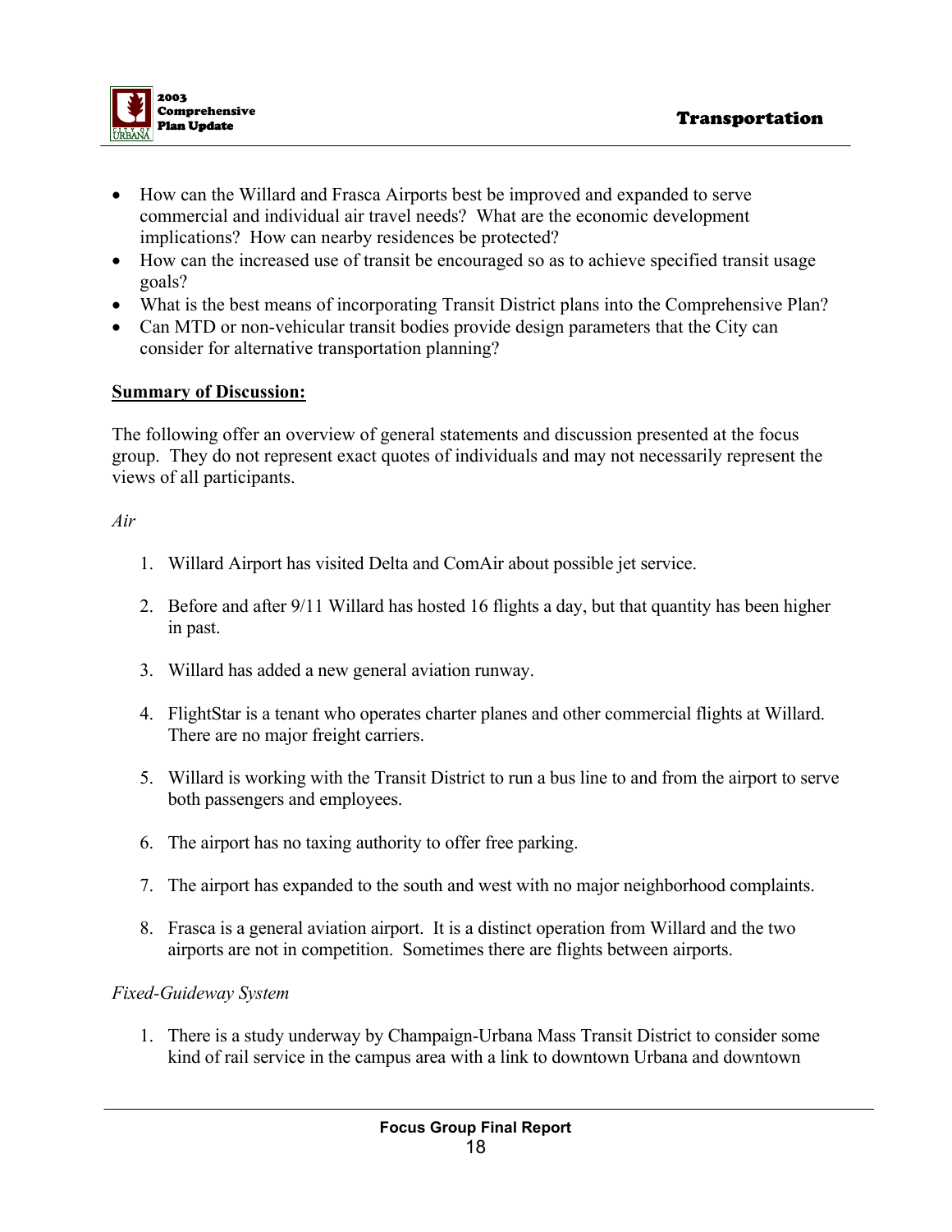- How can the Willard and Frasca Airports best be improved and expanded to serve commercial and individual air travel needs? What are the economic development implications? How can nearby residences be protected?
- How can the increased use of transit be encouraged so as to achieve specified transit usage goals?
- What is the best means of incorporating Transit District plans into the Comprehensive Plan?
- Can MTD or non-vehicular transit bodies provide design parameters that the City can consider for alternative transportation planning?

**Summary of Discussion:**

The following offer an overview of general statements and discussion presented at the focus group. They do not represent exact quotes of individuals and may not necessarily represent the views of all participants.

*Air*

1. Willard Airport has visited Delta and ComAir about possible jet service.

2. Before and after 9/11 Willard has hosted 16 flights a day, but that quantity has been higher in past.

3. Willard has added a new general aviation runway.

4. FlightStar is a tenant who operates charter planes and other commercial flights at Willard. There are no major freight carriers.

5. Willard is working with the Transit District to run a bus line to and from the airport to serve both passengers and employees.

6. The airport has no taxing authority to offer free parking.

7. The airport has expanded to the south and west with no major neighborhood complaints.

8. Frasca is a general aviation airport. It is a distinct operation from Willard and the two airports are not in competition. Sometimes there are flights between airports.

*Fixed-Guideway System*

1. There is a study underway by Champaign-Urbana Mass Transit District to consider some kind of rail service in the campus area with a link to downtown Urbana and downtown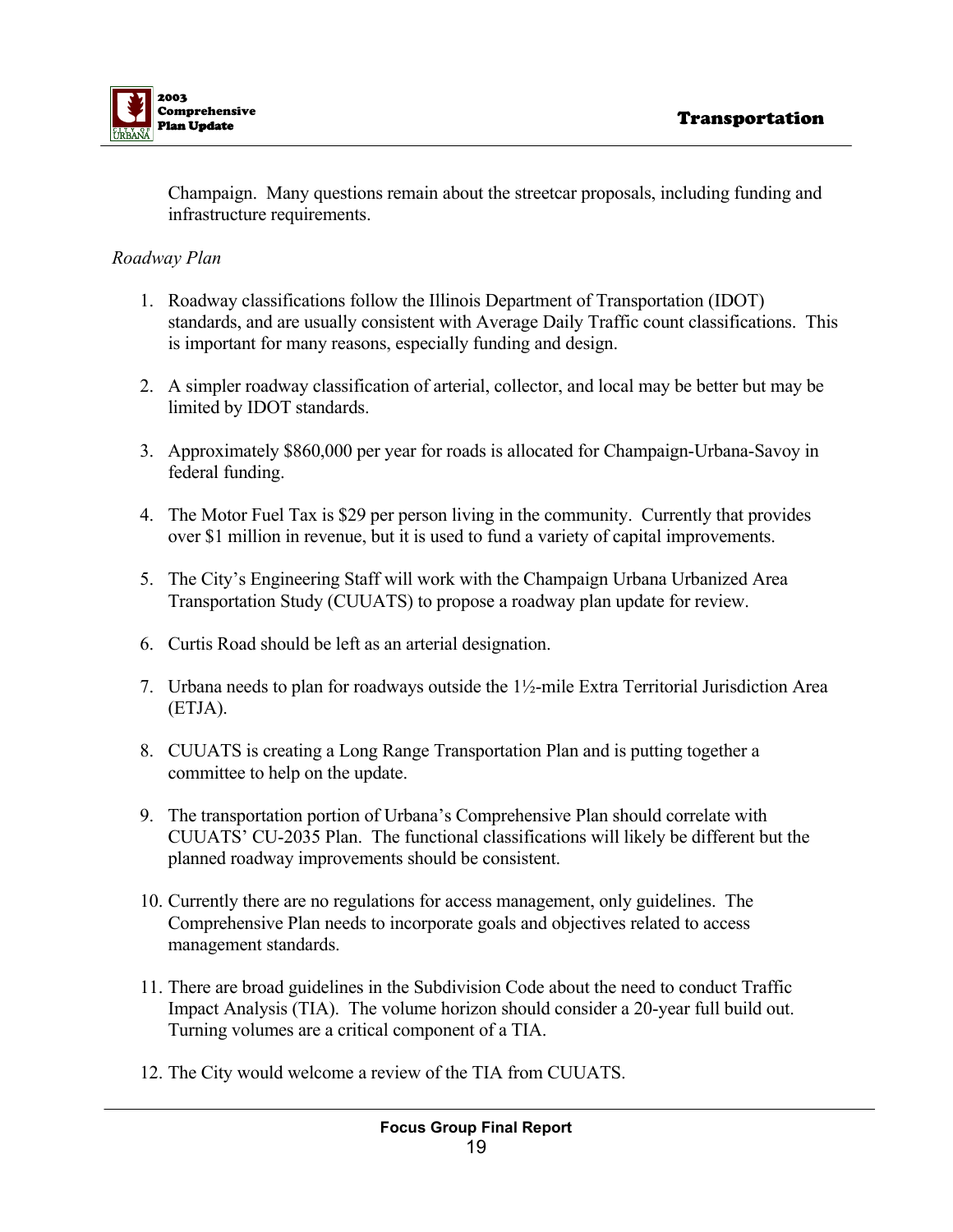Champaign. Many questions remain about the streetcar proposals, including funding and infrastructure requirements.

*Roadway Plan*

1. Roadway classifications follow the Illinois Department of Transportation (IDOT) standards, and are usually consistent with Average Daily Traffic count classifications. This is important for many reasons, especially funding and design.

2. A simpler roadway classification of arterial, collector, and local may be better but may be limited by IDOT standards.

3. Approximately $860,000 per year for roads is allocated for Champaign-Urbana-Savoy in federal funding.

4. The Motor Fuel Tax is $29 per person living in the community. Currently that provides over $1 million in revenue, but it is used to fund a variety of capital improvements.

5. The City's Engineering Staff will work with the Champaign Urbana Urbanized Area Transportation Study (CUUATS) to propose a roadway plan update for review.

6. Curtis Road should be left as an arterial designation.

7. Urbana needs to plan for roadways outside the 1½-mile Extra Territorial Jurisdiction Area (ETJA).

8. CUUATS is creating a Long Range Transportation Plan and is putting together a committee to help on the update.

9. The transportation portion of Urbana's Comprehensive Plan should correlate with CUUATS' CU-2035 Plan. The functional classifications will likely be different but the planned roadway improvements should be consistent.

10. Currently there are no regulations for access management, only guidelines. The Comprehensive Plan needs to incorporate goals and objectives related to access management standards.

11. There are broad guidelines in the Subdivision Code about the need to conduct Traffic Impact Analysis (TIA). The volume horizon should consider a 20-year full build out. Turning volumes are a critical component of a TIA.

12. The City would welcome a review of the TIA from CUUATS.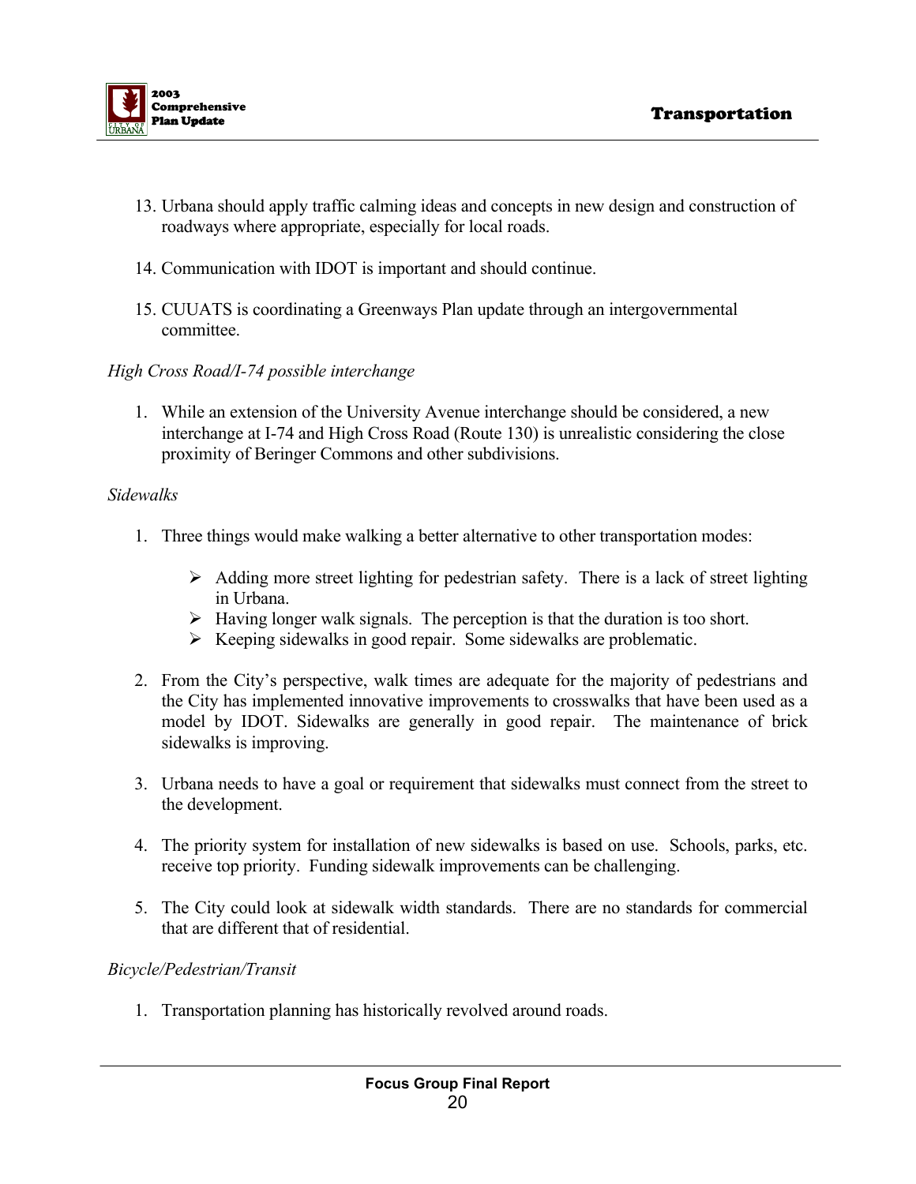13. Urbana should apply traffic calming ideas and concepts in new design and construction of roadways where appropriate, especially for local roads.

14. Communication with IDOT is important and should continue.

15. CUUATS is coordinating a Greenways Plan update through an intergovernmental committee.

*High Cross Road/I-74 possible interchange*

1. While an extension of the University Avenue interchange should be considered, a new interchange at I-74 and High Cross Road (Route 130) is unrealistic considering the close proximity of Beringer Commons and other subdivisions.

*Sidewalks*

1. Three things would make walking a better alternative to other transportation modes:

   - Adding more street lighting for pedestrian safety. There is a lack of street lighting in Urbana.
   - Having longer walk signals. The perception is that the duration is too short.
   - Keeping sidewalks in good repair. Some sidewalks are problematic.

2. From the City's perspective, walk times are adequate for the majority of pedestrians and the City has implemented innovative improvements to crosswalks that have been used as a model by IDOT. Sidewalks are generally in good repair. The maintenance of brick sidewalks is improving.

3. Urbana needs to have a goal or requirement that sidewalks must connect from the street to the development.

4. The priority system for installation of new sidewalks is based on use. Schools, parks, etc. receive top priority. Funding sidewalk improvements can be challenging.

5. The City could look at sidewalk width standards. There are no standards for commercial that are different that of residential.

*Bicycle/Pedestrian/Transit*

1. Transportation planning has historically revolved around roads.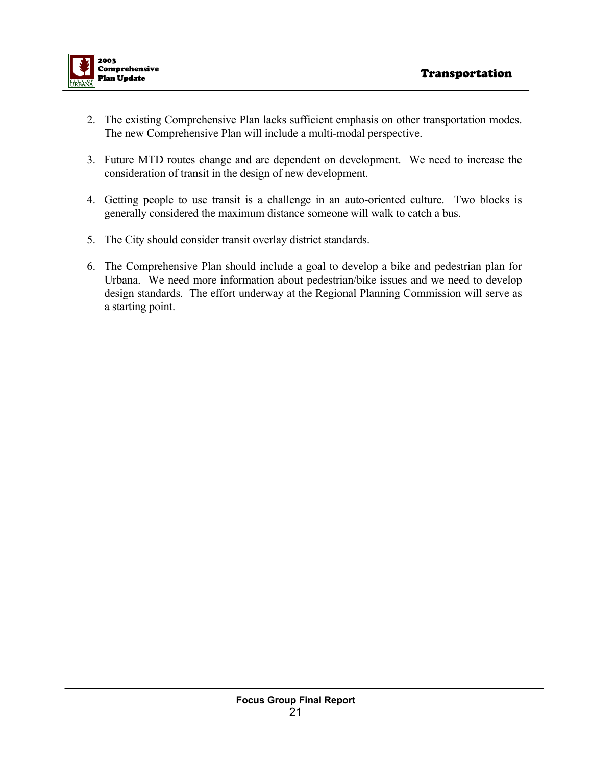2. The existing Comprehensive Plan lacks sufficient emphasis on other transportation modes. The new Comprehensive Plan will include a multi-modal perspective.

3. Future MTD routes change and are dependent on development. We need to increase the consideration of transit in the design of new development.

4. Getting people to use transit is a challenge in an auto-oriented culture. Two blocks is generally considered the maximum distance someone will walk to catch a bus.

5. The City should consider transit overlay district standards.

6. The Comprehensive Plan should include a goal to develop a bike and pedestrian plan for Urbana. We need more information about pedestrian/bike issues and we need to develop design standards. The effort underway at the Regional Planning Commission will serve as a starting point.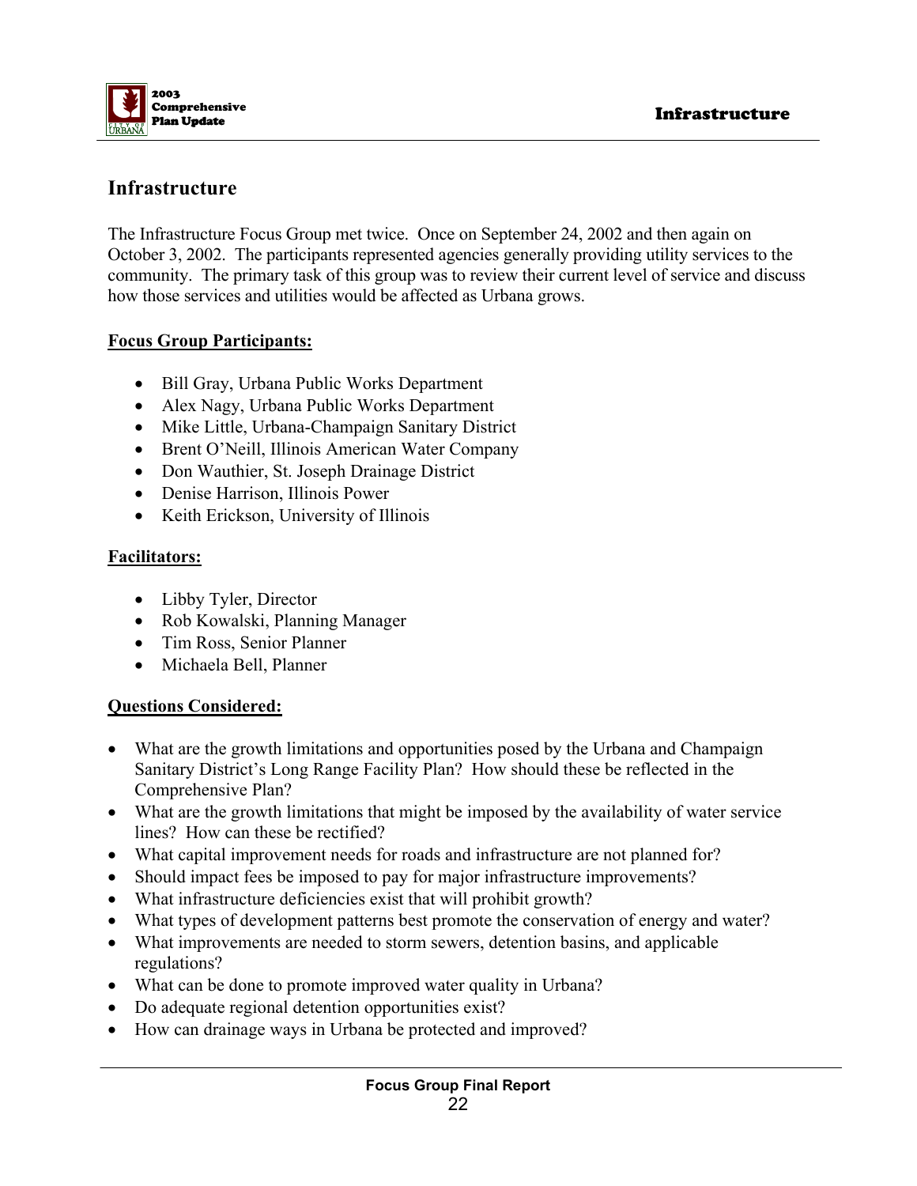# Infrastructure

The Infrastructure Focus Group met twice. Once on September 24, 2002 and then again on October 3, 2002. The participants represented agencies generally providing utility services to the community. The primary task of this group was to review their current level of service and discuss how those services and utilities would be affected as Urbana grows.

**Focus Group Participants:**

- Bill Gray, Urbana Public Works Department
- Alex Nagy, Urbana Public Works Department
- Mike Little, Urbana-Champaign Sanitary District
- Brent O'Neill, Illinois American Water Company
- Don Wauthier, St. Joseph Drainage District
- Denise Harrison, Illinois Power
- Keith Erickson, University of Illinois

**Facilitators:**

- Libby Tyler, Director
- Rob Kowalski, Planning Manager
- Tim Ross, Senior Planner
- Michaela Bell, Planner

**Questions Considered:**

- What are the growth limitations and opportunities posed by the Urbana and Champaign Sanitary District's Long Range Facility Plan? How should these be reflected in the Comprehensive Plan?
- What are the growth limitations that might be imposed by the availability of water service lines? How can these be rectified?
- What capital improvement needs for roads and infrastructure are not planned for?
- Should impact fees be imposed to pay for major infrastructure improvements?
- What infrastructure deficiencies exist that will prohibit growth?
- What types of development patterns best promote the conservation of energy and water?
- What improvements are needed to storm sewers, detention basins, and applicable regulations?
- What can be done to promote improved water quality in Urbana?
- Do adequate regional detention opportunities exist?
- How can drainage ways in Urbana be protected and improved?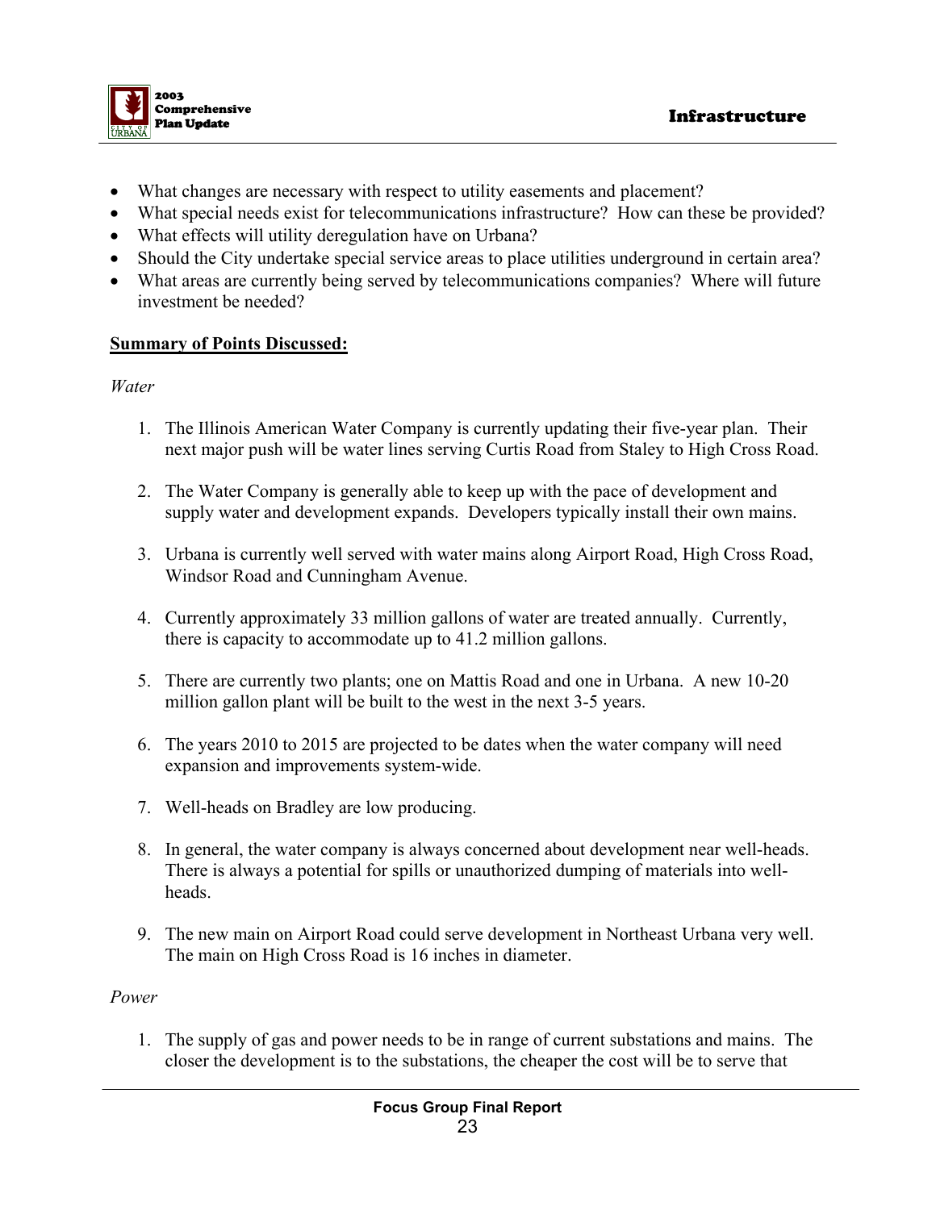- What changes are necessary with respect to utility easements and placement?
- What special needs exist for telecommunications infrastructure? How can these be provided?
- What effects will utility deregulation have on Urbana?
- Should the City undertake special service areas to place utilities underground in certain area?
- What areas are currently being served by telecommunications companies? Where will future investment be needed?

**Summary of Points Discussed:**

*Water*

1. The Illinois American Water Company is currently updating their five-year plan. Their next major push will be water lines serving Curtis Road from Staley to High Cross Road.

2. The Water Company is generally able to keep up with the pace of development and supply water and development expands. Developers typically install their own mains.

3. Urbana is currently well served with water mains along Airport Road, High Cross Road, Windsor Road and Cunningham Avenue.

4. Currently approximately 33 million gallons of water are treated annually. Currently, there is capacity to accommodate up to 41.2 million gallons.

5. There are currently two plants; one on Mattis Road and one in Urbana. A new 10-20 million gallon plant will be built to the west in the next 3-5 years.

6. The years 2010 to 2015 are projected to be dates when the water company will need expansion and improvements system-wide.

7. Well-heads on Bradley are low producing.

8. In general, the water company is always concerned about development near well-heads. There is always a potential for spills or unauthorized dumping of materials into well-heads.

9. The new main on Airport Road could serve development in Northeast Urbana very well. The main on High Cross Road is 16 inches in diameter.

*Power*

1. The supply of gas and power needs to be in range of current substations and mains. The closer the development is to the substations, the cheaper the cost will be to serve that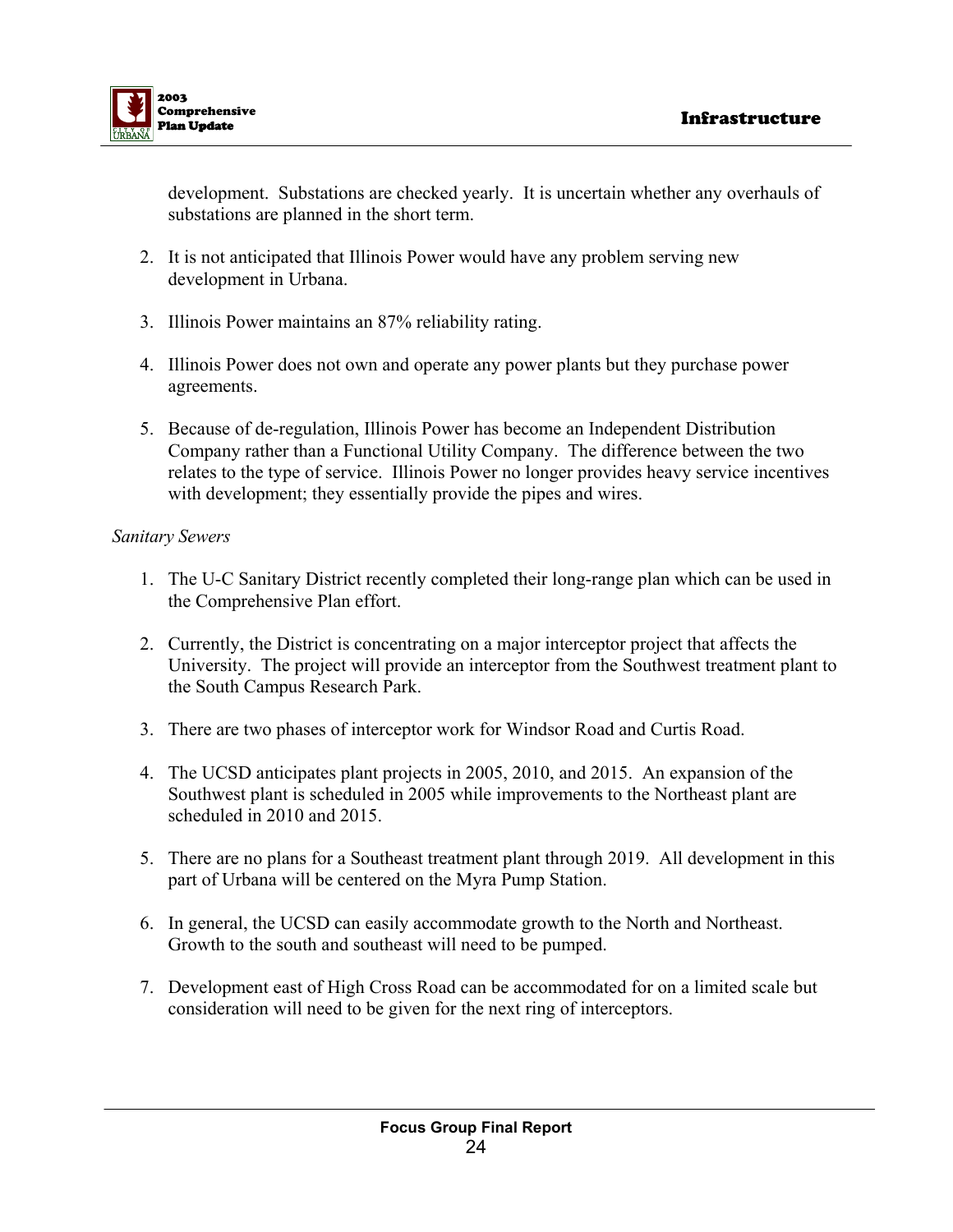development. Substations are checked yearly. It is uncertain whether any overhauls of substations are planned in the short term.

2. It is not anticipated that Illinois Power would have any problem serving new development in Urbana.

3. Illinois Power maintains an 87% reliability rating.

4. Illinois Power does not own and operate any power plants but they purchase power agreements.

5. Because of de-regulation, Illinois Power has become an Independent Distribution Company rather than a Functional Utility Company. The difference between the two relates to the type of service. Illinois Power no longer provides heavy service incentives with development; they essentially provide the pipes and wires.

*Sanitary Sewers*

1. The U-C Sanitary District recently completed their long-range plan which can be used in the Comprehensive Plan effort.

2. Currently, the District is concentrating on a major interceptor project that affects the University. The project will provide an interceptor from the Southwest treatment plant to the South Campus Research Park.

3. There are two phases of interceptor work for Windsor Road and Curtis Road.

4. The UCSD anticipates plant projects in 2005, 2010, and 2015. An expansion of the Southwest plant is scheduled in 2005 while improvements to the Northeast plant are scheduled in 2010 and 2015.

5. There are no plans for a Southeast treatment plant through 2019. All development in this part of Urbana will be centered on the Myra Pump Station.

6. In general, the UCSD can easily accommodate growth to the North and Northeast. Growth to the south and southeast will need to be pumped.

7. Development east of High Cross Road can be accommodated for on a limited scale but consideration will need to be given for the next ring of interceptors.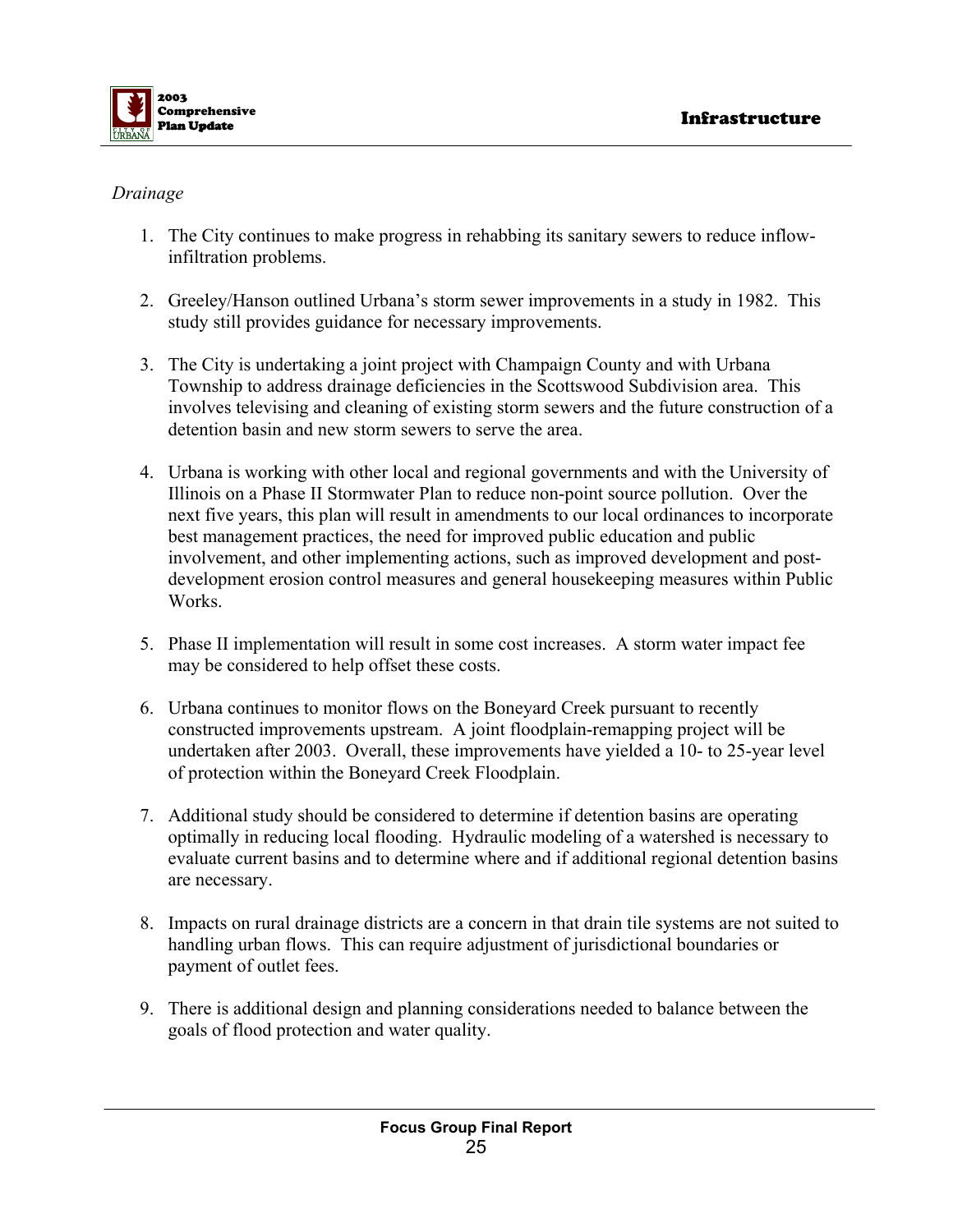*Drainage*

1. The City continues to make progress in rehabbing its sanitary sewers to reduce inflow-infiltration problems.

2. Greeley/Hanson outlined Urbana's storm sewer improvements in a study in 1982. This study still provides guidance for necessary improvements.

3. The City is undertaking a joint project with Champaign County and with Urbana Township to address drainage deficiencies in the Scottswood Subdivision area. This involves televising and cleaning of existing storm sewers and the future construction of a detention basin and new storm sewers to serve the area.

4. Urbana is working with other local and regional governments and with the University of Illinois on a Phase II Stormwater Plan to reduce non-point source pollution. Over the next five years, this plan will result in amendments to our local ordinances to incorporate best management practices, the need for improved public education and public involvement, and other implementing actions, such as improved development and post-development erosion control measures and general housekeeping measures within Public Works.

5. Phase II implementation will result in some cost increases. A storm water impact fee may be considered to help offset these costs.

6. Urbana continues to monitor flows on the Boneyard Creek pursuant to recently constructed improvements upstream. A joint floodplain-remapping project will be undertaken after 2003. Overall, these improvements have yielded a 10- to 25-year level of protection within the Boneyard Creek Floodplain.

7. Additional study should be considered to determine if detention basins are operating optimally in reducing local flooding. Hydraulic modeling of a watershed is necessary to evaluate current basins and to determine where and if additional regional detention basins are necessary.

8. Impacts on rural drainage districts are a concern in that drain tile systems are not suited to handling urban flows. This can require adjustment of jurisdictional boundaries or payment of outlet fees.

9. There is additional design and planning considerations needed to balance between the goals of flood protection and water quality.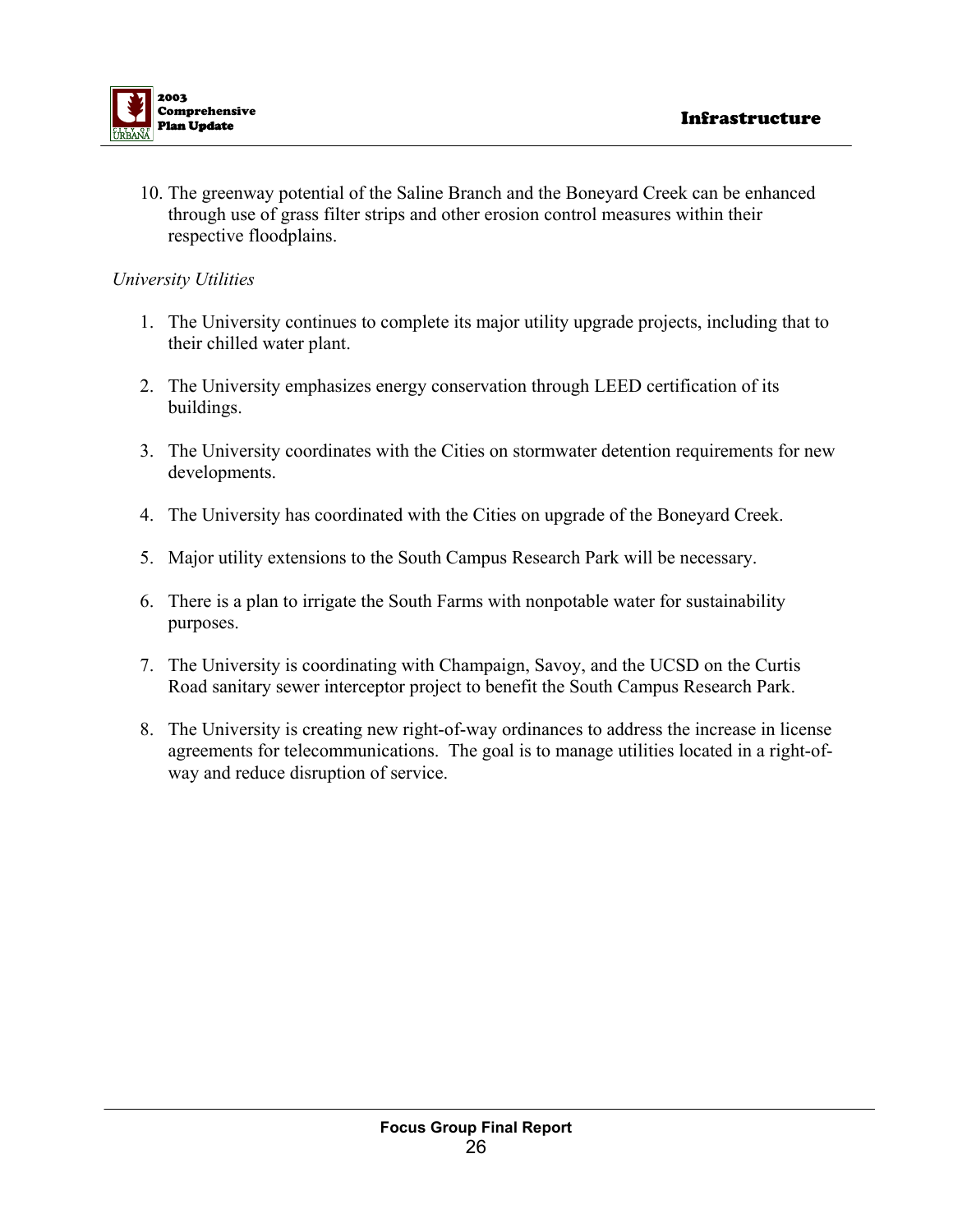10. The greenway potential of the Saline Branch and the Boneyard Creek can be enhanced through use of grass filter strips and other erosion control measures within their respective floodplains.

*University Utilities*

1. The University continues to complete its major utility upgrade projects, including that to their chilled water plant.

2. The University emphasizes energy conservation through LEED certification of its buildings.

3. The University coordinates with the Cities on stormwater detention requirements for new developments.

4. The University has coordinated with the Cities on upgrade of the Boneyard Creek.

5. Major utility extensions to the South Campus Research Park will be necessary.

6. There is a plan to irrigate the South Farms with nonpotable water for sustainability purposes.

7. The University is coordinating with Champaign, Savoy, and the UCSD on the Curtis Road sanitary sewer interceptor project to benefit the South Campus Research Park.

8. The University is creating new right-of-way ordinances to address the increase in license agreements for telecommunications. The goal is to manage utilities located in a right-of-way and reduce disruption of service.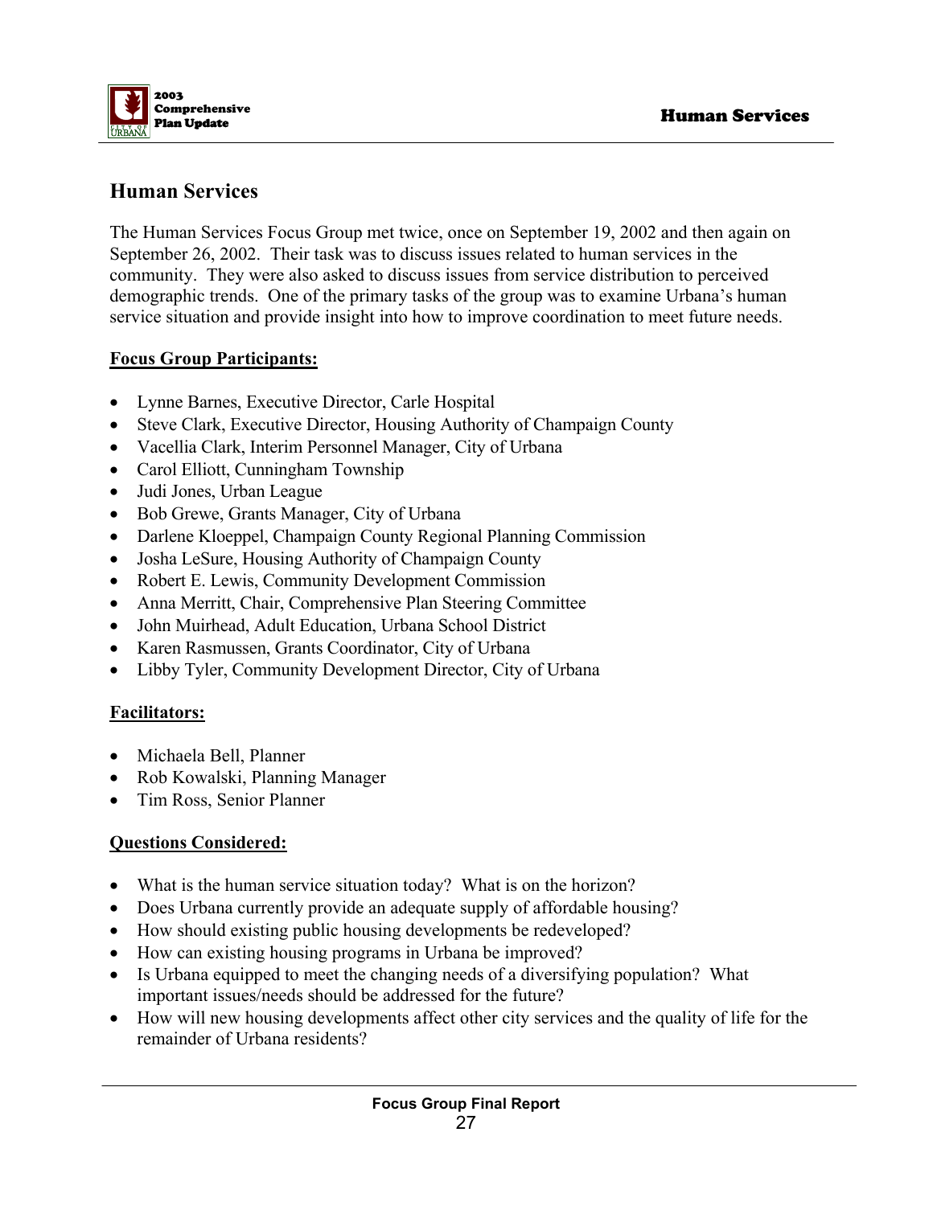## Human Services

The Human Services Focus Group met twice, once on September 19, 2002 and then again on September 26, 2002. Their task was to discuss issues related to human services in the community. They were also asked to discuss issues from service distribution to perceived demographic trends. One of the primary tasks of the group was to examine Urbana's human service situation and provide insight into how to improve coordination to meet future needs.

**Focus Group Participants:**

- Lynne Barnes, Executive Director, Carle Hospital
- Steve Clark, Executive Director, Housing Authority of Champaign County
- Vacellia Clark, Interim Personnel Manager, City of Urbana
- Carol Elliott, Cunningham Township
- Judi Jones, Urban League
- Bob Grewe, Grants Manager, City of Urbana
- Darlene Kloeppel, Champaign County Regional Planning Commission
- Josha LeSure, Housing Authority of Champaign County
- Robert E. Lewis, Community Development Commission
- Anna Merritt, Chair, Comprehensive Plan Steering Committee
- John Muirhead, Adult Education, Urbana School District
- Karen Rasmussen, Grants Coordinator, City of Urbana
- Libby Tyler, Community Development Director, City of Urbana

**Facilitators:**

- Michaela Bell, Planner
- Rob Kowalski, Planning Manager
- Tim Ross, Senior Planner

**Questions Considered:**

- What is the human service situation today? What is on the horizon?
- Does Urbana currently provide an adequate supply of affordable housing?
- How should existing public housing developments be redeveloped?
- How can existing housing programs in Urbana be improved?
- Is Urbana equipped to meet the changing needs of a diversifying population? What important issues/needs should be addressed for the future?
- How will new housing developments affect other city services and the quality of life for the remainder of Urbana residents?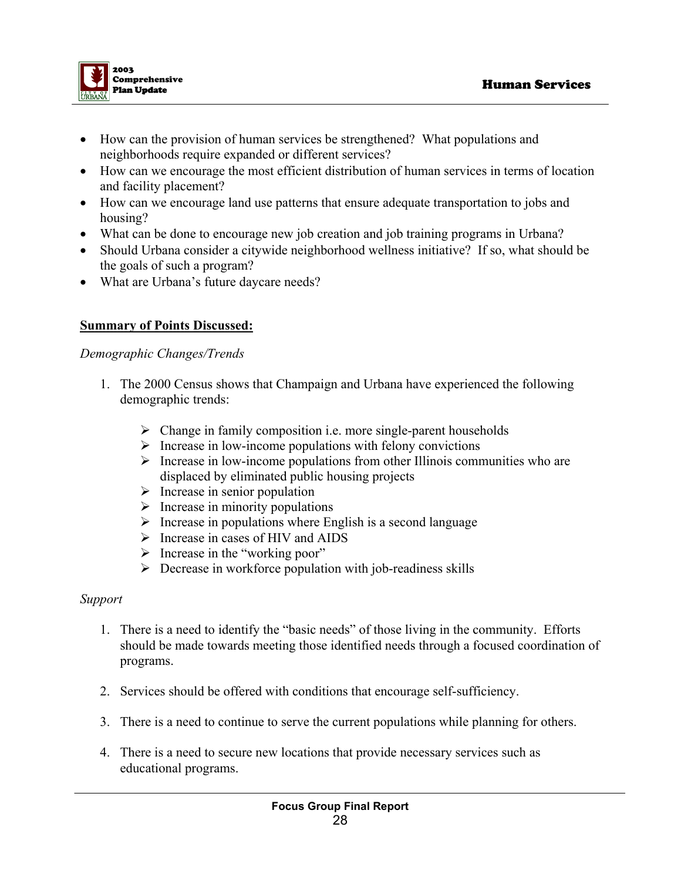- How can the provision of human services be strengthened? What populations and neighborhoods require expanded or different services?
- How can we encourage the most efficient distribution of human services in terms of location and facility placement?
- How can we encourage land use patterns that ensure adequate transportation to jobs and housing?
- What can be done to encourage new job creation and job training programs in Urbana?
- Should Urbana consider a citywide neighborhood wellness initiative? If so, what should be the goals of such a program?
- What are Urbana's future daycare needs?

**Summary of Points Discussed:**

*Demographic Changes/Trends*

1. The 2000 Census shows that Champaign and Urbana have experienced the following demographic trends:

   - Change in family composition i.e. more single-parent households
   - Increase in low-income populations with felony convictions
   - Increase in low-income populations from other Illinois communities who are displaced by eliminated public housing projects
   - Increase in senior population
   - Increase in minority populations
   - Increase in populations where English is a second language
   - Increase in cases of HIV and AIDS
   - Increase in the "working poor"
   - Decrease in workforce population with job-readiness skills

*Support*

1. There is a need to identify the "basic needs" of those living in the community. Efforts should be made towards meeting those identified needs through a focused coordination of programs.

2. Services should be offered with conditions that encourage self-sufficiency.

3. There is a need to continue to serve the current populations while planning for others.

4. There is a need to secure new locations that provide necessary services such as educational programs.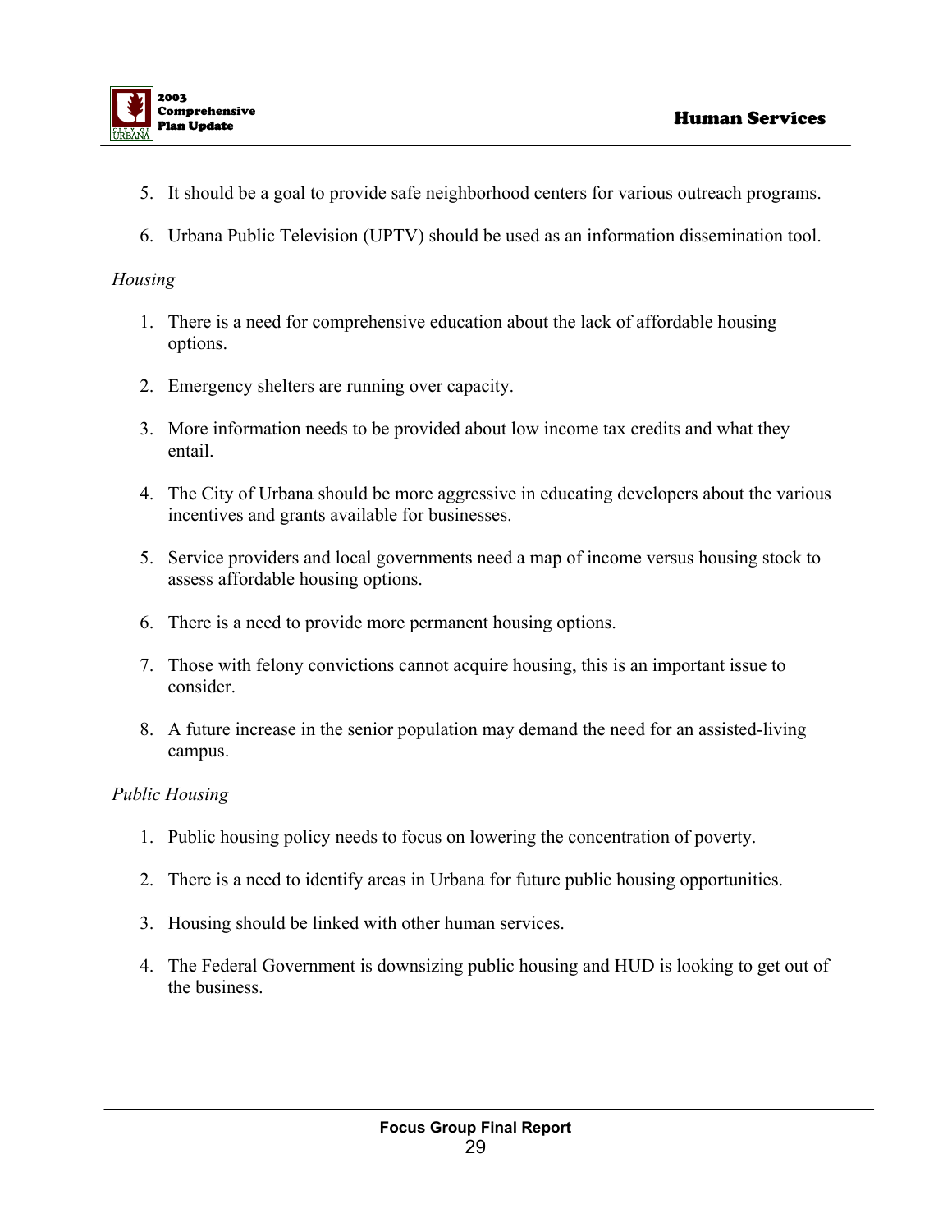5. It should be a goal to provide safe neighborhood centers for various outreach programs.

6. Urbana Public Television (UPTV) should be used as an information dissemination tool.

*Housing*

1. There is a need for comprehensive education about the lack of affordable housing options.

2. Emergency shelters are running over capacity.

3. More information needs to be provided about low income tax credits and what they entail.

4. The City of Urbana should be more aggressive in educating developers about the various incentives and grants available for businesses.

5. Service providers and local governments need a map of income versus housing stock to assess affordable housing options.

6. There is a need to provide more permanent housing options.

7. Those with felony convictions cannot acquire housing, this is an important issue to consider.

8. A future increase in the senior population may demand the need for an assisted-living campus.

*Public Housing*

1. Public housing policy needs to focus on lowering the concentration of poverty.

2. There is a need to identify areas in Urbana for future public housing opportunities.

3. Housing should be linked with other human services.

4. The Federal Government is downsizing public housing and HUD is looking to get out of the business.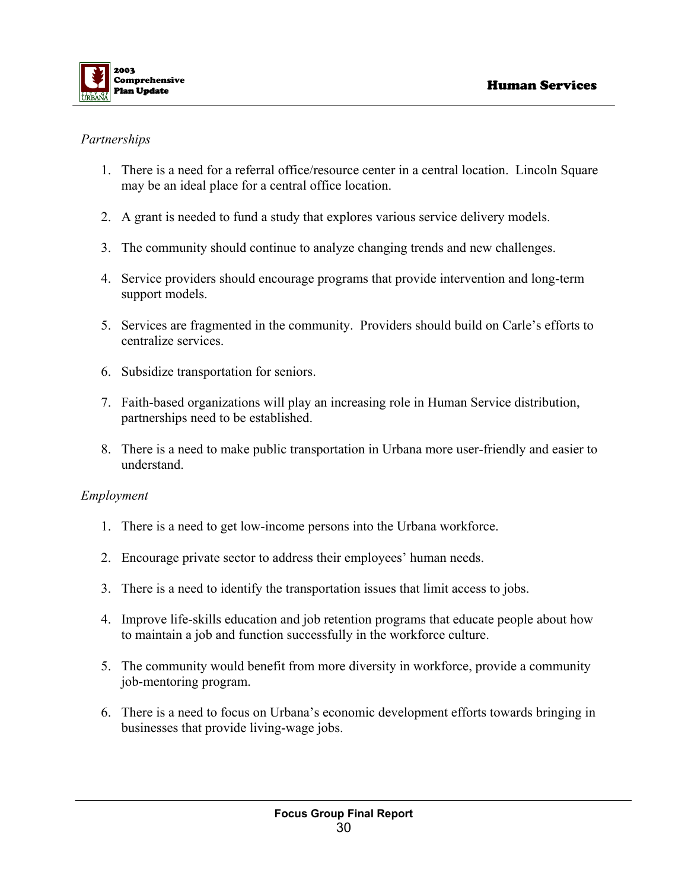*Partnerships*

1. There is a need for a referral office/resource center in a central location. Lincoln Square may be an ideal place for a central office location.

2. A grant is needed to fund a study that explores various service delivery models.

3. The community should continue to analyze changing trends and new challenges.

4. Service providers should encourage programs that provide intervention and long-term support models.

5. Services are fragmented in the community. Providers should build on Carle's efforts to centralize services.

6. Subsidize transportation for seniors.

7. Faith-based organizations will play an increasing role in Human Service distribution, partnerships need to be established.

8. There is a need to make public transportation in Urbana more user-friendly and easier to understand.

*Employment*

1. There is a need to get low-income persons into the Urbana workforce.

2. Encourage private sector to address their employees' human needs.

3. There is a need to identify the transportation issues that limit access to jobs.

4. Improve life-skills education and job retention programs that educate people about how to maintain a job and function successfully in the workforce culture.

5. The community would benefit from more diversity in workforce, provide a community job-mentoring program.

6. There is a need to focus on Urbana's economic development efforts towards bringing in businesses that provide living-wage jobs.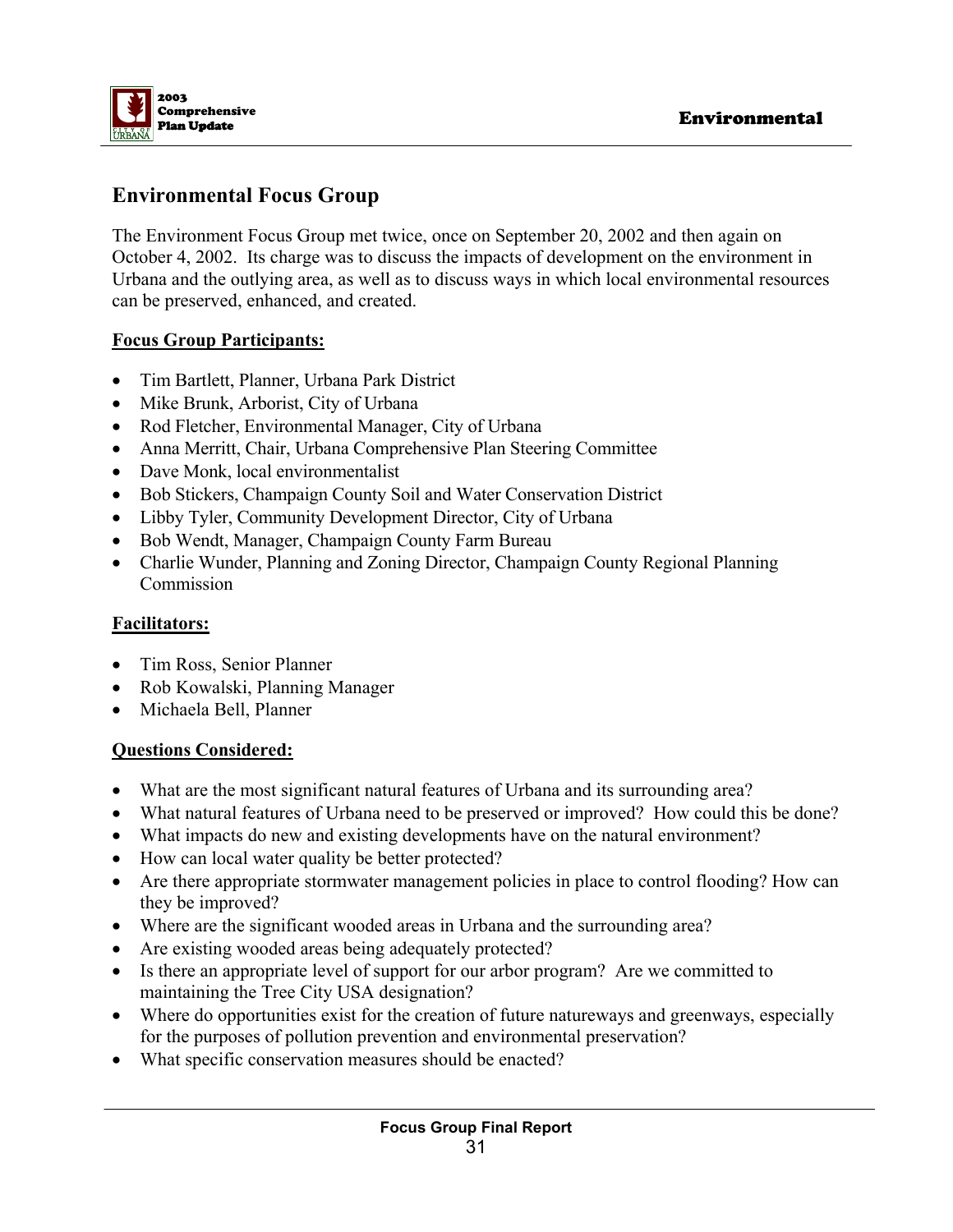## Environmental Focus Group

The Environment Focus Group met twice, once on September 20, 2002 and then again on October 4, 2002. Its charge was to discuss the impacts of development on the environment in Urbana and the outlying area, as well as to discuss ways in which local environmental resources can be preserved, enhanced, and created.

**Focus Group Participants:**

- Tim Bartlett, Planner, Urbana Park District
- Mike Brunk, Arborist, City of Urbana
- Rod Fletcher, Environmental Manager, City of Urbana
- Anna Merritt, Chair, Urbana Comprehensive Plan Steering Committee
- Dave Monk, local environmentalist
- Bob Stickers, Champaign County Soil and Water Conservation District
- Libby Tyler, Community Development Director, City of Urbana
- Bob Wendt, Manager, Champaign County Farm Bureau
- Charlie Wunder, Planning and Zoning Director, Champaign County Regional Planning Commission

**Facilitators:**

- Tim Ross, Senior Planner
- Rob Kowalski, Planning Manager
- Michaela Bell, Planner

**Questions Considered:**

- What are the most significant natural features of Urbana and its surrounding area?
- What natural features of Urbana need to be preserved or improved? How could this be done?
- What impacts do new and existing developments have on the natural environment?
- How can local water quality be better protected?
- Are there appropriate stormwater management policies in place to control flooding? How can they be improved?
- Where are the significant wooded areas in Urbana and the surrounding area?
- Are existing wooded areas being adequately protected?
- Is there an appropriate level of support for our arbor program? Are we committed to maintaining the Tree City USA designation?
- Where do opportunities exist for the creation of future natureways and greenways, especially for the purposes of pollution prevention and environmental preservation?
- What specific conservation measures should be enacted?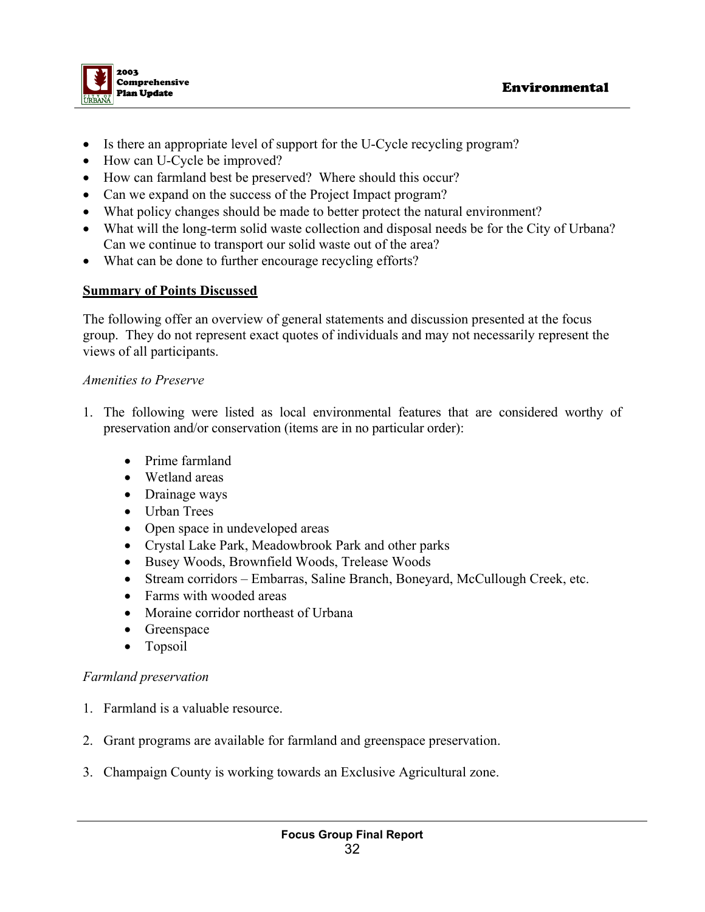- Is there an appropriate level of support for the U-Cycle recycling program?
- How can U-Cycle be improved?
- How can farmland best be preserved? Where should this occur?
- Can we expand on the success of the Project Impact program?
- What policy changes should be made to better protect the natural environment?
- What will the long-term solid waste collection and disposal needs be for the City of Urbana? Can we continue to transport our solid waste out of the area?
- What can be done to further encourage recycling efforts?

**Summary of Points Discussed**

The following offer an overview of general statements and discussion presented at the focus group. They do not represent exact quotes of individuals and may not necessarily represent the views of all participants.

*Amenities to Preserve*

1. The following were listed as local environmental features that are considered worthy of preservation and/or conservation (items are in no particular order):

    - Prime farmland
    - Wetland areas
    - Drainage ways
    - Urban Trees
    - Open space in undeveloped areas
    - Crystal Lake Park, Meadowbrook Park and other parks
    - Busey Woods, Brownfield Woods, Trelease Woods
    - Stream corridors – Embarras, Saline Branch, Boneyard, McCullough Creek, etc.
    - Farms with wooded areas
    - Moraine corridor northeast of Urbana
    - Greenspace
    - Topsoil

*Farmland preservation*

1. Farmland is a valuable resource.

2. Grant programs are available for farmland and greenspace preservation.

3. Champaign County is working towards an Exclusive Agricultural zone.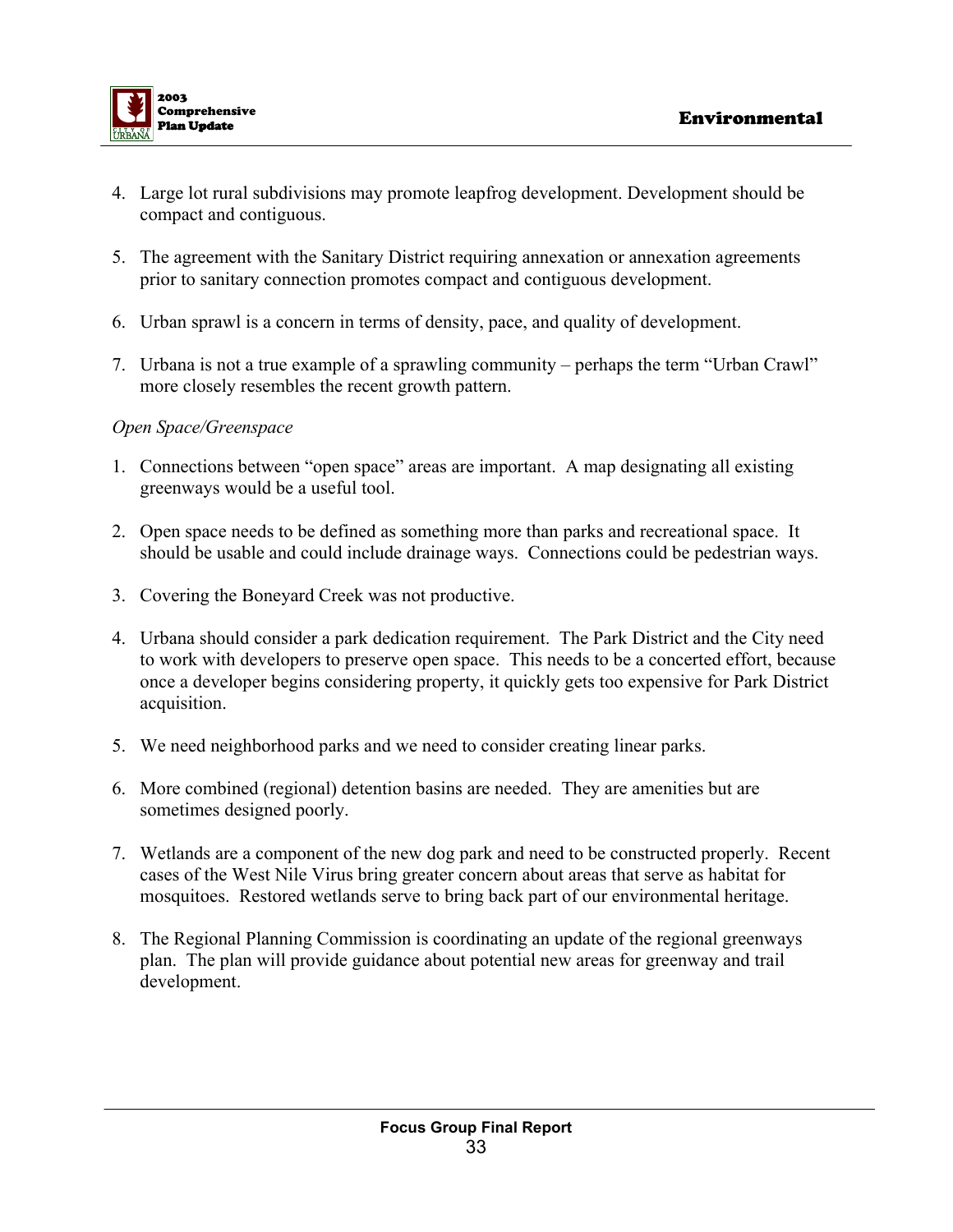4. Large lot rural subdivisions may promote leapfrog development. Development should be compact and contiguous.

5. The agreement with the Sanitary District requiring annexation or annexation agreements prior to sanitary connection promotes compact and contiguous development.

6. Urban sprawl is a concern in terms of density, pace, and quality of development.

7. Urbana is not a true example of a sprawling community – perhaps the term "Urban Crawl" more closely resembles the recent growth pattern.

*Open Space/Greenspace*

1. Connections between "open space" areas are important. A map designating all existing greenways would be a useful tool.

2. Open space needs to be defined as something more than parks and recreational space. It should be usable and could include drainage ways. Connections could be pedestrian ways.

3. Covering the Boneyard Creek was not productive.

4. Urbana should consider a park dedication requirement. The Park District and the City need to work with developers to preserve open space. This needs to be a concerted effort, because once a developer begins considering property, it quickly gets too expensive for Park District acquisition.

5. We need neighborhood parks and we need to consider creating linear parks.

6. More combined (regional) detention basins are needed. They are amenities but are sometimes designed poorly.

7. Wetlands are a component of the new dog park and need to be constructed properly. Recent cases of the West Nile Virus bring greater concern about areas that serve as habitat for mosquitoes. Restored wetlands serve to bring back part of our environmental heritage.

8. The Regional Planning Commission is coordinating an update of the regional greenways plan. The plan will provide guidance about potential new areas for greenway and trail development.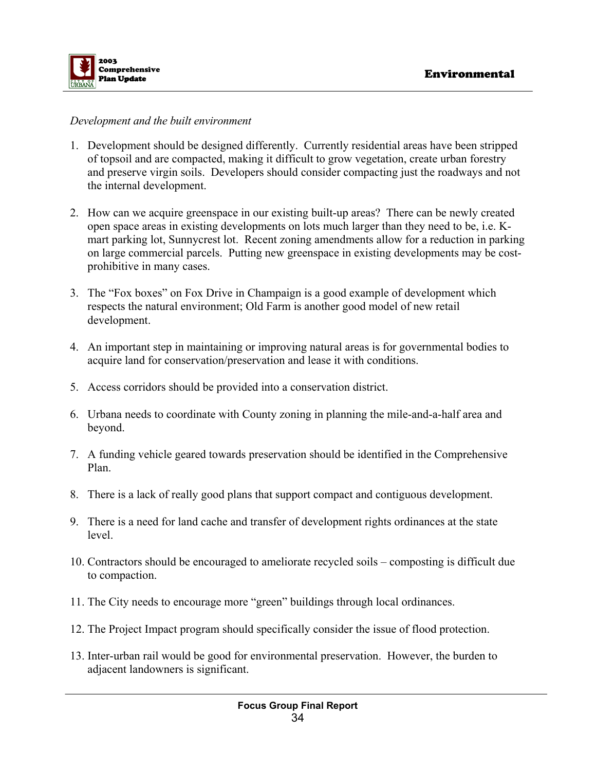*Development and the built environment*

1. Development should be designed differently. Currently residential areas have been stripped of topsoil and are compacted, making it difficult to grow vegetation, create urban forestry and preserve virgin soils. Developers should consider compacting just the roadways and not the internal development.

2. How can we acquire greenspace in our existing built-up areas? There can be newly created open space areas in existing developments on lots much larger than they need to be, i.e. K-mart parking lot, Sunnycrest lot. Recent zoning amendments allow for a reduction in parking on large commercial parcels. Putting new greenspace in existing developments may be cost-prohibitive in many cases.

3. The "Fox boxes" on Fox Drive in Champaign is a good example of development which respects the natural environment; Old Farm is another good model of new retail development.

4. An important step in maintaining or improving natural areas is for governmental bodies to acquire land for conservation/preservation and lease it with conditions.

5. Access corridors should be provided into a conservation district.

6. Urbana needs to coordinate with County zoning in planning the mile-and-a-half area and beyond.

7. A funding vehicle geared towards preservation should be identified in the Comprehensive Plan.

8. There is a lack of really good plans that support compact and contiguous development.

9. There is a need for land cache and transfer of development rights ordinances at the state level.

10. Contractors should be encouraged to ameliorate recycled soils – composting is difficult due to compaction.

11. The City needs to encourage more "green" buildings through local ordinances.

12. The Project Impact program should specifically consider the issue of flood protection.

13. Inter-urban rail would be good for environmental preservation. However, the burden to adjacent landowners is significant.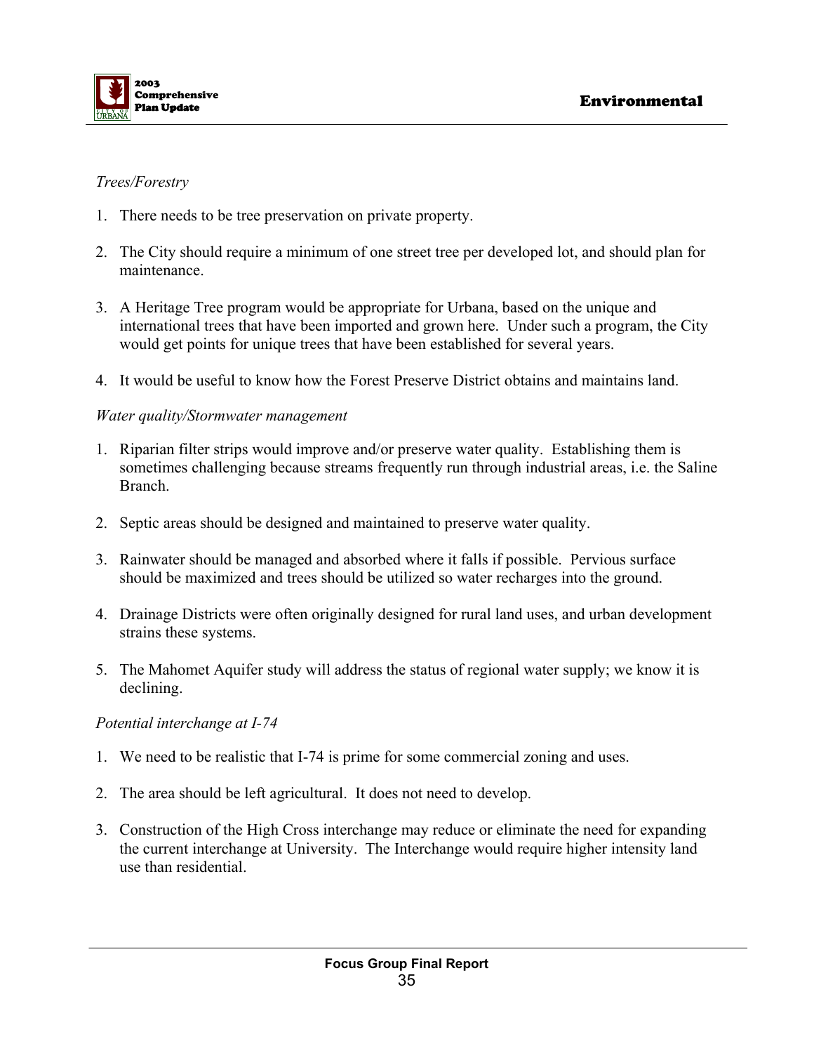*Trees/Forestry*

1. There needs to be tree preservation on private property.

2. The City should require a minimum of one street tree per developed lot, and should plan for maintenance.

3. A Heritage Tree program would be appropriate for Urbana, based on the unique and international trees that have been imported and grown here. Under such a program, the City would get points for unique trees that have been established for several years.

4. It would be useful to know how the Forest Preserve District obtains and maintains land.

*Water quality/Stormwater management*

1. Riparian filter strips would improve and/or preserve water quality. Establishing them is sometimes challenging because streams frequently run through industrial areas, i.e. the Saline Branch.

2. Septic areas should be designed and maintained to preserve water quality.

3. Rainwater should be managed and absorbed where it falls if possible. Pervious surface should be maximized and trees should be utilized so water recharges into the ground.

4. Drainage Districts were often originally designed for rural land uses, and urban development strains these systems.

5. The Mahomet Aquifer study will address the status of regional water supply; we know it is declining.

*Potential interchange at I-74*

1. We need to be realistic that I-74 is prime for some commercial zoning and uses.

2. The area should be left agricultural. It does not need to develop.

3. Construction of the High Cross interchange may reduce or eliminate the need for expanding the current interchange at University. The Interchange would require higher intensity land use than residential.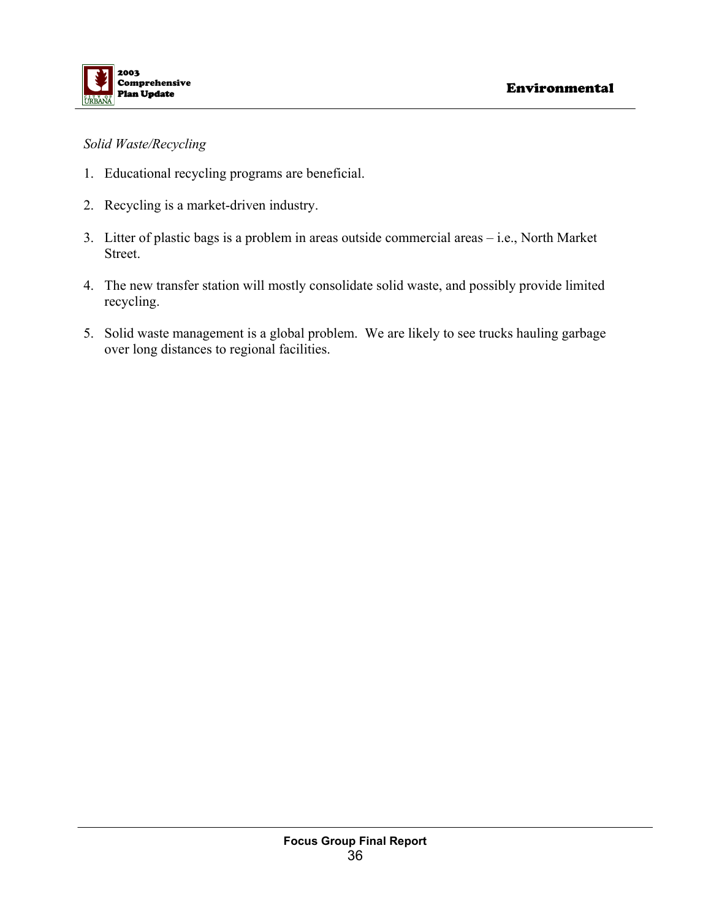*Solid Waste/Recycling*

1. Educational recycling programs are beneficial.

2. Recycling is a market-driven industry.

3. Litter of plastic bags is a problem in areas outside commercial areas – i.e., North Market Street.

4. The new transfer station will mostly consolidate solid waste, and possibly provide limited recycling.

5. Solid waste management is a global problem. We are likely to see trucks hauling garbage over long distances to regional facilities.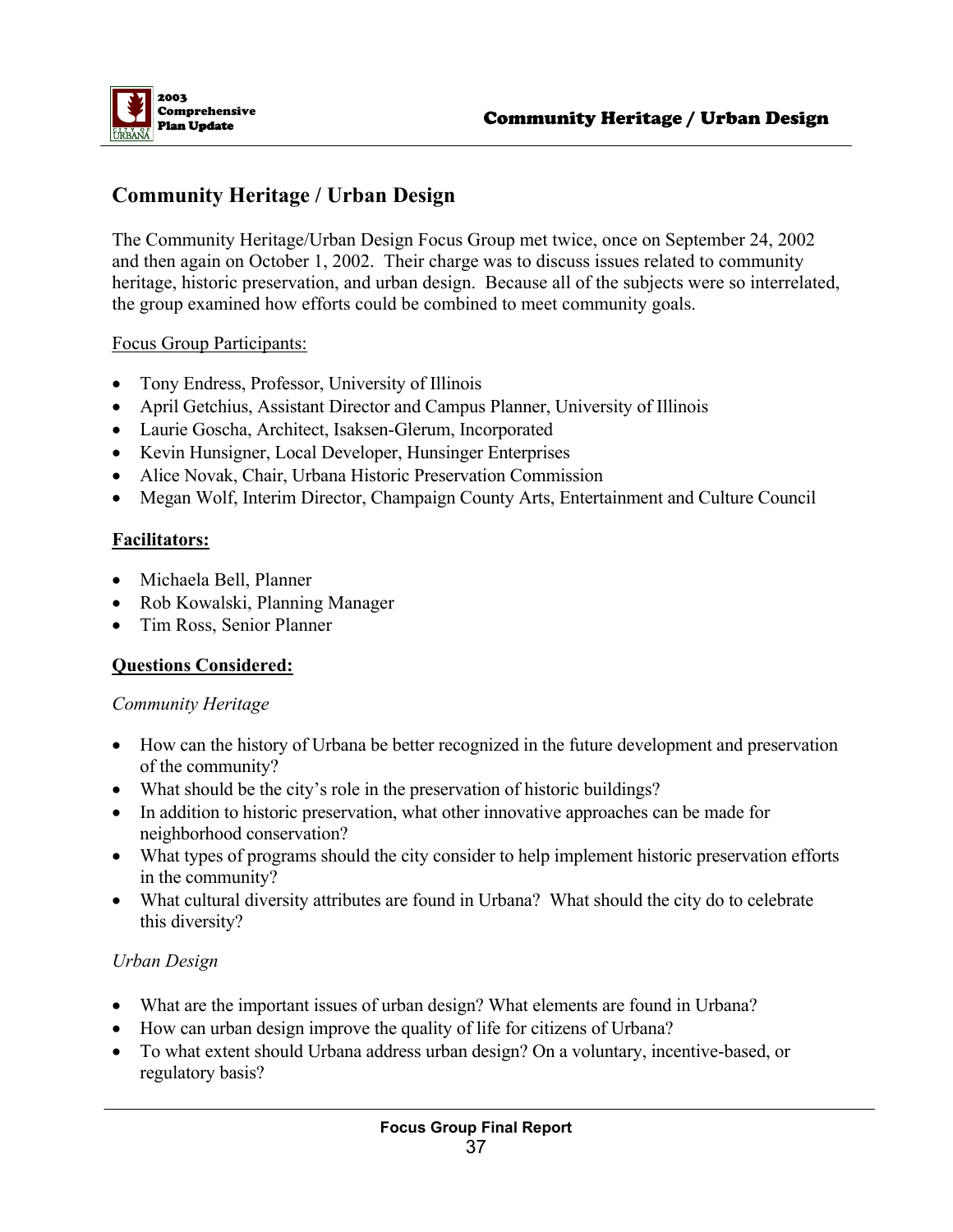## Community Heritage / Urban Design

The Community Heritage/Urban Design Focus Group met twice, once on September 24, 2002 and then again on October 1, 2002. Their charge was to discuss issues related to community heritage, historic preservation, and urban design. Because all of the subjects were so interrelated, the group examined how efforts could be combined to meet community goals.

Focus Group Participants:

- Tony Endress, Professor, University of Illinois
- April Getchius, Assistant Director and Campus Planner, University of Illinois
- Laurie Goscha, Architect, Isaksen-Glerum, Incorporated
- Kevin Hunsigner, Local Developer, Hunsinger Enterprises
- Alice Novak, Chair, Urbana Historic Preservation Commission
- Megan Wolf, Interim Director, Champaign County Arts, Entertainment and Culture Council

**Facilitators:**

- Michaela Bell, Planner
- Rob Kowalski, Planning Manager
- Tim Ross, Senior Planner

**Questions Considered:**

*Community Heritage*

- How can the history of Urbana be better recognized in the future development and preservation of the community?
- What should be the city's role in the preservation of historic buildings?
- In addition to historic preservation, what other innovative approaches can be made for neighborhood conservation?
- What types of programs should the city consider to help implement historic preservation efforts in the community?
- What cultural diversity attributes are found in Urbana? What should the city do to celebrate this diversity?

*Urban Design*

- What are the important issues of urban design? What elements are found in Urbana?
- How can urban design improve the quality of life for citizens of Urbana?
- To what extent should Urbana address urban design? On a voluntary, incentive-based, or regulatory basis?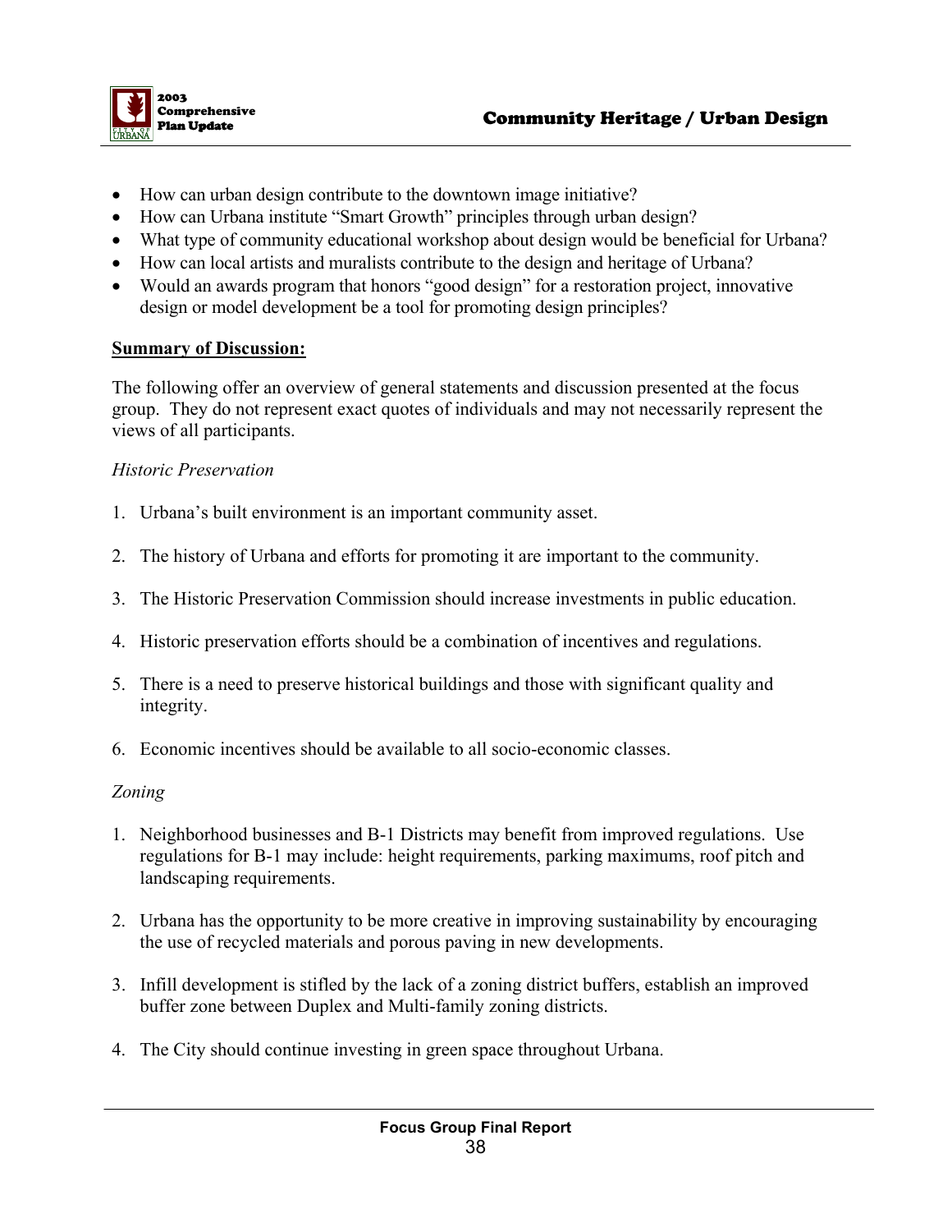- How can urban design contribute to the downtown image initiative?
- How can Urbana institute "Smart Growth" principles through urban design?
- What type of community educational workshop about design would be beneficial for Urbana?
- How can local artists and muralists contribute to the design and heritage of Urbana?
- Would an awards program that honors "good design" for a restoration project, innovative design or model development be a tool for promoting design principles?

**Summary of Discussion:**

The following offer an overview of general statements and discussion presented at the focus group. They do not represent exact quotes of individuals and may not necessarily represent the views of all participants.

*Historic Preservation*

1. Urbana's built environment is an important community asset.

2. The history of Urbana and efforts for promoting it are important to the community.

3. The Historic Preservation Commission should increase investments in public education.

4. Historic preservation efforts should be a combination of incentives and regulations.

5. There is a need to preserve historical buildings and those with significant quality and integrity.

6. Economic incentives should be available to all socio-economic classes.

*Zoning*

1. Neighborhood businesses and B-1 Districts may benefit from improved regulations. Use regulations for B-1 may include: height requirements, parking maximums, roof pitch and landscaping requirements.

2. Urbana has the opportunity to be more creative in improving sustainability by encouraging the use of recycled materials and porous paving in new developments.

3. Infill development is stifled by the lack of a zoning district buffers, establish an improved buffer zone between Duplex and Multi-family zoning districts.

4. The City should continue investing in green space throughout Urbana.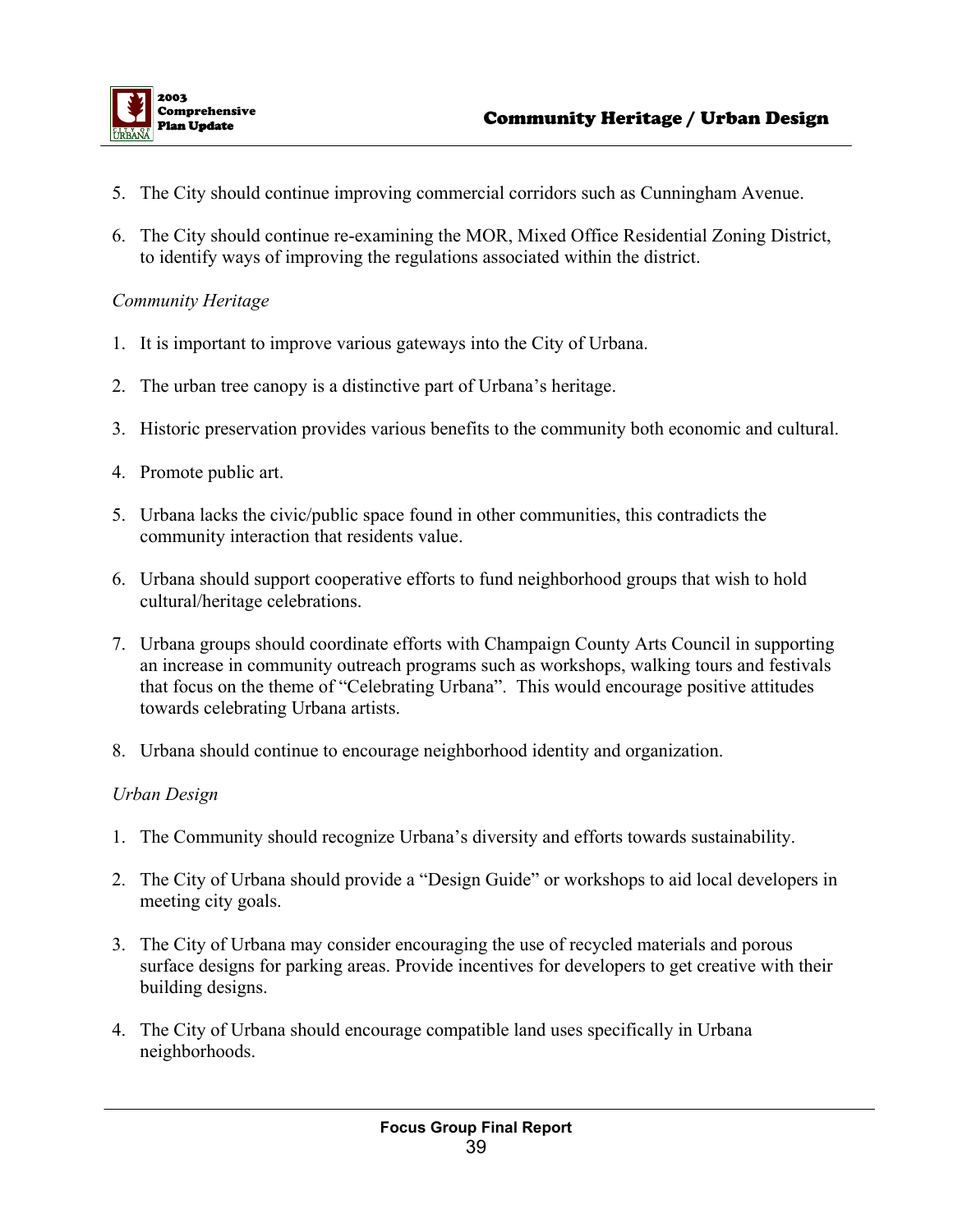5. The City should continue improving commercial corridors such as Cunningham Avenue.

6. The City should continue re-examining the MOR, Mixed Office Residential Zoning District, to identify ways of improving the regulations associated within the district.

*Community Heritage*

1. It is important to improve various gateways into the City of Urbana.

2. The urban tree canopy is a distinctive part of Urbana's heritage.

3. Historic preservation provides various benefits to the community both economic and cultural.

4. Promote public art.

5. Urbana lacks the civic/public space found in other communities, this contradicts the community interaction that residents value.

6. Urbana should support cooperative efforts to fund neighborhood groups that wish to hold cultural/heritage celebrations.

7. Urbana groups should coordinate efforts with Champaign County Arts Council in supporting an increase in community outreach programs such as workshops, walking tours and festivals that focus on the theme of "Celebrating Urbana". This would encourage positive attitudes towards celebrating Urbana artists.

8. Urbana should continue to encourage neighborhood identity and organization.

*Urban Design*

1. The Community should recognize Urbana's diversity and efforts towards sustainability.

2. The City of Urbana should provide a "Design Guide" or workshops to aid local developers in meeting city goals.

3. The City of Urbana may consider encouraging the use of recycled materials and porous surface designs for parking areas. Provide incentives for developers to get creative with their building designs.

4. The City of Urbana should encourage compatible land uses specifically in Urbana neighborhoods.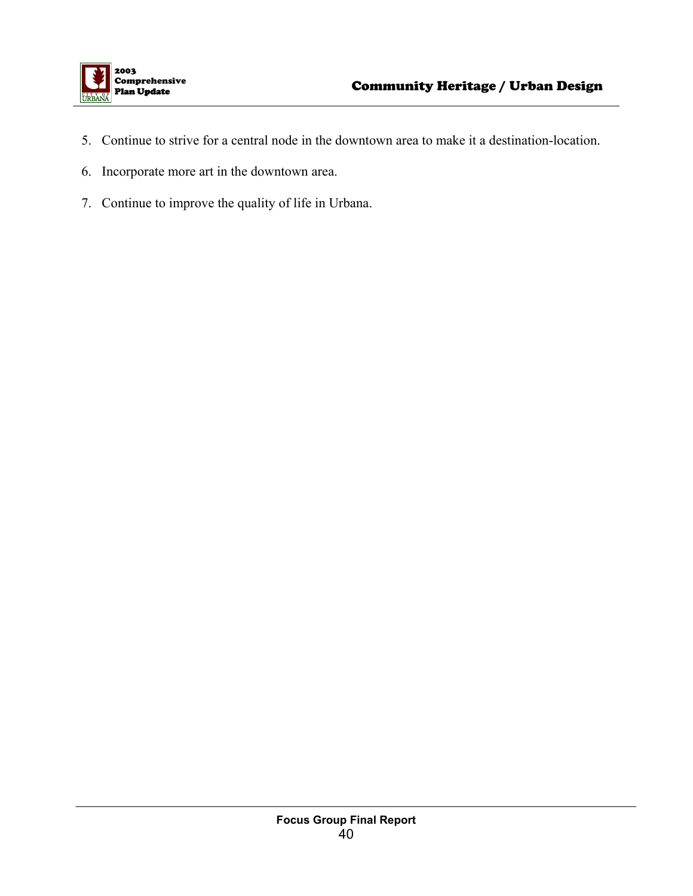5. Continue to strive for a central node in the downtown area to make it a destination-location.
6. Incorporate more art in the downtown area.
7. Continue to improve the quality of life in Urbana.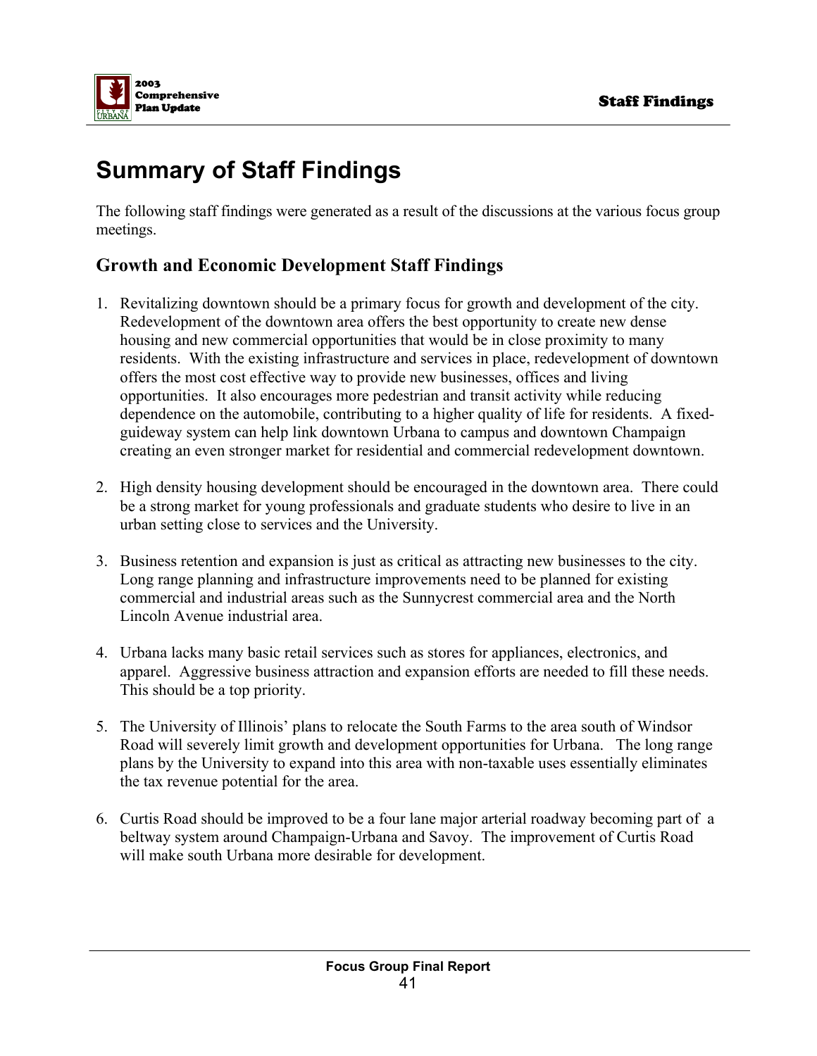# Summary of Staff Findings

The following staff findings were generated as a result of the discussions at the various focus group meetings.

## Growth and Economic Development Staff Findings

1. Revitalizing downtown should be a primary focus for growth and development of the city. Redevelopment of the downtown area offers the best opportunity to create new dense housing and new commercial opportunities that would be in close proximity to many residents. With the existing infrastructure and services in place, redevelopment of downtown offers the most cost effective way to provide new businesses, offices and living opportunities. It also encourages more pedestrian and transit activity while reducing dependence on the automobile, contributing to a higher quality of life for residents. A fixed-guideway system can help link downtown Urbana to campus and downtown Champaign creating an even stronger market for residential and commercial redevelopment downtown.

2. High density housing development should be encouraged in the downtown area. There could be a strong market for young professionals and graduate students who desire to live in an urban setting close to services and the University.

3. Business retention and expansion is just as critical as attracting new businesses to the city. Long range planning and infrastructure improvements need to be planned for existing commercial and industrial areas such as the Sunnycrest commercial area and the North Lincoln Avenue industrial area.

4. Urbana lacks many basic retail services such as stores for appliances, electronics, and apparel. Aggressive business attraction and expansion efforts are needed to fill these needs. This should be a top priority.

5. The University of Illinois' plans to relocate the South Farms to the area south of Windsor Road will severely limit growth and development opportunities for Urbana. The long range plans by the University to expand into this area with non-taxable uses essentially eliminates the tax revenue potential for the area.

6. Curtis Road should be improved to be a four lane major arterial roadway becoming part of a beltway system around Champaign-Urbana and Savoy. The improvement of Curtis Road will make south Urbana more desirable for development.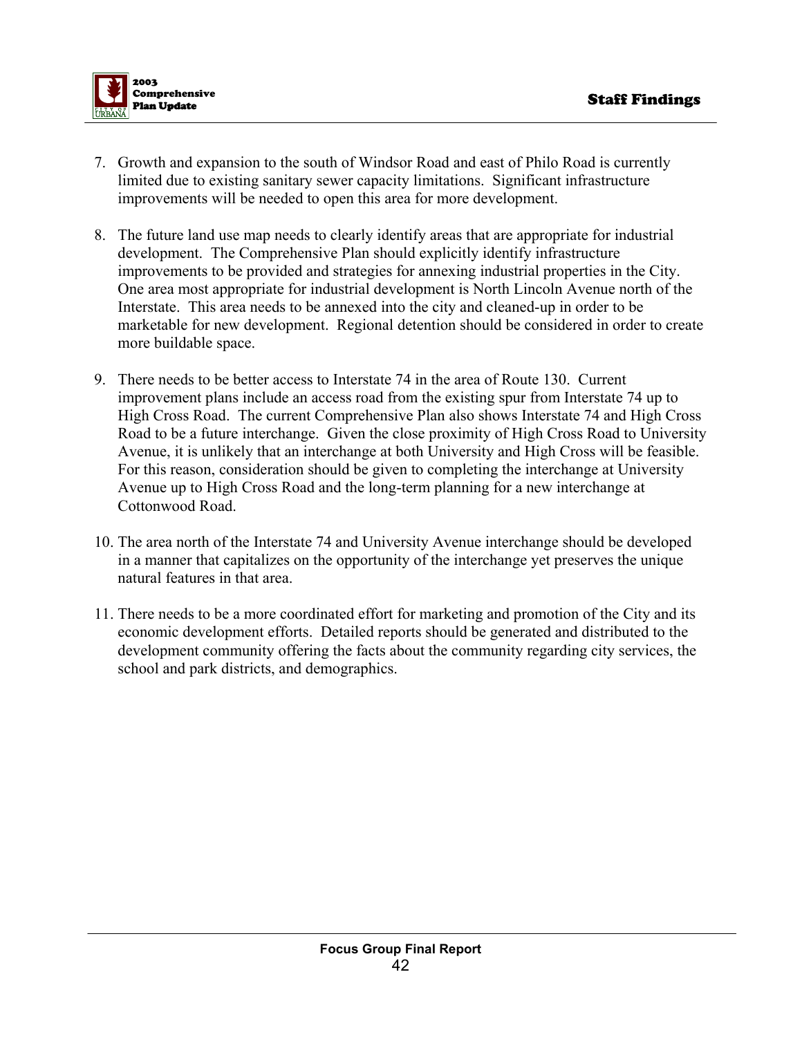7. Growth and expansion to the south of Windsor Road and east of Philo Road is currently limited due to existing sanitary sewer capacity limitations. Significant infrastructure improvements will be needed to open this area for more development.

8. The future land use map needs to clearly identify areas that are appropriate for industrial development. The Comprehensive Plan should explicitly identify infrastructure improvements to be provided and strategies for annexing industrial properties in the City. One area most appropriate for industrial development is North Lincoln Avenue north of the Interstate. This area needs to be annexed into the city and cleaned-up in order to be marketable for new development. Regional detention should be considered in order to create more buildable space.

9. There needs to be better access to Interstate 74 in the area of Route 130. Current improvement plans include an access road from the existing spur from Interstate 74 up to High Cross Road. The current Comprehensive Plan also shows Interstate 74 and High Cross Road to be a future interchange. Given the close proximity of High Cross Road to University Avenue, it is unlikely that an interchange at both University and High Cross will be feasible. For this reason, consideration should be given to completing the interchange at University Avenue up to High Cross Road and the long-term planning for a new interchange at Cottonwood Road.

10. The area north of the Interstate 74 and University Avenue interchange should be developed in a manner that capitalizes on the opportunity of the interchange yet preserves the unique natural features in that area.

11. There needs to be a more coordinated effort for marketing and promotion of the City and its economic development efforts. Detailed reports should be generated and distributed to the development community offering the facts about the community regarding city services, the school and park districts, and demographics.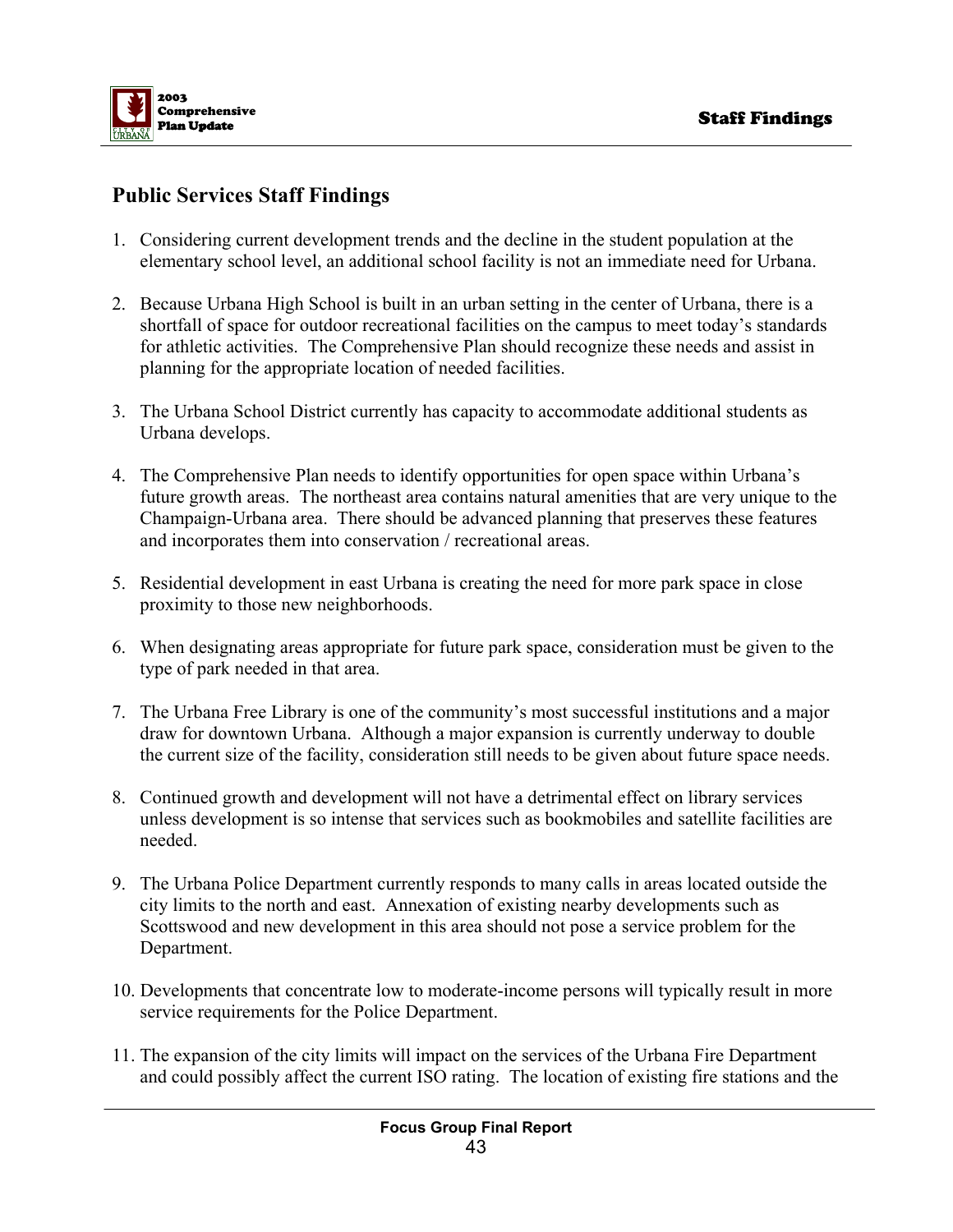## Public Services Staff Findings

1. Considering current development trends and the decline in the student population at the elementary school level, an additional school facility is not an immediate need for Urbana.

2. Because Urbana High School is built in an urban setting in the center of Urbana, there is a shortfall of space for outdoor recreational facilities on the campus to meet today's standards for athletic activities. The Comprehensive Plan should recognize these needs and assist in planning for the appropriate location of needed facilities.

3. The Urbana School District currently has capacity to accommodate additional students as Urbana develops.

4. The Comprehensive Plan needs to identify opportunities for open space within Urbana's future growth areas. The northeast area contains natural amenities that are very unique to the Champaign-Urbana area. There should be advanced planning that preserves these features and incorporates them into conservation / recreational areas.

5. Residential development in east Urbana is creating the need for more park space in close proximity to those new neighborhoods.

6. When designating areas appropriate for future park space, consideration must be given to the type of park needed in that area.

7. The Urbana Free Library is one of the community's most successful institutions and a major draw for downtown Urbana. Although a major expansion is currently underway to double the current size of the facility, consideration still needs to be given about future space needs.

8. Continued growth and development will not have a detrimental effect on library services unless development is so intense that services such as bookmobiles and satellite facilities are needed.

9. The Urbana Police Department currently responds to many calls in areas located outside the city limits to the north and east. Annexation of existing nearby developments such as Scottswood and new development in this area should not pose a service problem for the Department.

10. Developments that concentrate low to moderate-income persons will typically result in more service requirements for the Police Department.

11. The expansion of the city limits will impact on the services of the Urbana Fire Department and could possibly affect the current ISO rating. The location of existing fire stations and the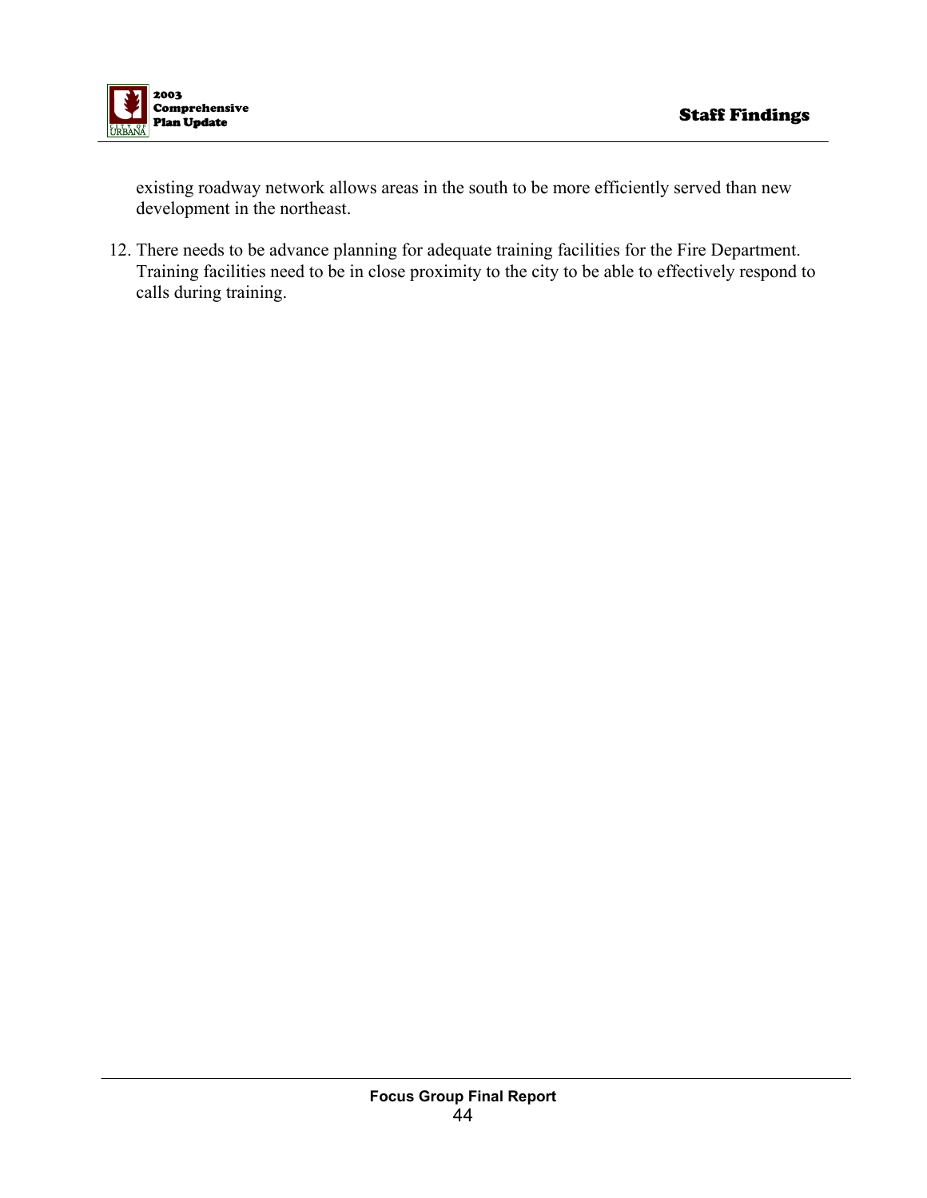existing roadway network allows areas in the south to be more efficiently served than new development in the northeast.

12. There needs to be advance planning for adequate training facilities for the Fire Department. Training facilities need to be in close proximity to the city to be able to effectively respond to calls during training.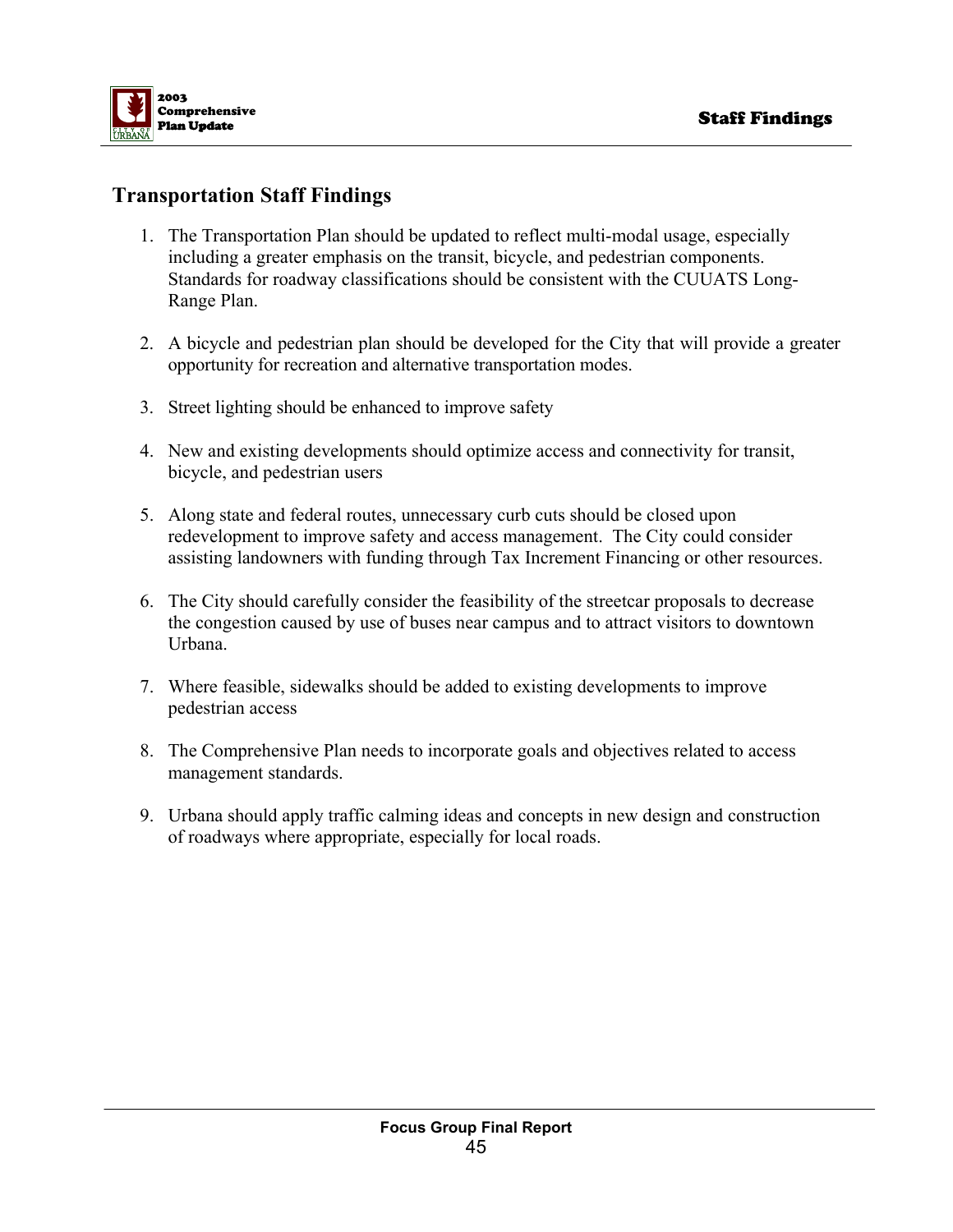## Transportation Staff Findings

1. The Transportation Plan should be updated to reflect multi-modal usage, especially including a greater emphasis on the transit, bicycle, and pedestrian components. Standards for roadway classifications should be consistent with the CUUATS Long-Range Plan.

2. A bicycle and pedestrian plan should be developed for the City that will provide a greater opportunity for recreation and alternative transportation modes.

3. Street lighting should be enhanced to improve safety

4. New and existing developments should optimize access and connectivity for transit, bicycle, and pedestrian users

5. Along state and federal routes, unnecessary curb cuts should be closed upon redevelopment to improve safety and access management. The City could consider assisting landowners with funding through Tax Increment Financing or other resources.

6. The City should carefully consider the feasibility of the streetcar proposals to decrease the congestion caused by use of buses near campus and to attract visitors to downtown Urbana.

7. Where feasible, sidewalks should be added to existing developments to improve pedestrian access

8. The Comprehensive Plan needs to incorporate goals and objectives related to access management standards.

9. Urbana should apply traffic calming ideas and concepts in new design and construction of roadways where appropriate, especially for local roads.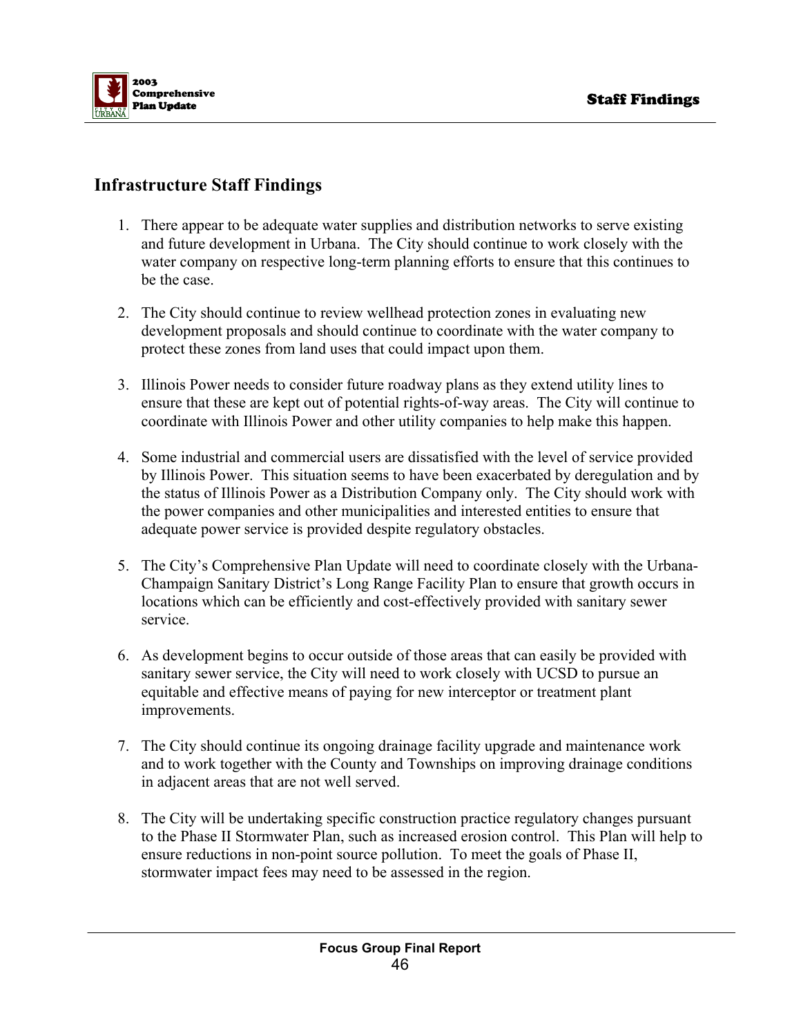## Infrastructure Staff Findings

1. There appear to be adequate water supplies and distribution networks to serve existing and future development in Urbana. The City should continue to work closely with the water company on respective long-term planning efforts to ensure that this continues to be the case.

2. The City should continue to review wellhead protection zones in evaluating new development proposals and should continue to coordinate with the water company to protect these zones from land uses that could impact upon them.

3. Illinois Power needs to consider future roadway plans as they extend utility lines to ensure that these are kept out of potential rights-of-way areas. The City will continue to coordinate with Illinois Power and other utility companies to help make this happen.

4. Some industrial and commercial users are dissatisfied with the level of service provided by Illinois Power. This situation seems to have been exacerbated by deregulation and by the status of Illinois Power as a Distribution Company only. The City should work with the power companies and other municipalities and interested entities to ensure that adequate power service is provided despite regulatory obstacles.

5. The City's Comprehensive Plan Update will need to coordinate closely with the Urbana-Champaign Sanitary District's Long Range Facility Plan to ensure that growth occurs in locations which can be efficiently and cost-effectively provided with sanitary sewer service.

6. As development begins to occur outside of those areas that can easily be provided with sanitary sewer service, the City will need to work closely with UCSD to pursue an equitable and effective means of paying for new interceptor or treatment plant improvements.

7. The City should continue its ongoing drainage facility upgrade and maintenance work and to work together with the County and Townships on improving drainage conditions in adjacent areas that are not well served.

8. The City will be undertaking specific construction practice regulatory changes pursuant to the Phase II Stormwater Plan, such as increased erosion control. This Plan will help to ensure reductions in non-point source pollution. To meet the goals of Phase II, stormwater impact fees may need to be assessed in the region.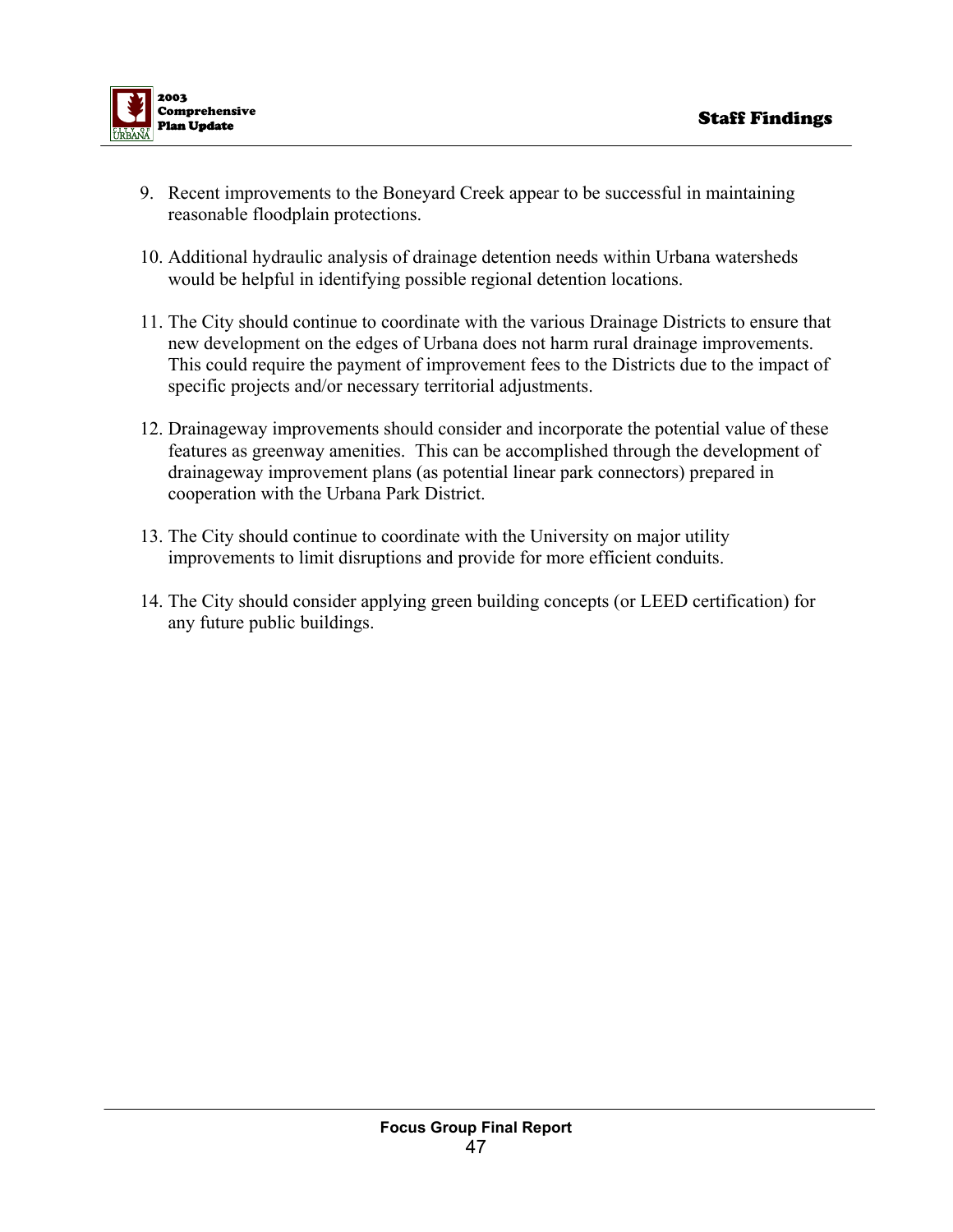9. Recent improvements to the Boneyard Creek appear to be successful in maintaining reasonable floodplain protections.

10. Additional hydraulic analysis of drainage detention needs within Urbana watersheds would be helpful in identifying possible regional detention locations.

11. The City should continue to coordinate with the various Drainage Districts to ensure that new development on the edges of Urbana does not harm rural drainage improvements. This could require the payment of improvement fees to the Districts due to the impact of specific projects and/or necessary territorial adjustments.

12. Drainageway improvements should consider and incorporate the potential value of these features as greenway amenities. This can be accomplished through the development of drainageway improvement plans (as potential linear park connectors) prepared in cooperation with the Urbana Park District.

13. The City should continue to coordinate with the University on major utility improvements to limit disruptions and provide for more efficient conduits.

14. The City should consider applying green building concepts (or LEED certification) for any future public buildings.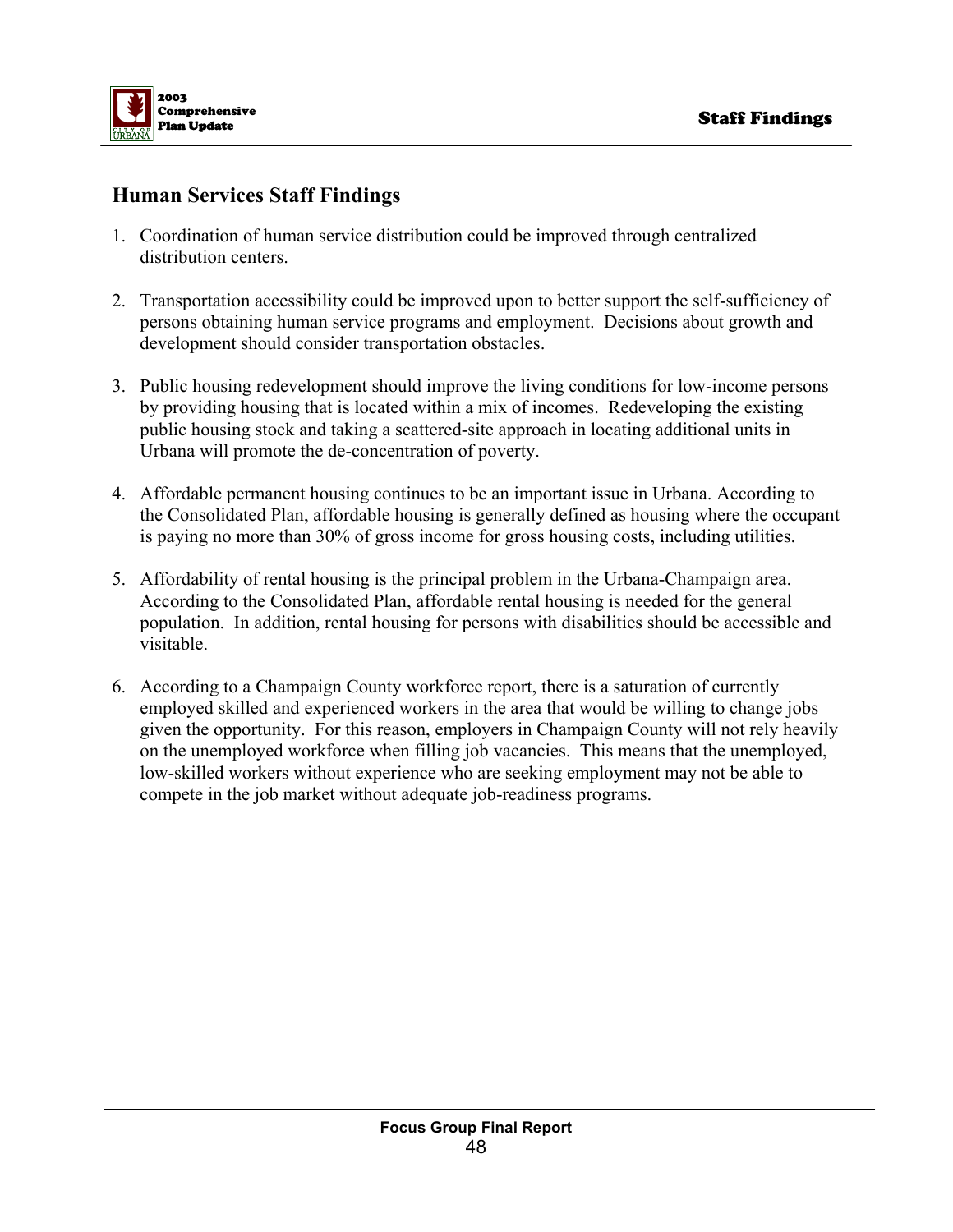## Human Services Staff Findings

1. Coordination of human service distribution could be improved through centralized distribution centers.

2. Transportation accessibility could be improved upon to better support the self-sufficiency of persons obtaining human service programs and employment. Decisions about growth and development should consider transportation obstacles.

3. Public housing redevelopment should improve the living conditions for low-income persons by providing housing that is located within a mix of incomes. Redeveloping the existing public housing stock and taking a scattered-site approach in locating additional units in Urbana will promote the de-concentration of poverty.

4. Affordable permanent housing continues to be an important issue in Urbana. According to the Consolidated Plan, affordable housing is generally defined as housing where the occupant is paying no more than 30% of gross income for gross housing costs, including utilities.

5. Affordability of rental housing is the principal problem in the Urbana-Champaign area. According to the Consolidated Plan, affordable rental housing is needed for the general population. In addition, rental housing for persons with disabilities should be accessible and visitable.

6. According to a Champaign County workforce report, there is a saturation of currently employed skilled and experienced workers in the area that would be willing to change jobs given the opportunity. For this reason, employers in Champaign County will not rely heavily on the unemployed workforce when filling job vacancies. This means that the unemployed, low-skilled workers without experience who are seeking employment may not be able to compete in the job market without adequate job-readiness programs.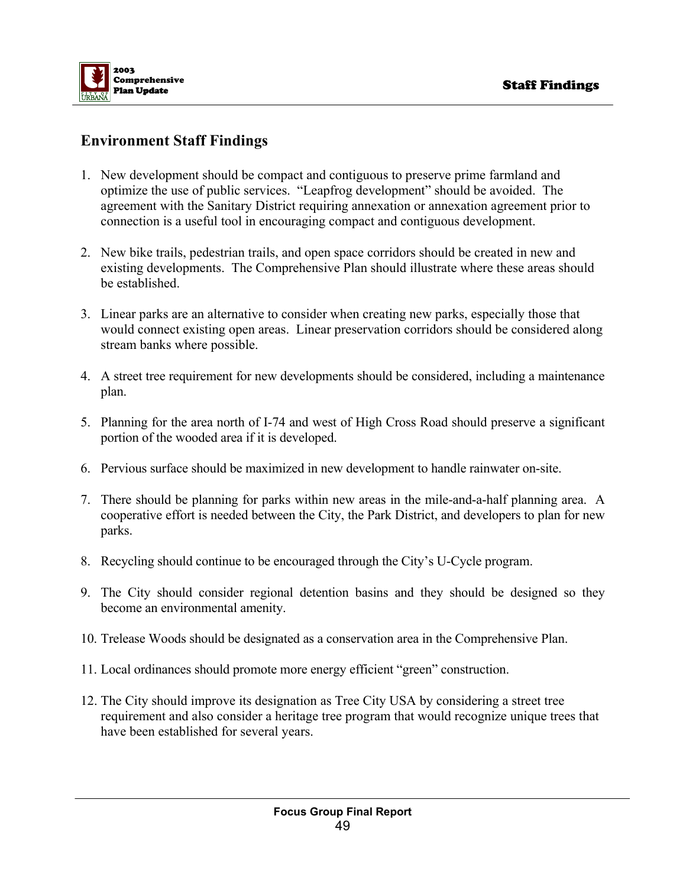## Environment Staff Findings

1. New development should be compact and contiguous to preserve prime farmland and optimize the use of public services. "Leapfrog development" should be avoided. The agreement with the Sanitary District requiring annexation or annexation agreement prior to connection is a useful tool in encouraging compact and contiguous development.

2. New bike trails, pedestrian trails, and open space corridors should be created in new and existing developments. The Comprehensive Plan should illustrate where these areas should be established.

3. Linear parks are an alternative to consider when creating new parks, especially those that would connect existing open areas. Linear preservation corridors should be considered along stream banks where possible.

4. A street tree requirement for new developments should be considered, including a maintenance plan.

5. Planning for the area north of I-74 and west of High Cross Road should preserve a significant portion of the wooded area if it is developed.

6. Pervious surface should be maximized in new development to handle rainwater on-site.

7. There should be planning for parks within new areas in the mile-and-a-half planning area. A cooperative effort is needed between the City, the Park District, and developers to plan for new parks.

8. Recycling should continue to be encouraged through the City's U-Cycle program.

9. The City should consider regional detention basins and they should be designed so they become an environmental amenity.

10. Trelease Woods should be designated as a conservation area in the Comprehensive Plan.

11. Local ordinances should promote more energy efficient "green" construction.

12. The City should improve its designation as Tree City USA by considering a street tree requirement and also consider a heritage tree program that would recognize unique trees that have been established for several years.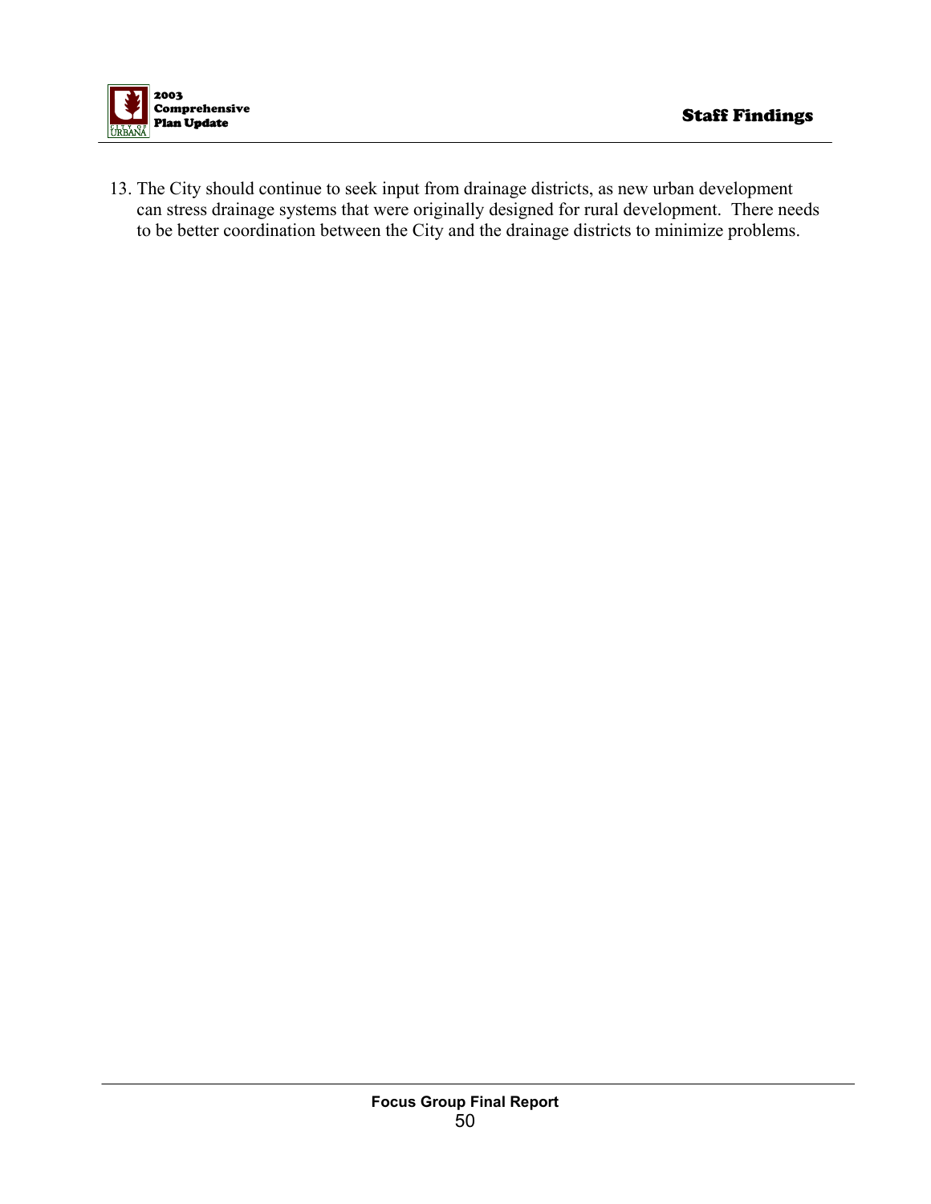13. The City should continue to seek input from drainage districts, as new urban development can stress drainage systems that were originally designed for rural development. There needs to be better coordination between the City and the drainage districts to minimize problems.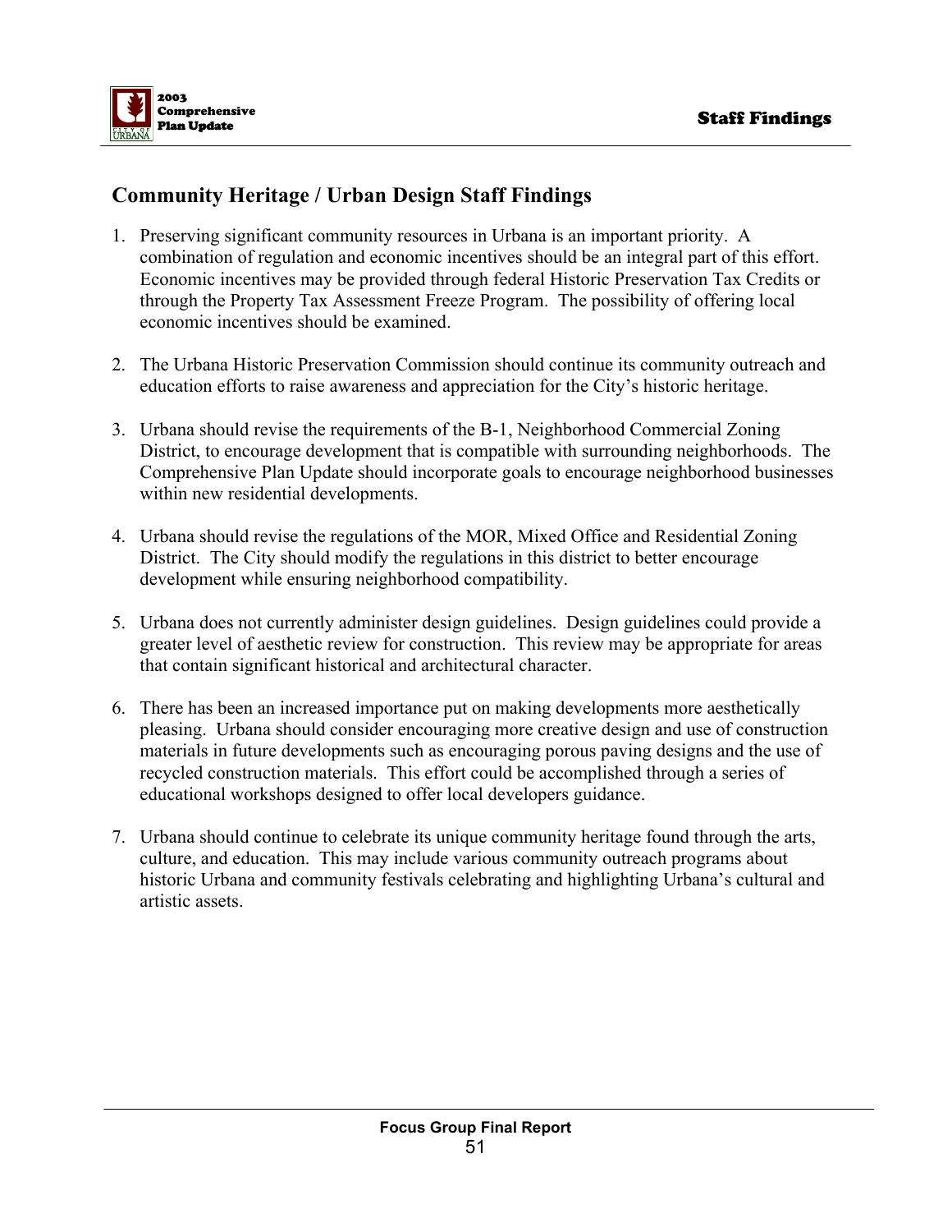## Community Heritage / Urban Design Staff Findings

1. Preserving significant community resources in Urbana is an important priority. A combination of regulation and economic incentives should be an integral part of this effort. Economic incentives may be provided through federal Historic Preservation Tax Credits or through the Property Tax Assessment Freeze Program. The possibility of offering local economic incentives should be examined.

2. The Urbana Historic Preservation Commission should continue its community outreach and education efforts to raise awareness and appreciation for the City's historic heritage.

3. Urbana should revise the requirements of the B-1, Neighborhood Commercial Zoning District, to encourage development that is compatible with surrounding neighborhoods. The Comprehensive Plan Update should incorporate goals to encourage neighborhood businesses within new residential developments.

4. Urbana should revise the regulations of the MOR, Mixed Office and Residential Zoning District. The City should modify the regulations in this district to better encourage development while ensuring neighborhood compatibility.

5. Urbana does not currently administer design guidelines. Design guidelines could provide a greater level of aesthetic review for construction. This review may be appropriate for areas that contain significant historical and architectural character.

6. There has been an increased importance put on making developments more aesthetically pleasing. Urbana should consider encouraging more creative design and use of construction materials in future developments such as encouraging porous paving designs and the use of recycled construction materials. This effort could be accomplished through a series of educational workshops designed to offer local developers guidance.

7. Urbana should continue to celebrate its unique community heritage found through the arts, culture, and education. This may include various community outreach programs about historic Urbana and community festivals celebrating and highlighting Urbana's cultural and artistic assets.